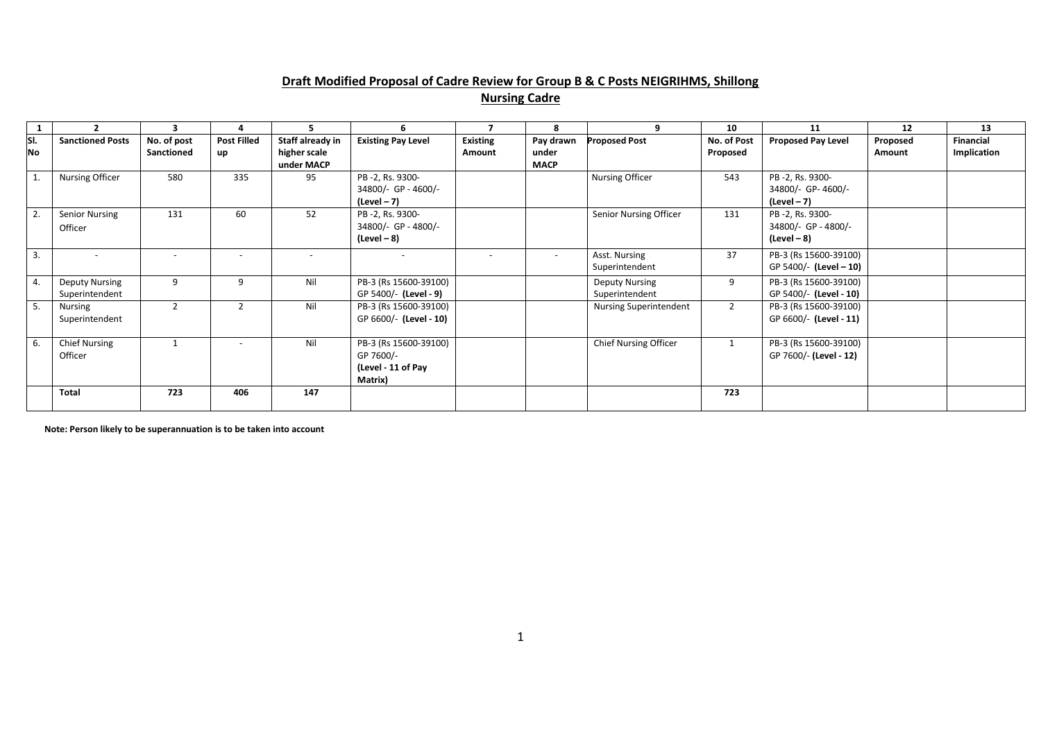## Draft Modified Proposal of Cadre Review for Group B & C Posts NEIGRIHMS, Shillong

## Nursing Cadre

| 1 | 2 | 3 | 4 | 5 | 6 | 7 | 8 | 9 | 10 | 11 | 12 | 13 |
|---|---|---|---|---|---|---|---|---|---|---|---|---|
| **Sl. No** | **Sanctioned Posts** | **No. of post Sanctioned** | **Post Filled up** | **Staff already in higher scale under MACP** | **Existing Pay Level** | **Existing Amount** | **Pay drawn under MACP** | **Proposed Post** | **No. of Post Proposed** | **Proposed Pay Level** | **Proposed Amount** | **Financial Implication** |
| 1. | Nursing Officer | 580 | 335 | 95 | PB -2, Rs. 9300-34800/- GP - 4600/- **(Level – 7)** | | | Nursing Officer | 543 | PB -2, Rs. 9300-34800/- GP- 4600/- **(Level – 7)** | | |
| 2. | Senior Nursing Officer | 131 | 60 | 52 | PB -2, Rs. 9300-34800/- GP - 4800/- **(Level – 8)** | | | Senior Nursing Officer | 131 | PB -2, Rs. 9300-34800/- GP - 4800/- **(Level – 8)** | | |
| 3. | - | - | - | - | - | - | - | Asst. Nursing Superintendent | 37 | PB-3 (Rs 15600-39100) GP 5400/- **(Level – 10)** | | |
| 4. | Deputy Nursing Superintendent | 9 | 9 | Nil | PB-3 (Rs 15600-39100) GP 5400/- **(Level - 9)** | | | Deputy Nursing Superintendent | 9 | PB-3 (Rs 15600-39100) GP 5400/- **(Level - 10)** | | |
| 5. | Nursing Superintendent | 2 | 2 | Nil | PB-3 (Rs 15600-39100) GP 6600/- **(Level - 10)** | | | Nursing Superintendent | 2 | PB-3 (Rs 15600-39100) GP 6600/- **(Level - 11)** | | |
| 6. | Chief Nursing Officer | 1 | - | Nil | PB-3 (Rs 15600-39100) GP 7600/- **(Level - 11 of Pay Matrix)** | | | Chief Nursing Officer | 1 | PB-3 (Rs 15600-39100) GP 7600/- **(Level - 12)** | | |
| | **Total** | **723** | **406** | **147** | | | | | **723** | | | |

**Note: Person likely to be superannuation is to be taken into account**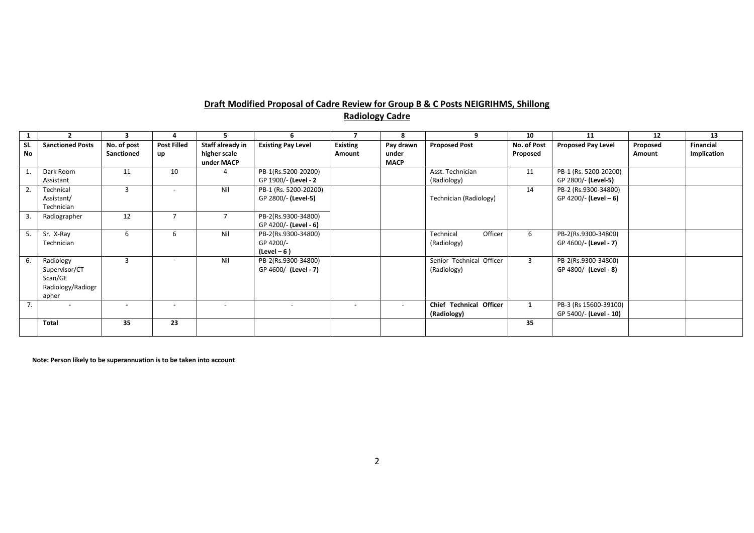## Draft Modified Proposal of Cadre Review for Group B & C Posts NEIGRIHMS, Shillong

## Radiology Cadre

| 1 | 2 | 3 | 4 | 5 | 6 | 7 | 8 | 9 | 10 | 11 | 12 | 13 |
|---|---|---|---|---|---|---|---|---|---|---|---|---|
| **Sl. No** | **Sanctioned Posts** | **No. of post Sanctioned** | **Post Filled up** | **Staff already in higher scale under MACP** | **Existing Pay Level** | **Existing Amount** | **Pay drawn under MACP** | **Proposed Post** | **No. of Post Proposed** | **Proposed Pay Level** | **Proposed Amount** | **Financial Implication** |
| 1. | Dark Room Assistant | 11 | 10 | 4 | PB-1(Rs.5200-20200) GP 1900/- **(Level - 2** | | | Asst. Technician (Radiology) | 11 | PB-1 (Rs. 5200-20200) GP 2800/- **(Level-5)** | | |
| 2. | Technical Assistant/ Technician | 3 | - | Nil | PB-1 (Rs. 5200-20200) GP 2800/- **(Level-5)** | | | Technician (Radiology) | 14 | PB-2 (Rs.9300-34800) GP 4200/- **(Level – 6)** | | |
| 3. | Radiographer | 12 | 7 | 7 | PB-2(Rs.9300-34800) GP 4200/- **(Level - 6)** | | | | | | | |
| 5. | Sr. X-Ray Technician | 6 | 6 | Nil | PB-2(Rs.9300-34800) GP 4200/- **(Level – 6 )** | | | Technical Officer (Radiology) | 6 | PB-2(Rs.9300-34800) GP 4600/- **(Level - 7)** | | |
| 6. | Radiology Supervisor/CT Scan/GE Radiology/Radiographer | 3 | - | Nil | PB-2(Rs.9300-34800) GP 4600/- **(Level - 7)** | | | Senior Technical Officer (Radiology) | 3 | PB-2(Rs.9300-34800) GP 4800/- **(Level - 8)** | | |
| 7. | **-** | **-** | **-** | - | - | **-** | - | **Chief Technical Officer (Radiology)** | **1** | PB-3 (Rs 15600-39100) GP 5400/- **(Level - 10)** | | |
| | **Total** | **35** | **23** | | | | | | **35** | | | |

**Note: Person likely to be superannuation is to be taken into account**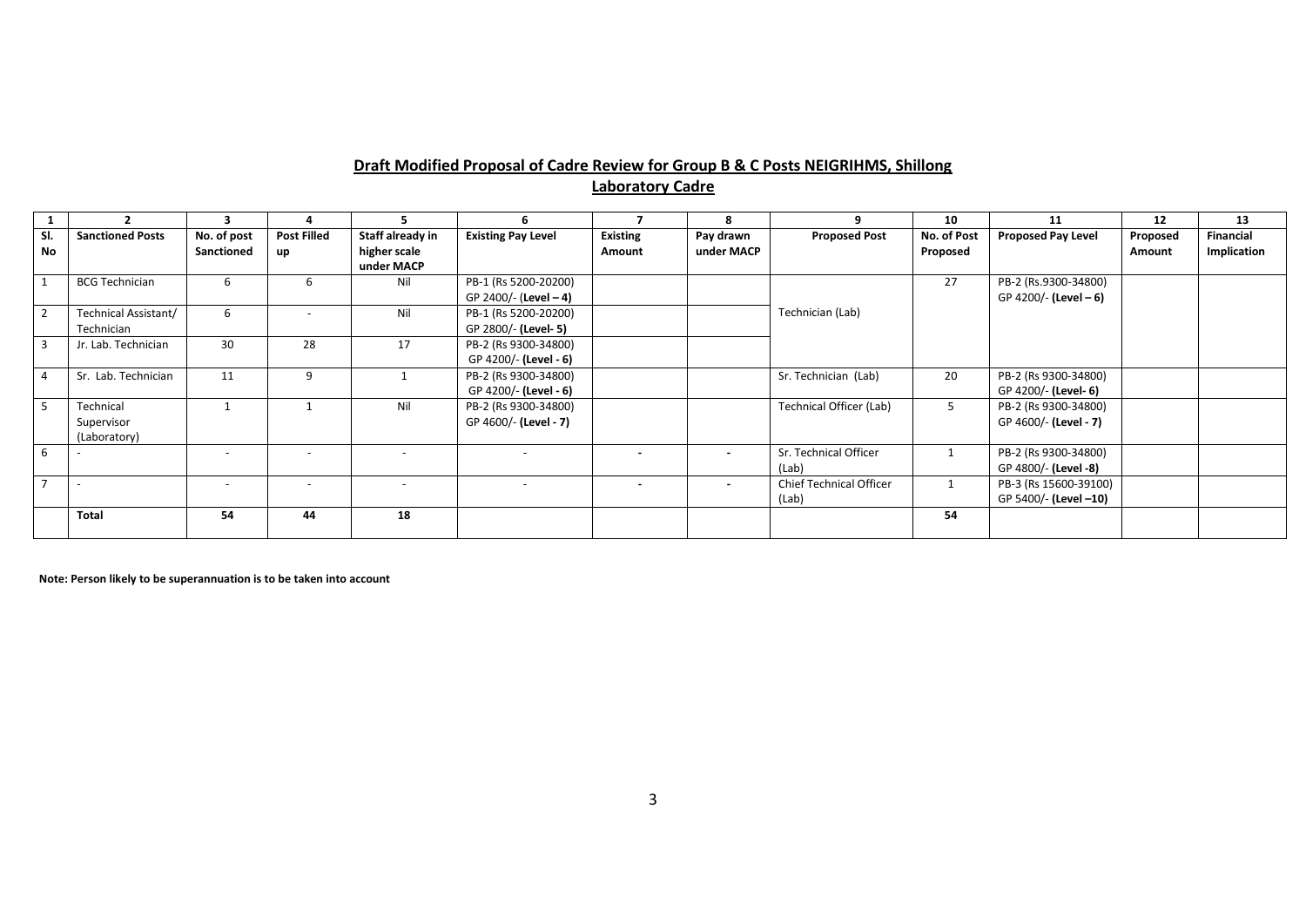## **Draft Modified Proposal of Cadre Review for Group B & C Posts NEIGRIHMS, Shillong**

### **Laboratory Cadre**

| 1 | 2 | 3 | 4 | 5 | 6 | 7 | 8 | 9 | 10 | 11 | 12 | 13 |
|---|---|---|---|---|---|---|---|---|---|---|---|---|
| **Sl. No** | **Sanctioned Posts** | **No. of post Sanctioned** | **Post Filled up** | **Staff already in higher scale under MACP** | **Existing Pay Level** | **Existing Amount** | **Pay drawn under MACP** | **Proposed Post** | **No. of Post Proposed** | **Proposed Pay Level** | **Proposed Amount** | **Financial Implication** |
| 1 | BCG Technician | 6 | 6 | Nil | PB-1 (Rs 5200-20200) GP 2400/- (**Level – 4)** | | | Technician (Lab) | 27 | PB-2 (Rs.9300-34800) GP 4200/- **(Level – 6)** | | |
| 2 | Technical Assistant/ Technician | 6 | - | Nil | PB-1 (Rs 5200-20200) GP 2800/- **(Level- 5)** | | | | | | | |
| 3 | Jr. Lab. Technician | 30 | 28 | 17 | PB-2 (Rs 9300-34800) GP 4200/- **(Level - 6)** | | | | | | | |
| 4 | Sr. Lab. Technician | 11 | 9 | 1 | PB-2 (Rs 9300-34800) GP 4200/- **(Level - 6)** | | | Sr. Technician (Lab) | 20 | PB-2 (Rs 9300-34800) GP 4200/- **(Level- 6)** | | |
| 5 | Technical Supervisor (Laboratory) | 1 | 1 | Nil | PB-2 (Rs 9300-34800) GP 4600/- **(Level - 7)** | | | Technical Officer (Lab) | 5 | PB-2 (Rs 9300-34800) GP 4600/- **(Level - 7)** | | |
| 6 | - | - | - | - | - | - | - | Sr. Technical Officer (Lab) | 1 | PB-2 (Rs 9300-34800) GP 4800/- **(Level -8)** | | |
| 7 | - | - | - | - | - | - | - | Chief Technical Officer (Lab) | 1 | PB-3 (Rs 15600-39100) GP 5400/- **(Level –10)** | | |
| | **Total** | **54** | **44** | **18** | | | | | **54** | | | |

**Note: Person likely to be superannuation is to be taken into account**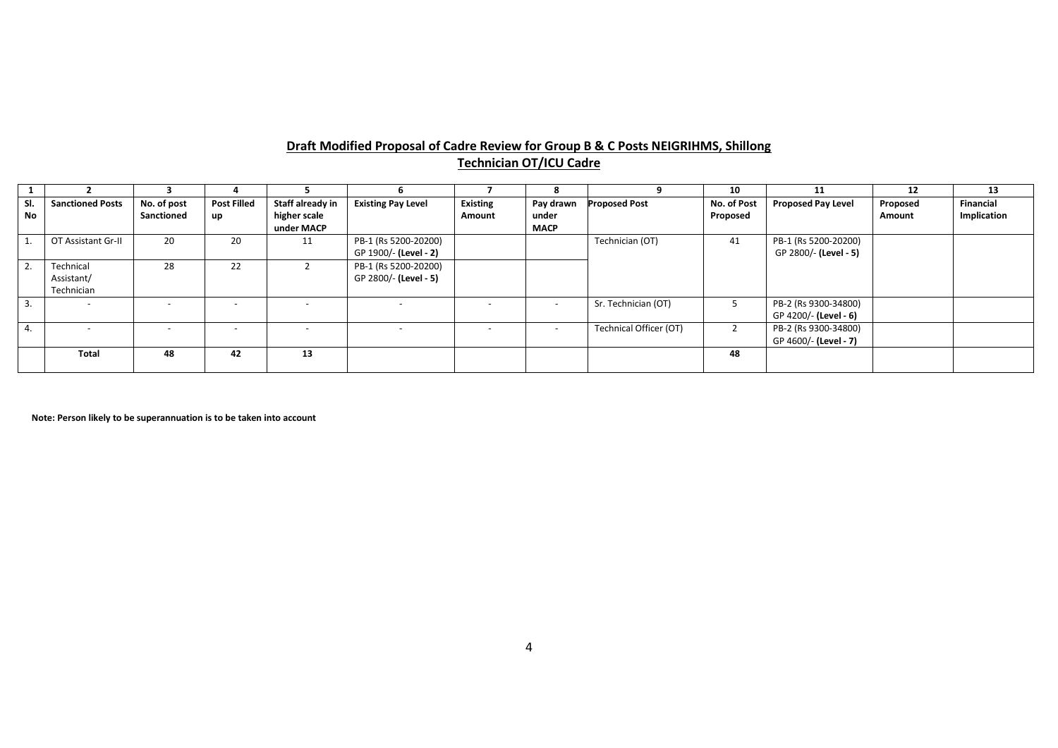## Draft Modified Proposal of Cadre Review for Group B & C Posts NEIGRIHMS, Shillong

### Technician OT/ICU Cadre

| 1 | 2 | 3 | 4 | 5 | 6 | 7 | 8 | 9 | 10 | 11 | 12 | 13 |
|---|---|---|---|---|---|---|---|---|---|---|---|---|
| **Sl. No** | **Sanctioned Posts** | **No. of post Sanctioned** | **Post Filled up** | **Staff already in higher scale under MACP** | **Existing Pay Level** | **Existing Amount** | **Pay drawn under MACP** | **Proposed Post** | **No. of Post Proposed** | **Proposed Pay Level** | **Proposed Amount** | **Financial Implication** |
| 1. | OT Assistant Gr-II | 20 | 20 | 11 | PB-1 (Rs 5200-20200) GP 1900/- **(Level - 2)** | | | Technician (OT) | 41 | PB-1 (Rs 5200-20200) GP 2800/- **(Level - 5)** | | |
| 2. | Technical Assistant/ Technician | 28 | 22 | 2 | PB-1 (Rs 5200-20200) GP 2800/- **(Level - 5)** | | | | | | | |
| 3. | - | - | - | - | - | - | - | Sr. Technician (OT) | 5 | PB-2 (Rs 9300-34800) GP 4200/- **(Level - 6)** | | |
| 4. | - | - | - | - | - | - | - | Technical Officer (OT) | 2 | PB-2 (Rs 9300-34800) GP 4600/- **(Level - 7)** | | |
| | **Total** | **48** | **42** | **13** | | | | | **48** | | | |

**Note: Person likely to be superannuation is to be taken into account**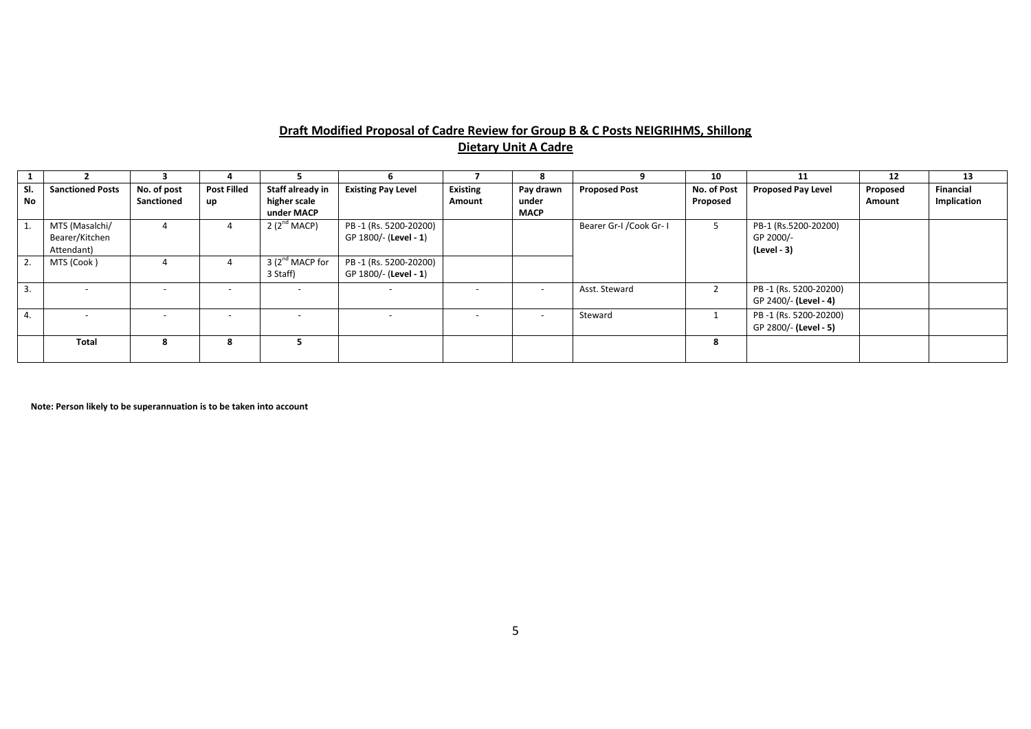## Draft Modified Proposal of Cadre Review for Group B & C Posts NEIGRIHMS, Shillong

## Dietary Unit A Cadre

| 1 | 2 | 3 | 4 | 5 | 6 | 7 | 8 | 9 | 10 | 11 | 12 | 13 |
|---|---|---|---|---|---|---|---|---|---|---|---|---|
| **Sl. No** | **Sanctioned Posts** | **No. of post Sanctioned** | **Post Filled up** | **Staff already in higher scale under MACP** | **Existing Pay Level** | **Existing Amount** | **Pay drawn under MACP** | **Proposed Post** | **No. of Post Proposed** | **Proposed Pay Level** | **Proposed Amount** | **Financial Implication** |
| 1. | MTS (Masalchi/ Bearer/Kitchen Attendant) | 4 | 4 | 2 (2nd MACP) | PB -1 (Rs. 5200-20200) GP 1800/- (**Level - 1**) | | | Bearer Gr-I /Cook Gr- I | 5 | PB-1 (Rs.5200-20200) GP 2000/- **(Level - 3)** | | |
| 2. | MTS (Cook ) | 4 | 4 | 3 (2nd MACP for 3 Staff) | PB -1 (Rs. 5200-20200) GP 1800/- (**Level - 1**) | | | | | | | |
| 3. | - | - | - | - | - | - | - | Asst. Steward | 2 | PB -1 (Rs. 5200-20200) GP 2400/- **(Level - 4)** | | |
| 4. | - | - | - | - | - | - | - | Steward | 1 | PB -1 (Rs. 5200-20200) GP 2800/- **(Level - 5)** | | |
| | **Total** | **8** | **8** | **5** | | | | | **8** | | | |

**Note: Person likely to be superannuation is to be taken into account**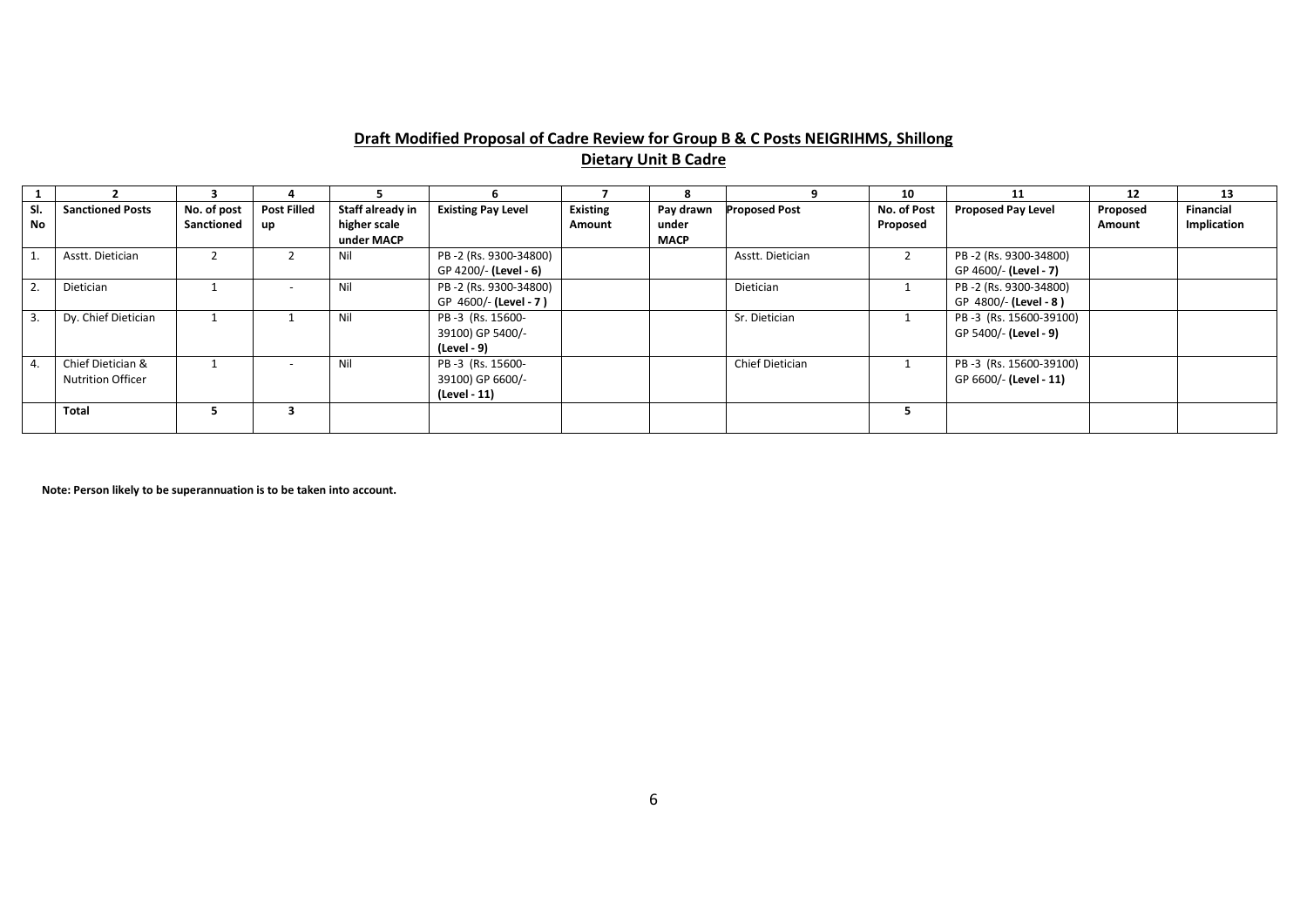## Draft Modified Proposal of Cadre Review for Group B & C Posts NEIGRIHMS, Shillong

### Dietary Unit B Cadre

| 1 | 2 | 3 | 4 | 5 | 6 | 7 | 8 | 9 | 10 | 11 | 12 | 13 |
|---|---|---|---|---|---|---|---|---|---|---|---|---|
| **Sl. No** | **Sanctioned Posts** | **No. of post Sanctioned** | **Post Filled up** | **Staff already in higher scale under MACP** | **Existing Pay Level** | **Existing Amount** | **Pay drawn under MACP** | **Proposed Post** | **No. of Post Proposed** | **Proposed Pay Level** | **Proposed Amount** | **Financial Implication** |
| 1. | Asstt. Dietician | 2 | 2 | Nil | PB -2 (Rs. 9300-34800) GP 4200/- **(Level - 6)** | | | Asstt. Dietician | 2 | PB -2 (Rs. 9300-34800) GP 4600/- **(Level - 7)** | | |
| 2. | Dietician | 1 | - | Nil | PB -2 (Rs. 9300-34800) GP 4600/- **(Level - 7 )** | | | Dietician | 1 | PB -2 (Rs. 9300-34800) GP 4800/- **(Level - 8 )** | | |
| 3. | Dy. Chief Dietician | 1 | 1 | Nil | PB -3 (Rs. 15600-39100) GP 5400/- **(Level - 9)** | | | Sr. Dietician | 1 | PB -3 (Rs. 15600-39100) GP 5400/- **(Level - 9)** | | |
| 4. | Chief Dietician & Nutrition Officer | 1 | - | Nil | PB -3 (Rs. 15600-39100) GP 6600/- **(Level - 11)** | | | Chief Dietician | 1 | PB -3 (Rs. 15600-39100) GP 6600/- **(Level - 11)** | | |
| | **Total** | **5** | **3** | | | | | | **5** | | | |

**Note: Person likely to be superannuation is to be taken into account.**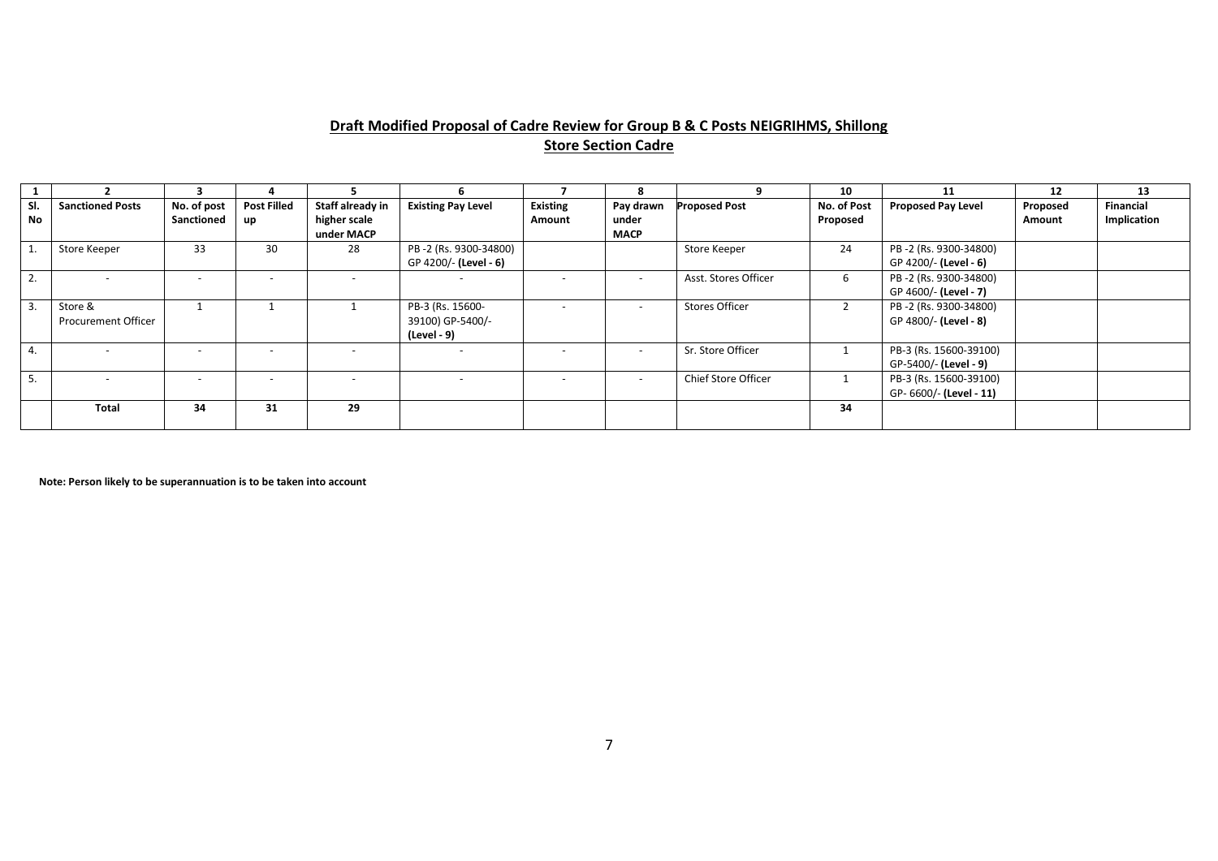## Draft Modified Proposal of Cadre Review for Group B & C Posts NEIGRIHMS, Shillong

### Store Section Cadre

| 1 | 2 | 3 | 4 | 5 | 6 | 7 | 8 | 9 | 10 | 11 | 12 | 13 |
|---|---|---|---|---|---|---|---|---|---|---|---|---|
| **Sl. No** | **Sanctioned Posts** | **No. of post Sanctioned** | **Post Filled up** | **Staff already in higher scale under MACP** | **Existing Pay Level** | **Existing Amount** | **Pay drawn under MACP** | **Proposed Post** | **No. of Post Proposed** | **Proposed Pay Level** | **Proposed Amount** | **Financial Implication** |
| 1. | Store Keeper | 33 | 30 | 28 | PB -2 (Rs. 9300-34800) GP 4200/- **(Level - 6)** | | | Store Keeper | 24 | PB -2 (Rs. 9300-34800) GP 4200/- **(Level - 6)** | | |
| 2. | - | - | - | - | - | - | - | Asst. Stores Officer | 6 | PB -2 (Rs. 9300-34800) GP 4600/- **(Level - 7)** | | |
| 3. | Store & Procurement Officer | 1 | 1 | 1 | PB-3 (Rs. 15600-39100) GP-5400/- **(Level - 9)** | - | - | Stores Officer | 2 | PB -2 (Rs. 9300-34800) GP 4800/- **(Level - 8)** | | |
| 4. | - | - | - | - | - | - | - | Sr. Store Officer | 1 | PB-3 (Rs. 15600-39100) GP-5400/- **(Level - 9)** | | |
| 5. | - | - | - | - | - | - | - | Chief Store Officer | 1 | PB-3 (Rs. 15600-39100) GP- 6600/- **(Level - 11)** | | |
| | **Total** | **34** | **31** | **29** | | | | | **34** | | | |

**Note: Person likely to be superannuation is to be taken into account**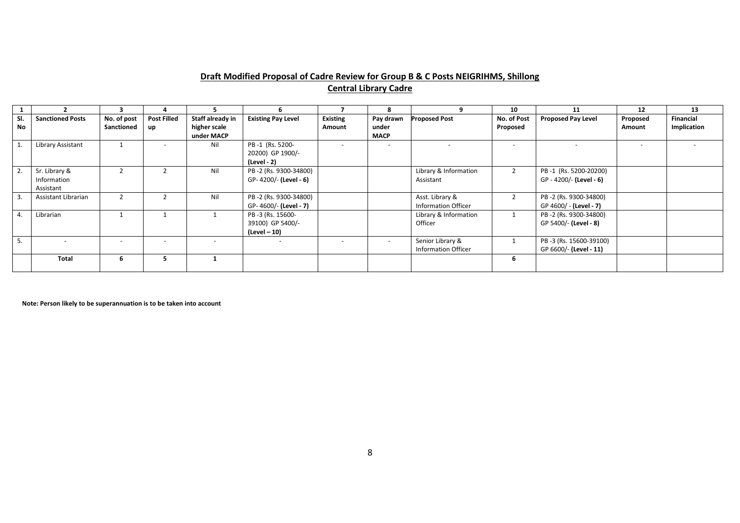## Draft Modified Proposal of Cadre Review for Group B & C Posts NEIGRIHMS, Shillong

### Central Library Cadre

| 1 | 2 | 3 | 4 | 5 | 6 | 7 | 8 | 9 | 10 | 11 | 12 | 13 |
|---|---|---|---|---|---|---|---|---|---|---|---|---|
| **Sl. No** | **Sanctioned Posts** | **No. of post Sanctioned** | **Post Filled up** | **Staff already in higher scale under MACP** | **Existing Pay Level** | **Existing Amount** | **Pay drawn under MACP** | **Proposed Post** | **No. of Post Proposed** | **Proposed Pay Level** | **Proposed Amount** | **Financial Implication** |
| 1. | Library Assistant | 1 | - | Nil | PB -1 (Rs. 5200-20200) GP 1900/- **(Level - 2)** | - | - | - | - | - | - | - |
| 2. | Sr. Library & Information Assistant | 2 | 2 | Nil | PB -2 (Rs. 9300-34800) GP- 4200/- **(Level - 6)** | | | Library & Information Assistant | 2 | PB -1 (Rs. 5200-20200) GP - 4200/- **(Level - 6)** | | |
| 3. | Assistant Librarian | 2 | 2 | Nil | PB -2 (Rs. 9300-34800) GP- 4600/- **(Level - 7)** | | | Asst. Library & Information Officer | 2 | PB -2 (Rs. 9300-34800) GP 4600/ - **(Level - 7)** | | |
| 4. | Librarian | 1 | 1 | 1 | PB -3 (Rs. 15600-39100) GP 5400/- **(Level – 10)** | | | Library & Information Officer | 1 | PB -2 (Rs. 9300-34800) GP 5400/- **(Level - 8)** | | |
| 5. | - | - | - | - | - | - | - | Senior Library & Information Officer | 1 | PB -3 (Rs. 15600-39100) GP 6600/- **(Level - 11)** | | |
| | **Total** | **6** | **5** | **1** | | | | | **6** | | | |

**Note: Person likely to be superannuation is to be taken into account**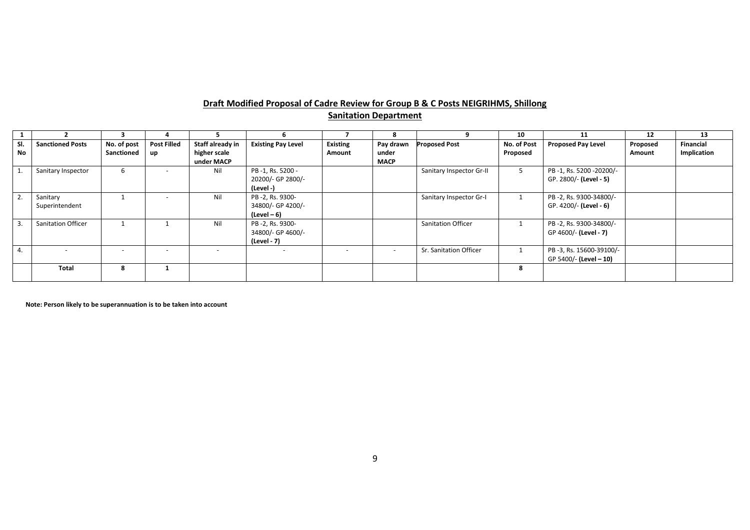## **Draft Modified Proposal of Cadre Review for Group B & C Posts NEIGRIHMS, Shillong**

## **Sanitation Department**

| 1 | 2 | 3 | 4 | 5 | 6 | 7 | 8 | 9 | 10 | 11 | 12 | 13 |
|---|---|---|---|---|---|---|---|---|---|---|---|---|
| **Sl. No** | **Sanctioned Posts** | **No. of post Sanctioned** | **Post Filled up** | **Staff already in higher scale under MACP** | **Existing Pay Level** | **Existing Amount** | **Pay drawn under MACP** | **Proposed Post** | **No. of Post Proposed** | **Proposed Pay Level** | **Proposed Amount** | **Financial Implication** |
| 1. | Sanitary Inspector | 6 | - | Nil | PB -1, Rs. 5200 - 20200/- GP 2800/- **(Level -)** | | | Sanitary Inspector Gr-II | 5 | PB -1, Rs. 5200 -20200/- GP. 2800/- **(Level - 5)** | | |
| 2. | Sanitary Superintendent | 1 | - | Nil | PB -2, Rs. 9300-34800/- GP 4200/- **(Level – 6)** | | | Sanitary Inspector Gr-I | 1 | PB -2, Rs. 9300-34800/- GP. 4200/- **(Level - 6)** | | |
| 3. | Sanitation Officer | 1 | 1 | Nil | PB -2, Rs. 9300-34800/- GP 4600/- **(Level - 7)** | | | Sanitation Officer | 1 | PB -2, Rs. 9300-34800/- GP 4600/- **(Level - 7)** | | |
| 4. | - | - | - | - | - | - | - | Sr. Sanitation Officer | 1 | PB -3, Rs. 15600-39100/- GP 5400/- **(Level – 10)** | | |
| | **Total** | **8** | **1** | | | | | | **8** | | | |

**Note: Person likely to be superannuation is to be taken into account**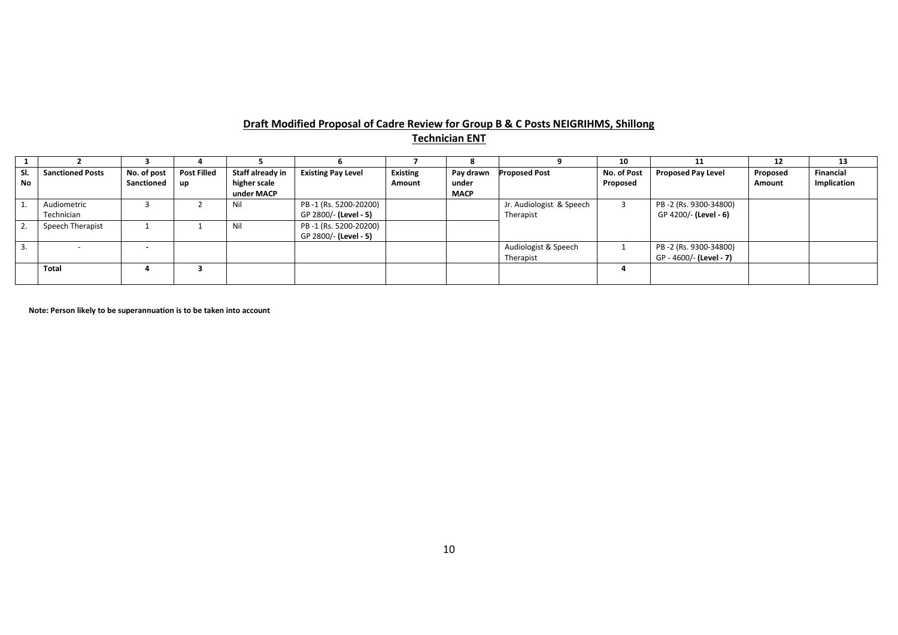## Draft Modified Proposal of Cadre Review for Group B & C Posts NEIGRIHMS, Shillong

### Technician ENT

| 1 | 2 | 3 | 4 | 5 | 6 | 7 | 8 | 9 | 10 | 11 | 12 | 13 |
|---|---|---|---|---|---|---|---|---|---|---|---|---|
| **Sl. No** | **Sanctioned Posts** | **No. of post Sanctioned** | **Post Filled up** | **Staff already in higher scale under MACP** | **Existing Pay Level** | **Existing Amount** | **Pay drawn under MACP** | **Proposed Post** | **No. of Post Proposed** | **Proposed Pay Level** | **Proposed Amount** | **Financial Implication** |
| 1. | Audiometric Technician | 3 | 2 | Nil | PB -1 (Rs. 5200-20200) GP 2800/- **(Level - 5)** | | | Jr. Audiologist & Speech Therapist | 3 | PB -2 (Rs. 9300-34800) GP 4200/- **(Level - 6)** | | |
| 2. | Speech Therapist | 1 | 1 | Nil | PB -1 (Rs. 5200-20200) GP 2800/- **(Level - 5)** | | | | | | | |
| 3. | - | - | | | | | | Audiologist & Speech Therapist | 1 | PB -2 (Rs. 9300-34800) GP - 4600/- **(Level - 7)** | | |
| | **Total** | **4** | **3** | | | | | | **4** | | | |

**Note: Person likely to be superannuation is to be taken into account**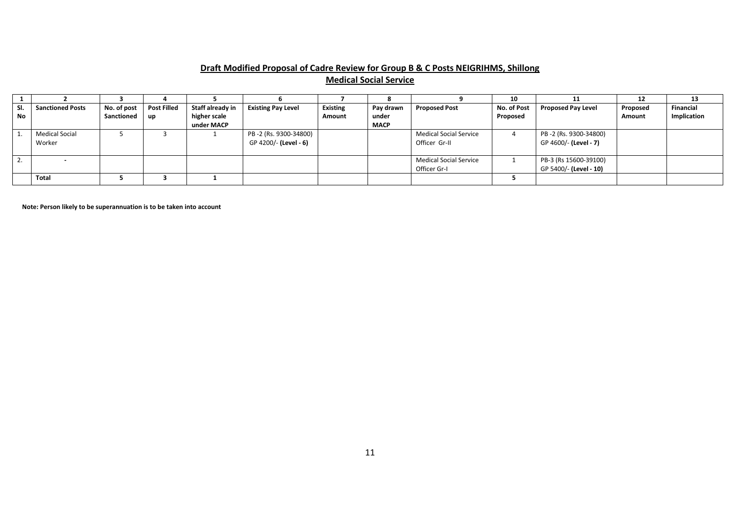**Draft Modified Proposal of Cadre Review for Group B & C Posts NEIGRIHMS, Shillong**

**Medical Social Service**

| 1 | 2 | 3 | 4 | 5 | 6 | 7 | 8 | 9 | 10 | 11 | 12 | 13 |
|---|---|---|---|---|---|---|---|---|---|---|---|---|
| **Sl. No** | **Sanctioned Posts** | **No. of post Sanctioned** | **Post Filled up** | **Staff already in higher scale under MACP** | **Existing Pay Level** | **Existing Amount** | **Pay drawn under MACP** | **Proposed Post** | **No. of Post Proposed** | **Proposed Pay Level** | **Proposed Amount** | **Financial Implication** |
| 1. | Medical Social Worker | 5 | 3 | 1 | PB -2 (Rs. 9300-34800) GP 4200/- **(Level - 6)** | | | Medical Social Service Officer Gr-II | 4 | PB -2 (Rs. 9300-34800) GP 4600/- **(Level - 7)** | | |
| 2. | - | | | | | | | Medical Social Service Officer Gr-I | 1 | PB-3 (Rs 15600-39100) GP 5400/- **(Level - 10)** | | |
| | **Total** | **5** | **3** | **1** | | | | | **5** | | | |

**Note: Person likely to be superannuation is to be taken into account**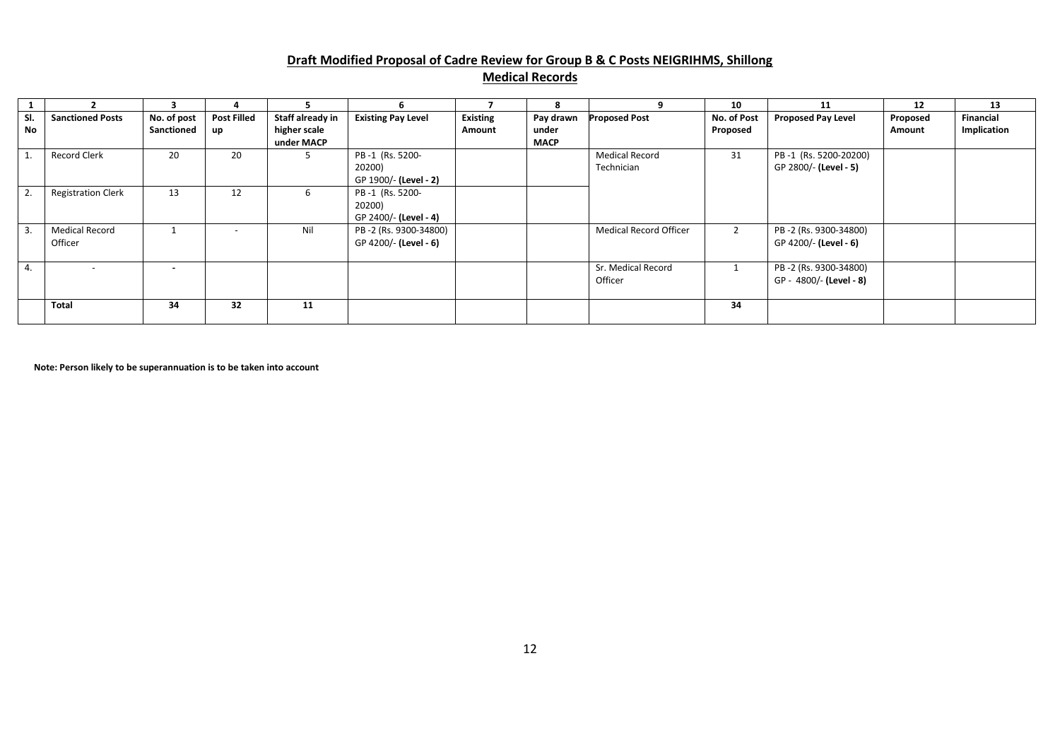## Draft Modified Proposal of Cadre Review for Group B & C Posts NEIGRIHMS, Shillong

### Medical Records

| 1 | 2 | 3 | 4 | 5 | 6 | 7 | 8 | 9 | 10 | 11 | 12 | 13 |
|---|---|---|---|---|---|---|---|---|---|---|---|---|
| **Sl. No** | **Sanctioned Posts** | **No. of post Sanctioned** | **Post Filled up** | **Staff already in higher scale under MACP** | **Existing Pay Level** | **Existing Amount** | **Pay drawn under MACP** | **Proposed Post** | **No. of Post Proposed** | **Proposed Pay Level** | **Proposed Amount** | **Financial Implication** |
| 1. | Record Clerk | 20 | 20 | 5 | PB -1 (Rs. 5200-20200) GP 1900/- **(Level - 2)** | | | Medical Record Technician | 31 | PB -1 (Rs. 5200-20200) GP 2800/- **(Level - 5)** | | |
| 2. | Registration Clerk | 13 | 12 | 6 | PB -1 (Rs. 5200-20200) GP 2400/- **(Level - 4)** | | | | | | | |
| 3. | Medical Record Officer | 1 | - | Nil | PB -2 (Rs. 9300-34800) GP 4200/- **(Level - 6)** | | | Medical Record Officer | 2 | PB -2 (Rs. 9300-34800) GP 4200/- **(Level - 6)** | | |
| 4. | - | - | | | | | | Sr. Medical Record Officer | 1 | PB -2 (Rs. 9300-34800) GP - 4800/- **(Level - 8)** | | |
| | **Total** | **34** | **32** | **11** | | | | | **34** | | | |

**Note: Person likely to be superannuation is to be taken into account**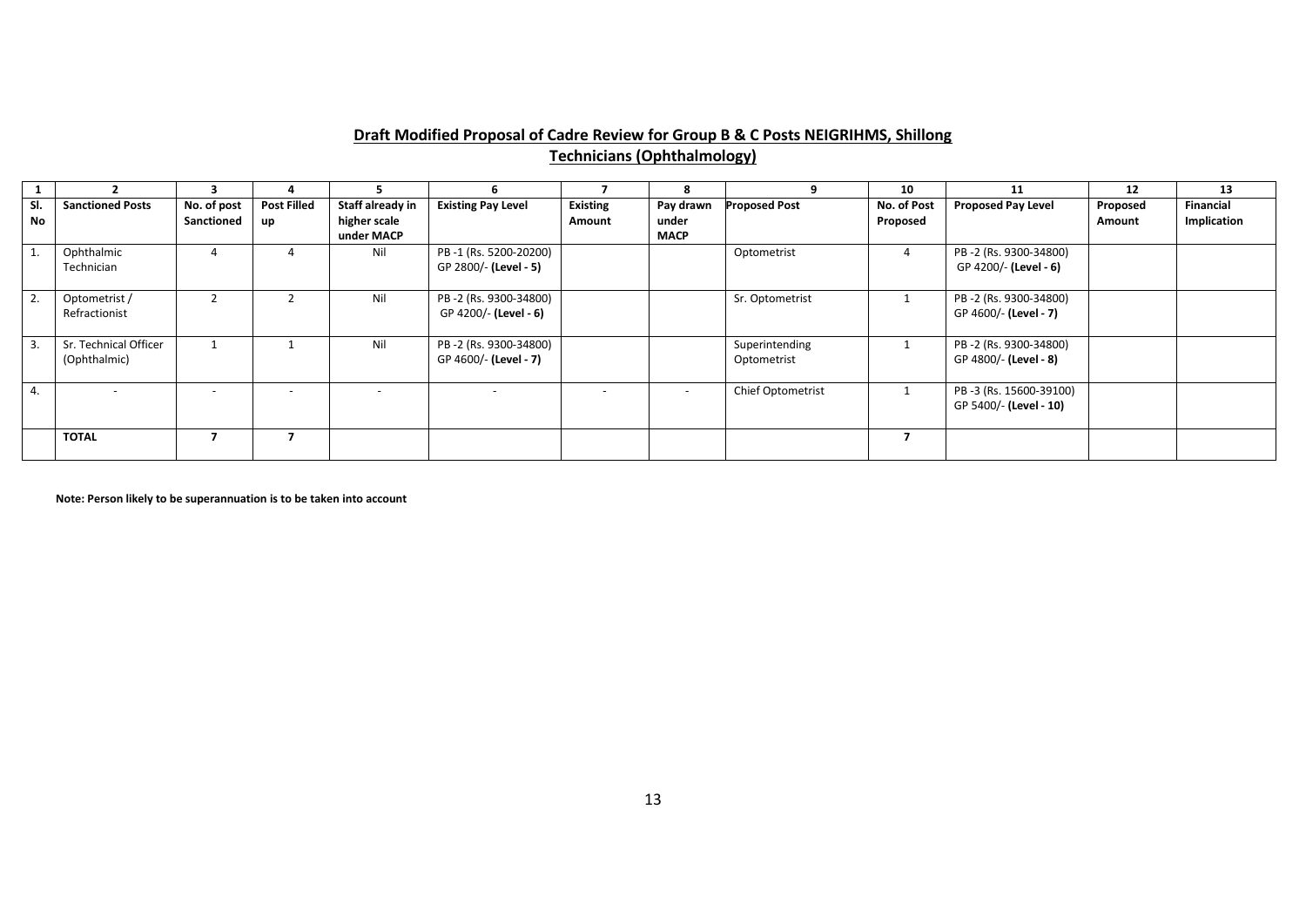## Draft Modified Proposal of Cadre Review for Group B & C Posts NEIGRIHMS, Shillong

### Technicians (Ophthalmology)

| 1 | 2 | 3 | 4 | 5 | 6 | 7 | 8 | 9 | 10 | 11 | 12 | 13 |
|---|---|---|---|---|---|---|---|---|---|---|---|---|
| **Sl. No** | **Sanctioned Posts** | **No. of post Sanctioned** | **Post Filled up** | **Staff already in higher scale under MACP** | **Existing Pay Level** | **Existing Amount** | **Pay drawn under MACP** | **Proposed Post** | **No. of Post Proposed** | **Proposed Pay Level** | **Proposed Amount** | **Financial Implication** |
| 1. | Ophthalmic Technician | 4 | 4 | Nil | PB -1 (Rs. 5200-20200) GP 2800/- **(Level - 5)** | | | Optometrist | 4 | PB -2 (Rs. 9300-34800) GP 4200/- **(Level - 6)** | | |
| 2. | Optometrist / Refractionist | 2 | 2 | Nil | PB -2 (Rs. 9300-34800) GP 4200/- **(Level - 6)** | | | Sr. Optometrist | 1 | PB -2 (Rs. 9300-34800) GP 4600/- **(Level - 7)** | | |
| 3. | Sr. Technical Officer (Ophthalmic) | 1 | 1 | Nil | PB -2 (Rs. 9300-34800) GP 4600/- **(Level - 7)** | | | Superintending Optometrist | 1 | PB -2 (Rs. 9300-34800) GP 4800/- **(Level - 8)** | | |
| 4. | - | - | - | - | - | - | - | Chief Optometrist | 1 | PB -3 (Rs. 15600-39100) GP 5400/- **(Level - 10)** | | |
| | **TOTAL** | **7** | **7** | | | | | | **7** | | | |

**Note: Person likely to be superannuation is to be taken into account**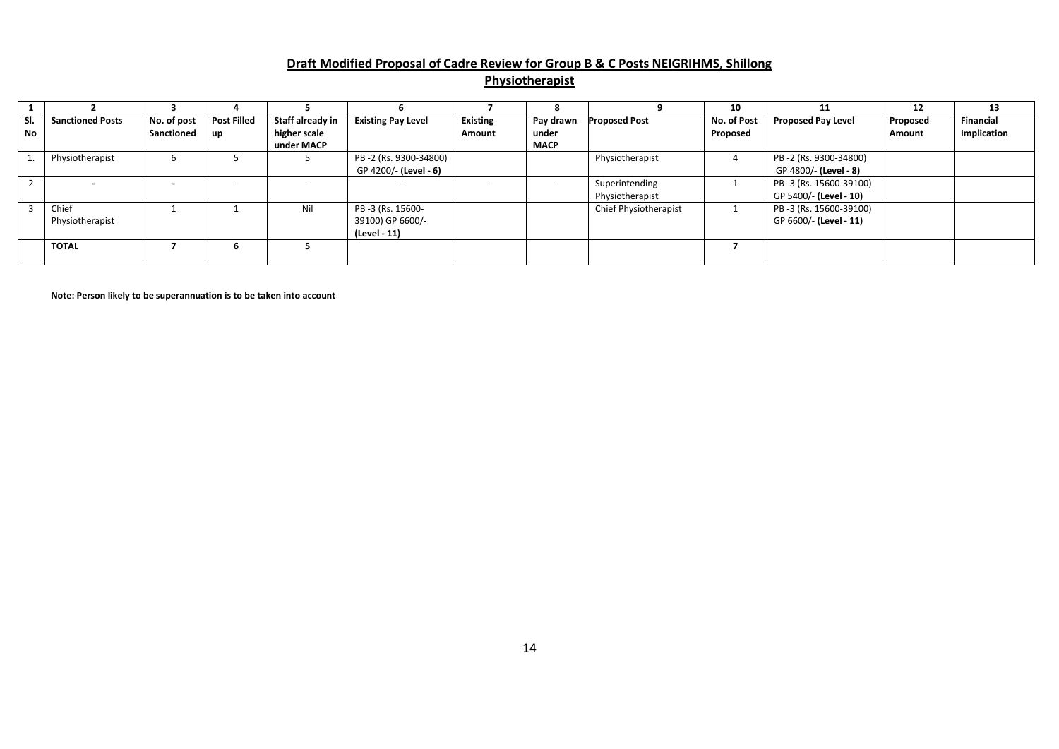## Draft Modified Proposal of Cade Review for Group B & C Posts NEIGRIHMS, Shillong

## Physiotherapist

| 1 | 2 | 3 | 4 | 5 | 6 | 7 | 8 | 9 | 10 | 11 | 12 | 13 |
|---|---|---|---|---|---|---|---|---|---|---|---|---|
| **Sl. No** | **Sanctioned Posts** | **No. of post Sanctioned** | **Post Filled up** | **Staff already in higher scale under MACP** | **Existing Pay Level** | **Existing Amount** | **Pay drawn under MACP** | **Proposed Post** | **No. of Post Proposed** | **Proposed Pay Level** | **Proposed Amount** | **Financial Implication** |
| 1. | Physiotherapist | 6 | 5 | 5 | PB -2 (Rs. 9300-34800) GP 4200/- **(Level - 6)** | | | Physiotherapist | 4 | PB -2 (Rs. 9300-34800) GP 4800/- **(Level - 8)** | | |
| 2 | - | - | - | - | - | - | - | Superintending Physiotherapist | 1 | PB -3 (Rs. 15600-39100) GP 5400/- **(Level - 10)** | | |
| 3 | Chief Physiotherapist | 1 | 1 | Nil | PB -3 (Rs. 15600-39100) GP 6600/- **(Level - 11)** | | | Chief Physiotherapist | 1 | PB -3 (Rs. 15600-39100) GP 6600/- **(Level - 11)** | | |
| | **TOTAL** | **7** | **6** | **5** | | | | | **7** | | | |

**Note: Person likely to be superannuation is to be taken into account**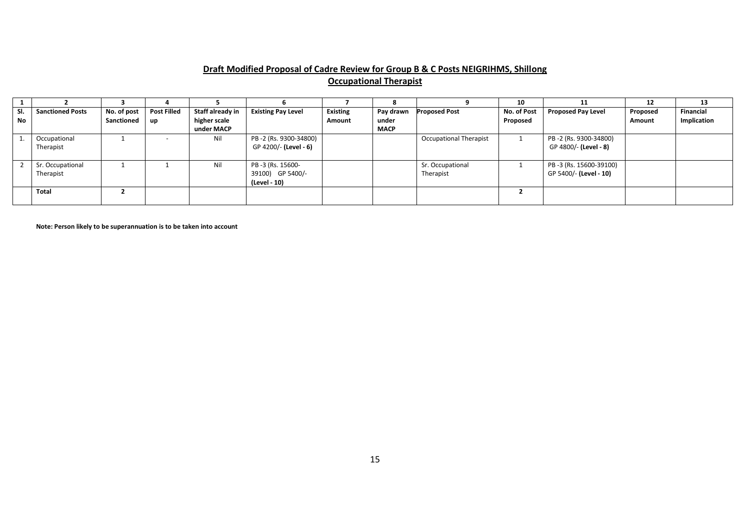**Draft Modified Proposal of Cadre Review for Group B & C Posts NEIGRIHMS, Shillong**

**Occupational Therapist**

| 1 | 2 | 3 | 4 | 5 | 6 | 7 | 8 | 9 | 10 | 11 | 12 | 13 |
|---|---|---|---|---|---|---|---|---|---|---|---|---|
| **Sl. No** | **Sanctioned Posts** | **No. of post Sanctioned** | **Post Filled up** | **Staff already in higher scale under MACP** | **Existing Pay Level** | **Existing Amount** | **Pay drawn under MACP** | **Proposed Post** | **No. of Post Proposed** | **Proposed Pay Level** | **Proposed Amount** | **Financial Implication** |
| 1. | Occupational Therapist | 1 | - | Nil | PB -2 (Rs. 9300-34800) GP 4200/- **(Level - 6)** | | | Occupational Therapist | 1 | PB -2 (Rs. 9300-34800) GP 4800/- **(Level - 8)** | | |
| 2 | Sr. Occupational Therapist | 1 | 1 | Nil | PB -3 (Rs. 15600-39100) GP 5400/- **(Level - 10)** | | | Sr. Occupational Therapist | 1 | PB -3 (Rs. 15600-39100) GP 5400/- **(Level - 10)** | | |
| | **Total** | **2** | | | | | | | **2** | | | |

**Note: Person likely to be superannuation is to be taken into account**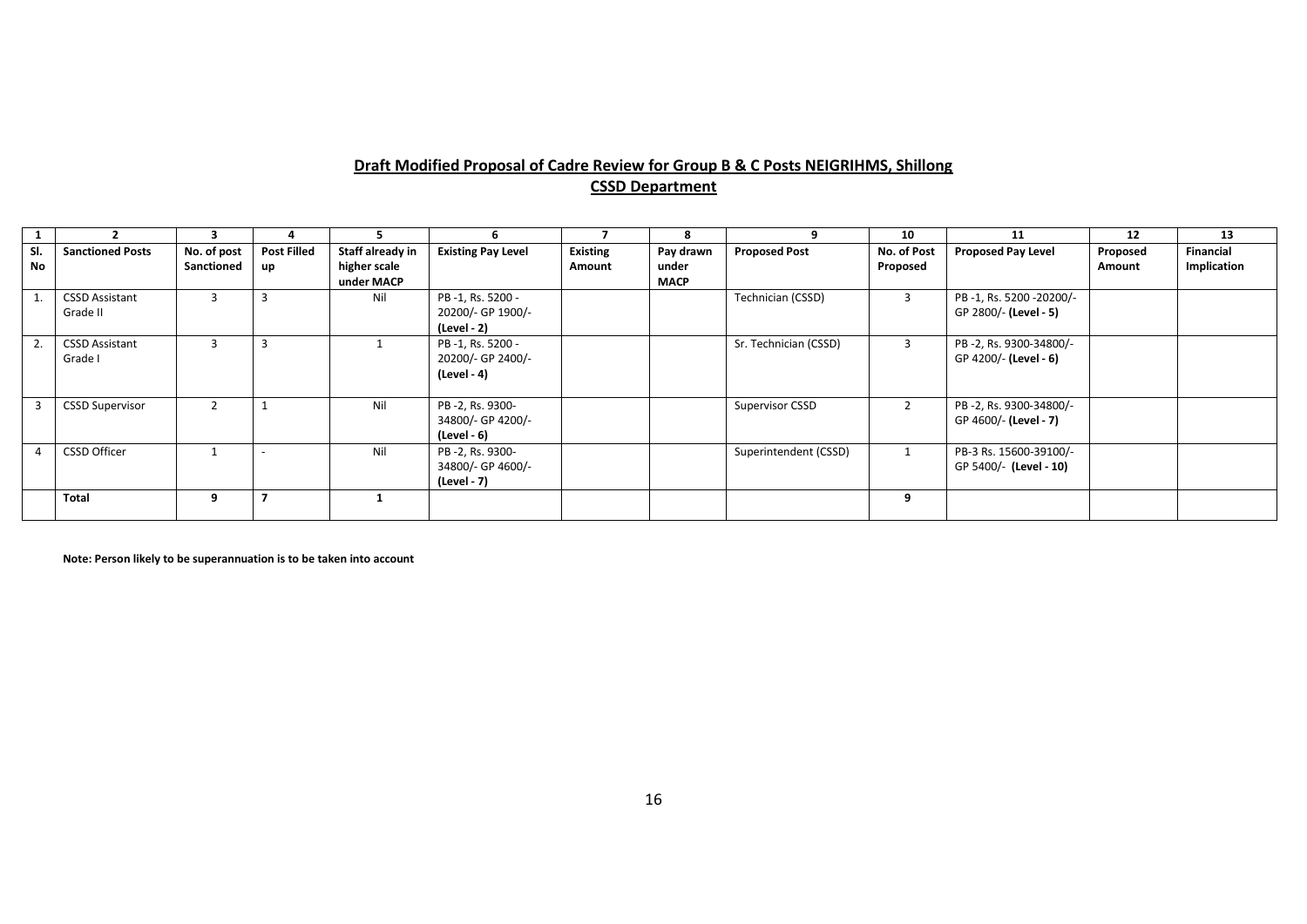**Draft Modified Proposal of Cadre Review for Group B & C Posts NEIGRIHMS, Shillong**

**CSSD Department**

| 1 | 2 | 3 | 4 | 5 | 6 | 7 | 8 | 9 | 10 | 11 | 12 | 13 |
|---|---|---|---|---|---|---|---|---|---|---|---|---|
| **Sl. No** | **Sanctioned Posts** | **No. of post Sanctioned** | **Post Filled up** | **Staff already in higher scale under MACP** | **Existing Pay Level** | **Existing Amount** | **Pay drawn under MACP** | **Proposed Post** | **No. of Post Proposed** | **Proposed Pay Level** | **Proposed Amount** | **Financial Implication** |
| 1. | CSSD Assistant Grade II | 3 | 3 | Nil | PB -1, Rs. 5200 - 20200/- GP 1900/- **(Level - 2)** | | | Technician (CSSD) | 3 | PB -1, Rs. 5200 -20200/- GP 2800/- **(Level - 5)** | | |
| 2. | CSSD Assistant Grade I | 3 | 3 | 1 | PB -1, Rs. 5200 - 20200/- GP 2400/- **(Level - 4)** | | | Sr. Technician (CSSD) | 3 | PB -2, Rs. 9300-34800/- GP 4200/- **(Level - 6)** | | |
| 3 | CSSD Supervisor | 2 | 1 | Nil | PB -2, Rs. 9300- 34800/- GP 4200/- **(Level - 6)** | | | Supervisor CSSD | 2 | PB -2, Rs. 9300-34800/- GP 4600/- **(Level - 7)** | | |
| 4 | CSSD Officer | 1 | - | Nil | PB -2, Rs. 9300- 34800/- GP 4600/- **(Level - 7)** | | | Superintendent (CSSD) | 1 | PB-3 Rs. 15600-39100/- GP 5400/- **(Level - 10)** | | |
| | **Total** | **9** | **7** | **1** | | | | | **9** | | | |

**Note: Person likely to be superannuation is to be taken into account**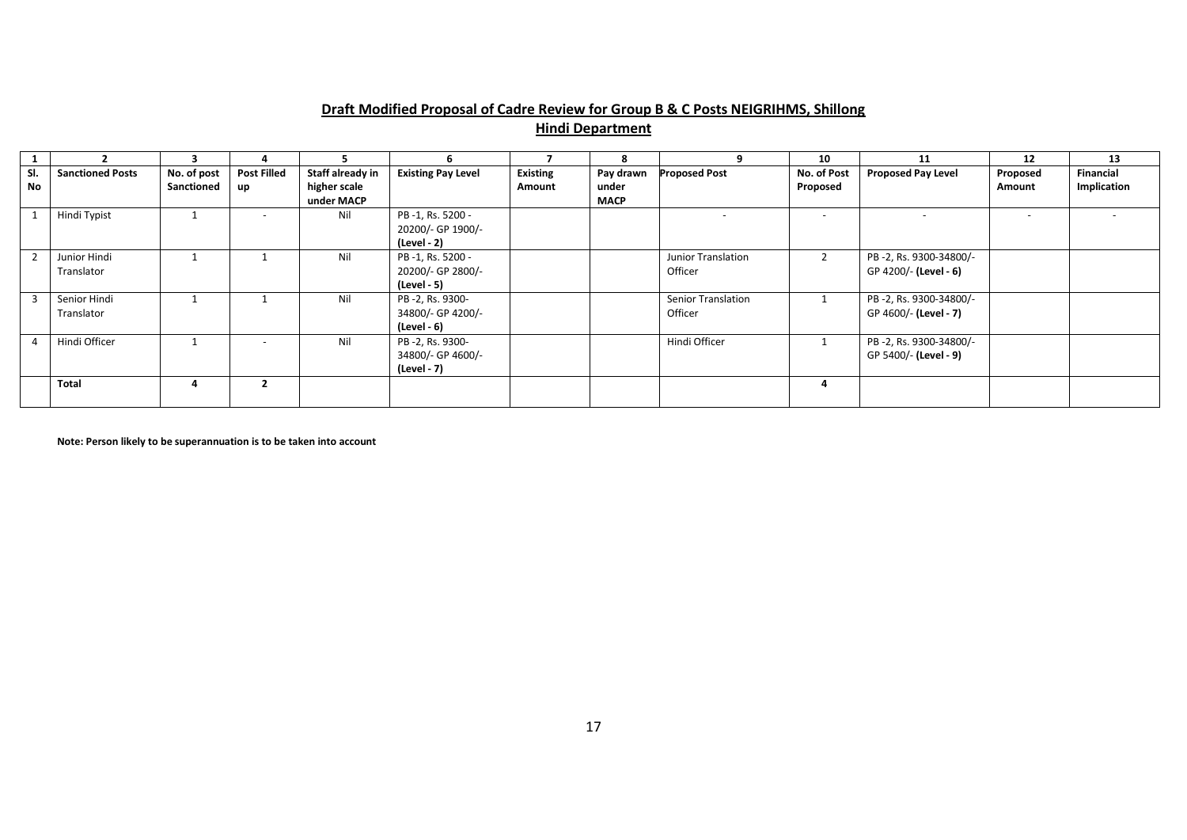## Draft Modified Proposal of Cadre Review for Group B & C Posts NEIGRIHMS, Shillong

## Hindi Department

| 1 | 2 | 3 | 4 | 5 | 6 | 7 | 8 | 9 | 10 | 11 | 12 | 13 |
|---|---|---|---|---|---|---|---|---|---|---|---|---|
| **Sl. No** | **Sanctioned Posts** | **No. of post Sanctioned** | **Post Filled up** | **Staff already in higher scale under MACP** | **Existing Pay Level** | **Existing Amount** | **Pay drawn under MACP** | **Proposed Post** | **No. of Post Proposed** | **Proposed Pay Level** | **Proposed Amount** | **Financial Implication** |
| 1 | Hindi Typist | 1 | - | Nil | PB -1, Rs. 5200 - 20200/- GP 1900/- **(Level - 2)** | | | - | - | - | - | - |
| 2 | Junior Hindi Translator | 1 | 1 | Nil | PB -1, Rs. 5200 - 20200/- GP 2800/- **(Level - 5)** | | | Junior Translation Officer | 2 | PB -2, Rs. 9300-34800/- GP 4200/- **(Level - 6)** | | |
| 3 | Senior Hindi Translator | 1 | 1 | Nil | PB -2, Rs. 9300-34800/- GP 4200/- **(Level - 6)** | | | Senior Translation Officer | 1 | PB -2, Rs. 9300-34800/- GP 4600/- **(Level - 7)** | | |
| 4 | Hindi Officer | 1 | - | Nil | PB -2, Rs. 9300-34800/- GP 4600/- **(Level - 7)** | | | Hindi Officer | 1 | PB -2, Rs. 9300-34800/- GP 5400/- **(Level - 9)** | | |
| | **Total** | **4** | **2** | | | | | | **4** | | | |

**Note: Person likely to be superannuation is to be taken into account**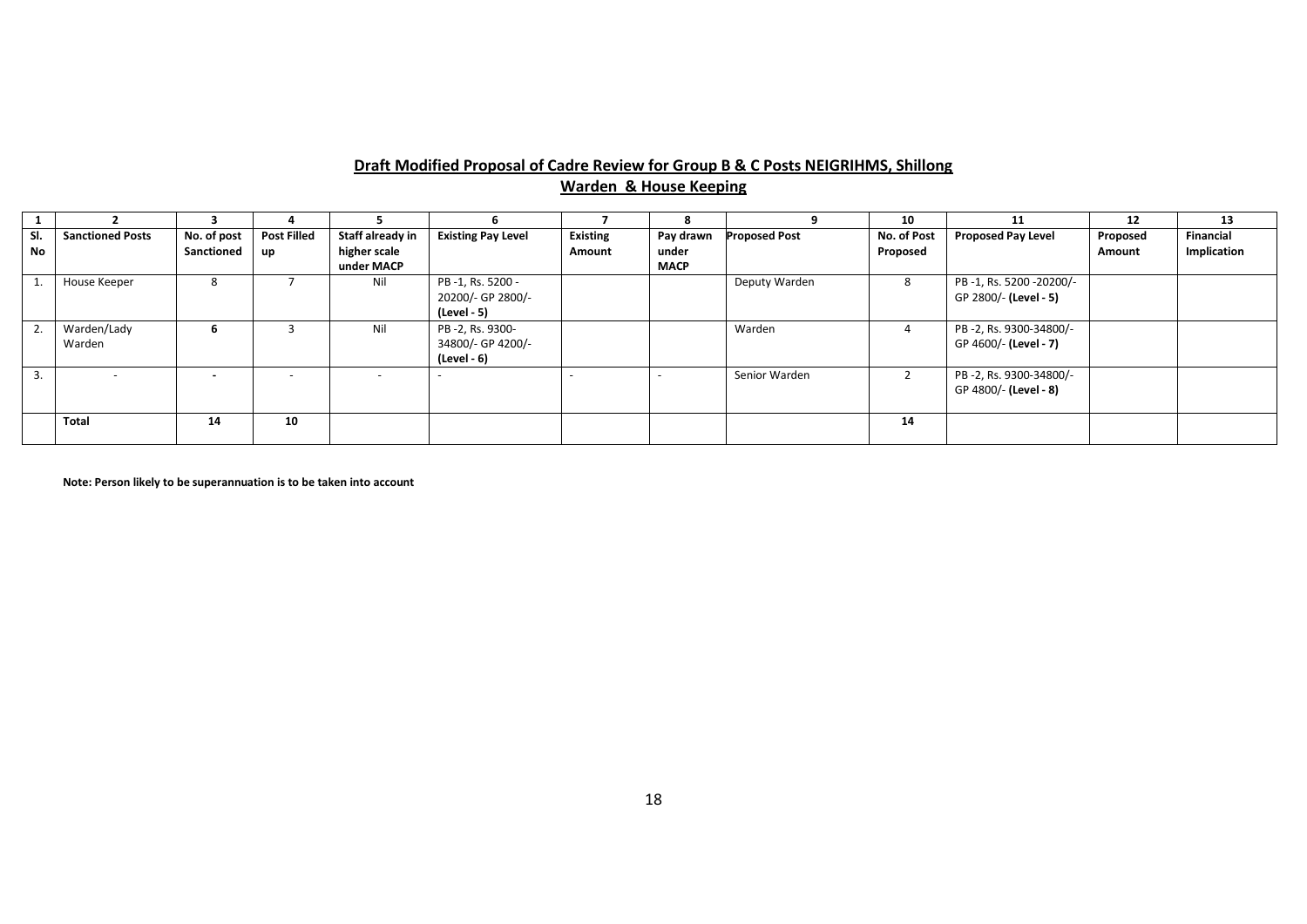**Draft Modified Proposal of Cadre Review for Group B & C Posts NEIGRIHMS, Shillong**

**Warden & House Keeping**

| 1 | 2 | 3 | 4 | 5 | 6 | 7 | 8 | 9 | 10 | 11 | 12 | 13 |
|---|---|---|---|---|---|---|---|---|---|---|---|---|
| **Sl. No** | **Sanctioned Posts** | **No. of post Sanctioned** | **Post Filled up** | **Staff already in higher scale under MACP** | **Existing Pay Level** | **Existing Amount** | **Pay drawn under MACP** | **Proposed Post** | **No. of Post Proposed** | **Proposed Pay Level** | **Proposed Amount** | **Financial Implication** |
| 1. | House Keeper | 8 | 7 | Nil | PB -1, Rs. 5200 - 20200/- GP 2800/- **(Level - 5)** | | | Deputy Warden | 8 | PB -1, Rs. 5200 -20200/- GP 2800/- **(Level - 5)** | | |
| 2. | Warden/Lady Warden | **6** | 3 | Nil | PB -2, Rs. 9300- 34800/- GP 4200/- **(Level - 6)** | | | Warden | 4 | PB -2, Rs. 9300-34800/- GP 4600/- **(Level - 7)** | | |
| 3. | - | **-** | - | - | - | - | - | Senior Warden | 2 | PB -2, Rs. 9300-34800/- GP 4800/- **(Level - 8)** | | |
| | **Total** | **14** | **10** | | | | | | **14** | | | |

**Note: Person likely to be superannuation is to be taken into account**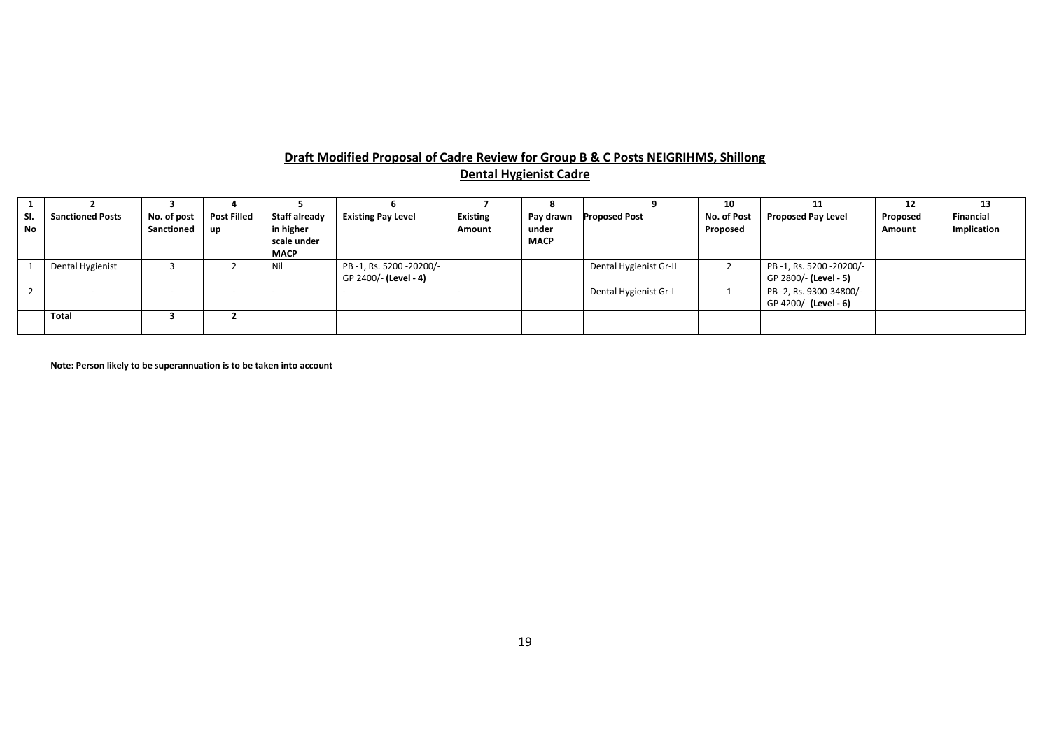**Draft Modified Proposal of Cadre Review for Group B & C Posts NEIGRIHMS, Shillong**

**Dental Hygienist Cadre**

| 1 | 2 | 3 | 4 | 5 | 6 | 7 | 8 | 9 | 10 | 11 | 12 | 13 |
|---|---|---|---|---|---|---|---|---|---|---|---|---|
| **Sl. No** | **Sanctioned Posts** | **No. of post Sanctioned** | **Post Filled up** | **Staff already in higher scale under MACP** | **Existing Pay Level** | **Existing Amount** | **Pay drawn under MACP** | **Proposed Post** | **No. of Post Proposed** | **Proposed Pay Level** | **Proposed Amount** | **Financial Implication** |
| 1 | Dental Hygienist | 3 | 2 | Nil | PB -1, Rs. 5200 -20200/- GP 2400/- **(Level - 4)** | | | Dental Hygienist Gr-II | 2 | PB -1, Rs. 5200 -20200/- GP 2800/- **(Level - 5)** | | |
| 2 | - | - | - | - | - | - | - | Dental Hygienist Gr-I | 1 | PB -2, Rs. 9300-34800/- GP 4200/- **(Level - 6)** | | |
| | **Total** | **3** | **2** | | | | | | | | | |

**Note: Person likely to be superannuation is to be taken into account**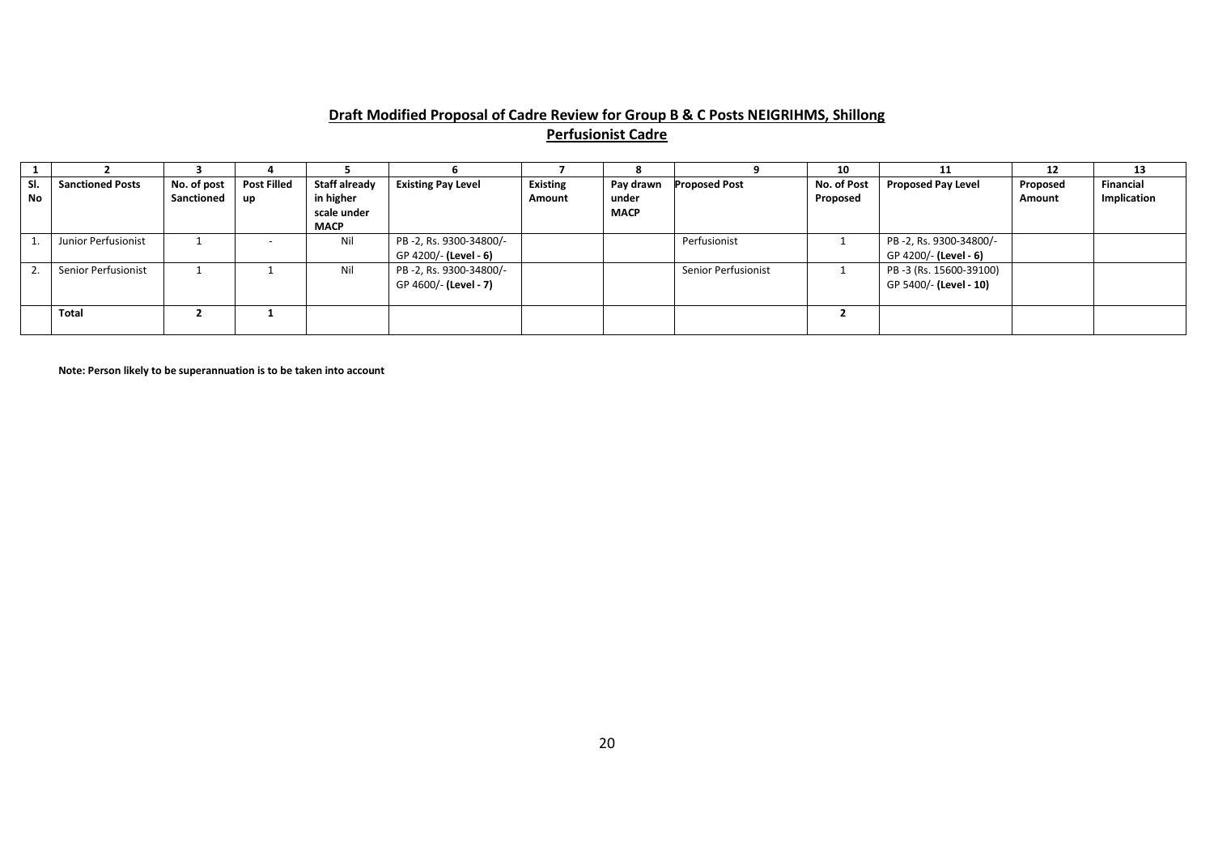**Draft Modified Proposal of Cadre Review for Group B & C Posts NEIGRIHMS, Shillong**

**Perfusionist Cadre**

| 1 | 2 | 3 | 4 | 5 | 6 | 7 | 8 | 9 | 10 | 11 | 12 | 13 |
|---|---|---|---|---|---|---|---|---|---|---|---|---|
| **Sl. No** | **Sanctioned Posts** | **No. of post Sanctioned** | **Post Filled up** | **Staff already in higher scale under MACP** | **Existing Pay Level** | **Existing Amount** | **Pay drawn under MACP** | **Proposed Post** | **No. of Post Proposed** | **Proposed Pay Level** | **Proposed Amount** | **Financial Implication** |
| 1. | Junior Perfusionist | 1 | - | Nil | PB -2, Rs. 9300-34800/- GP 4200/- **(Level - 6)** | | | Perfusionist | 1 | PB -2, Rs. 9300-34800/- GP 4200/- **(Level - 6)** | | |
| 2. | Senior Perfusionist | 1 | 1 | Nil | PB -2, Rs. 9300-34800/- GP 4600/- **(Level - 7)** | | | Senior Perfusionist | 1 | PB -3 (Rs. 15600-39100) GP 5400/- **(Level - 10)** | | |
| | **Total** | **2** | **1** | | | | | | **2** | | | |

**Note: Person likely to be superannuation is to be taken into account**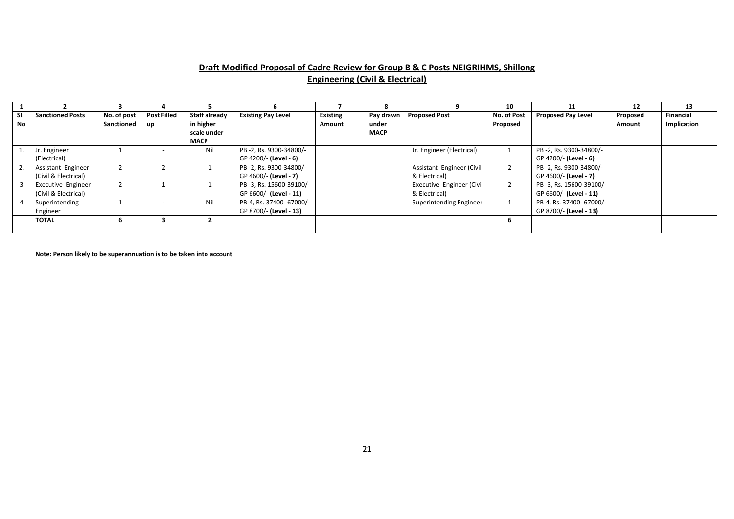**Draft Modified Proposal of Cadre Review for Group B & C Posts NEIGRIHMS, Shillong**

**Engineering (Civil & Electrical)**

| 1 | 2 | 3 | 4 | 5 | 6 | 7 | 8 | 9 | 10 | 11 | 12 | 13 |
|---|---|---|---|---|---|---|---|---|---|---|---|---|
| **Sl. No** | **Sanctioned Posts** | **No. of post Sanctioned** | **Post Filled up** | **Staff already in higher scale under MACP** | **Existing Pay Level** | **Existing Amount** | **Pay drawn under MACP** | **Proposed Post** | **No. of Post Proposed** | **Proposed Pay Level** | **Proposed Amount** | **Financial Implication** |
| 1. | Jr. Engineer (Electrical) | 1 | - | Nil | PB -2, Rs. 9300-34800/- GP 4200/- **(Level - 6)** | | | Jr. Engineer (Electrical) | 1 | PB -2, Rs. 9300-34800/- GP 4200/- **(Level - 6)** | | |
| 2. | Assistant Engineer (Civil & Electrical) | 2 | 2 | 1 | PB -2, Rs. 9300-34800/- GP 4600/- **(Level - 7)** | | | Assistant Engineer (Civil & Electrical) | 2 | PB -2, Rs. 9300-34800/- GP 4600/- **(Level - 7)** | | |
| 3 | Executive Engineer (Civil & Electrical) | 2 | 1 | 1 | PB -3, Rs. 15600-39100/- GP 6600/- **(Level - 11)** | | | Executive Engineer (Civil & Electrical) | 2 | PB -3, Rs. 15600-39100/- GP 6600/- **(Level - 11)** | | |
| 4 | Superintending Engineer | 1 | - | Nil | PB-4, Rs. 37400- 67000/- GP 8700/- **(Level - 13)** | | | Superintending Engineer | 1 | PB-4, Rs. 37400- 67000/- GP 8700/- **(Level - 13)** | | |
| | **TOTAL** | **6** | **3** | **2** | | | | | **6** | | | |

**Note: Person likely to be superannuation is to be taken into account**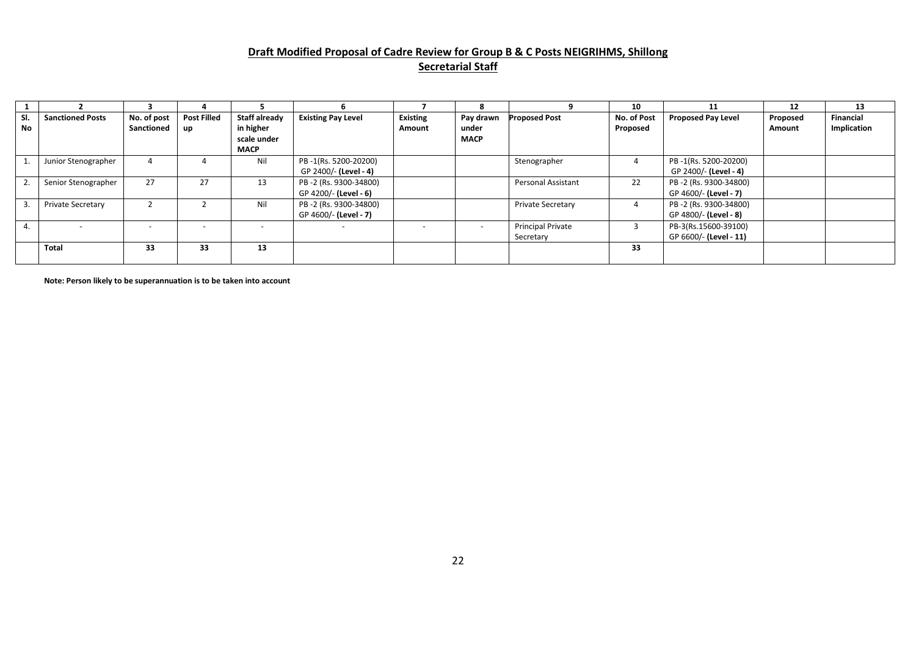## Draft Modified Proposal of Cadre Review for Group B & C Posts NEIGRIHMS, Shillong

### Secretarial Staff

| 1 | 2 | 3 | 4 | 5 | 6 | 7 | 8 | 9 | 10 | 11 | 12 | 13 |
|---|---|---|---|---|---|---|---|---|---|---|---|---|
| **Sl. No** | **Sanctioned Posts** | **No. of post Sanctioned** | **Post Filled up** | **Staff already in higher scale under MACP** | **Existing Pay Level** | **Existing Amount** | **Pay drawn under MACP** | **Proposed Post** | **No. of Post Proposed** | **Proposed Pay Level** | **Proposed Amount** | **Financial Implication** |
| 1. | Junior Stenographer | 4 | 4 | Nil | PB -1(Rs. 5200-20200) GP 2400/- **(Level - 4)** | | | Stenographer | 4 | PB -1(Rs. 5200-20200) GP 2400/- **(Level - 4)** | | |
| 2. | Senior Stenographer | 27 | 27 | 13 | PB -2 (Rs. 9300-34800) GP 4200/- **(Level - 6)** | | | Personal Assistant | 22 | PB -2 (Rs. 9300-34800) GP 4600/- **(Level - 7)** | | |
| 3. | Private Secretary | 2 | 2 | Nil | PB -2 (Rs. 9300-34800) GP 4600/- **(Level - 7)** | | | Private Secretary | 4 | PB -2 (Rs. 9300-34800) GP 4800/- **(Level - 8)** | | |
| 4. | - | - | - | - | - | - | - | Principal Private Secretary | 3 | PB-3(Rs.15600-39100) GP 6600/- **(Level - 11)** | | |
| | **Total** | **33** | **33** | **13** | | | | | **33** | | | |

**Note: Person likely to be superannuation is to be taken into account**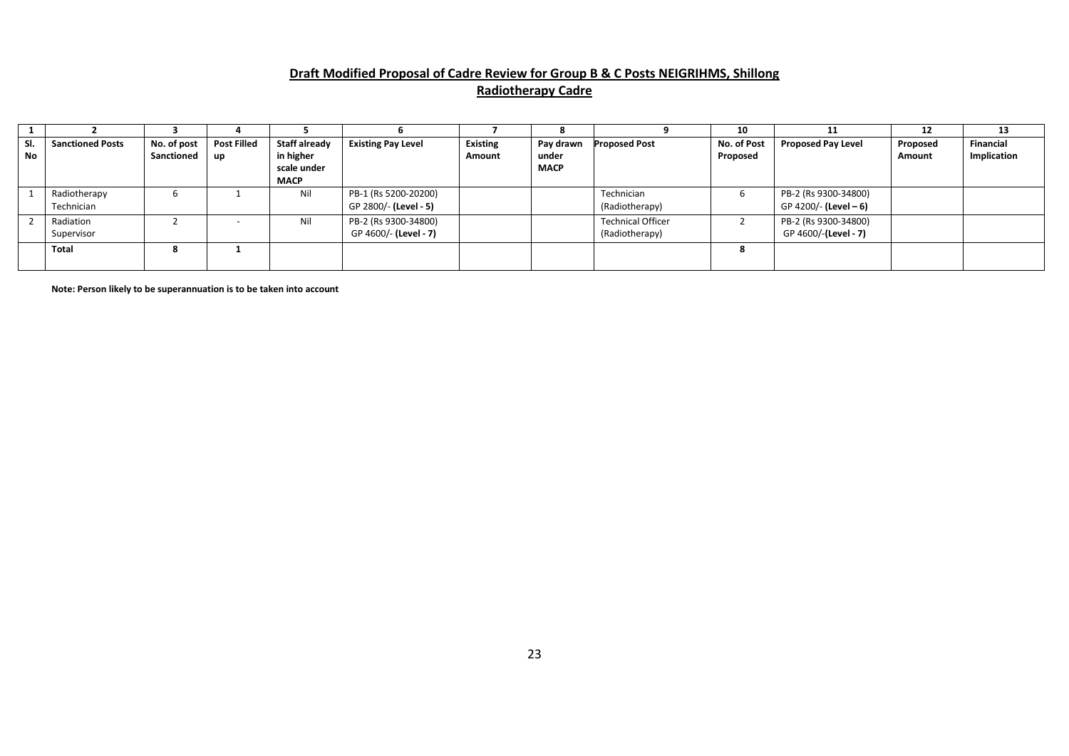## Draft Modified Proposal of Cadre Review for Group B & C Posts NEIGRIHMS, Shillong

## Radiotherapy Cadre

| 1 | 2 | 3 | 4 | 5 | 6 | 7 | 8 | 9 | 10 | 11 | 12 | 13 |
|---|---|---|---|---|---|---|---|---|---|---|---|---|
| **Sl. No** | **Sanctioned Posts** | **No. of post Sanctioned** | **Post Filled up** | **Staff already in higher scale under MACP** | **Existing Pay Level** | **Existing Amount** | **Pay drawn under MACP** | **Proposed Post** | **No. of Post Proposed** | **Proposed Pay Level** | **Proposed Amount** | **Financial Implication** |
| 1 | Radiotherapy Technician | 6 | 1 | Nil | PB-1 (Rs 5200-20200) GP 2800/- **(Level - 5)** | | | Technician (Radiotherapy) | 6 | PB-2 (Rs 9300-34800) GP 4200/- **(Level – 6)** | | |
| 2 | Radiation Supervisor | 2 | - | Nil | PB-2 (Rs 9300-34800) GP 4600/- **(Level - 7)** | | | Technical Officer (Radiotherapy) | 2 | PB-2 (Rs 9300-34800) GP 4600/-**(Level - 7)** | | |
| | **Total** | **8** | **1** | | | | | | **8** | | | |

**Note: Person likely to be superannuation is to be taken into account**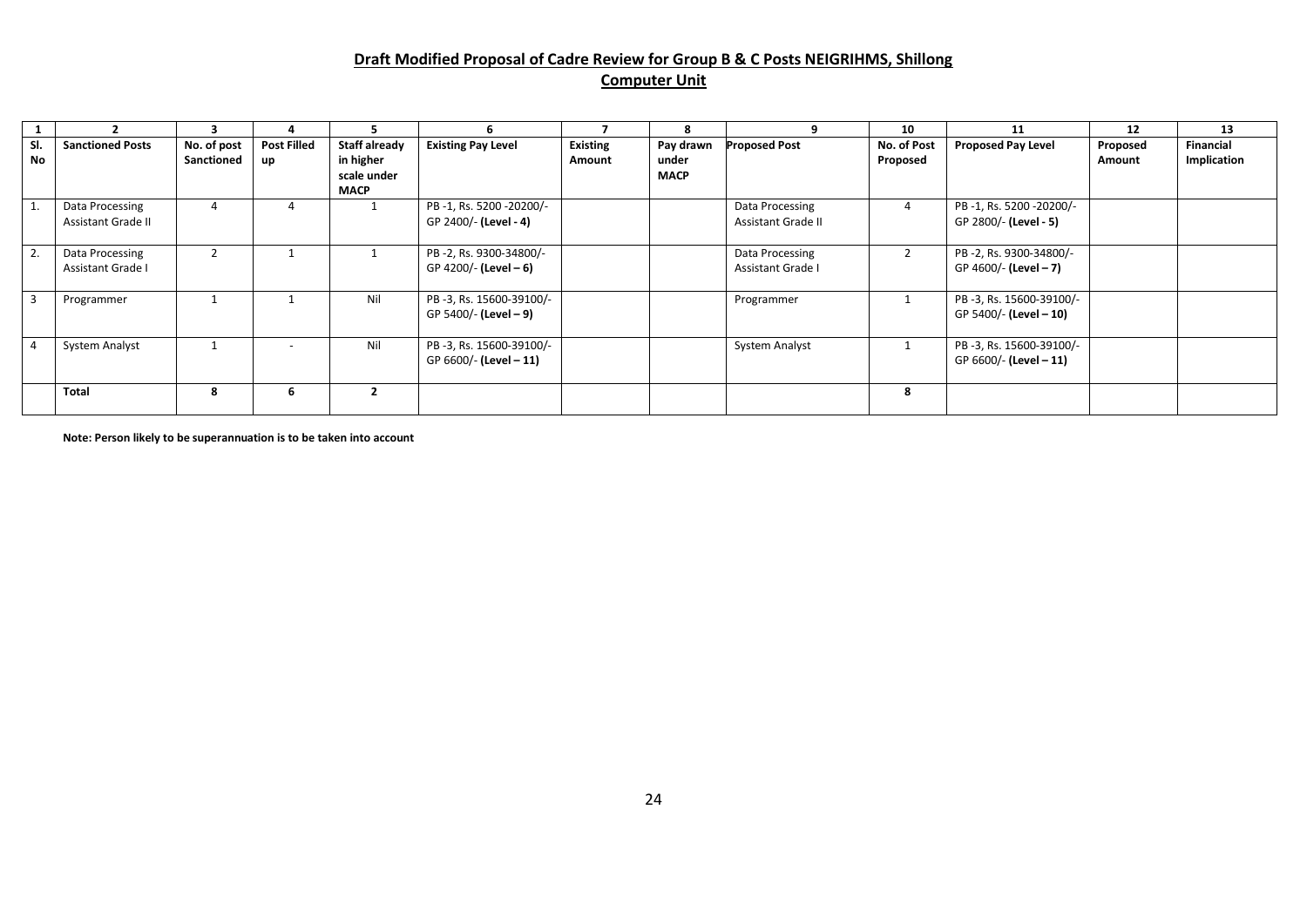## **Draft Modified Proposal of Cadre Review for Group B & C Posts NEIGRIHMS, Shillong**

## **Computer Unit**

| 1 | 2 | 3 | 4 | 5 | 6 | 7 | 8 | 9 | 10 | 11 | 12 | 13 |
|---|---|---|---|---|---|---|---|---|---|---|---|---|
| **Sl. No** | **Sanctioned Posts** | **No. of post Sanctioned** | **Post Filled up** | **Staff already in higher scale under MACP** | **Existing Pay Level** | **Existing Amount** | **Pay drawn under MACP** | **Proposed Post** | **No. of Post Proposed** | **Proposed Pay Level** | **Proposed Amount** | **Financial Implication** |
| 1. | Data Processing Assistant Grade II | 4 | 4 | 1 | PB -1, Rs. 5200 -20200/- GP 2400/- **(Level - 4)** | | | Data Processing Assistant Grade II | 4 | PB -1, Rs. 5200 -20200/- GP 2800/- **(Level - 5)** | | |
| 2. | Data Processing Assistant Grade I | 2 | 1 | 1 | PB -2, Rs. 9300-34800/- GP 4200/- **(Level – 6)** | | | Data Processing Assistant Grade I | 2 | PB -2, Rs. 9300-34800/- GP 4600/- **(Level – 7)** | | |
| 3 | Programmer | 1 | 1 | Nil | PB -3, Rs. 15600-39100/- GP 5400/- **(Level – 9)** | | | Programmer | 1 | PB -3, Rs. 15600-39100/- GP 5400/- **(Level – 10)** | | |
| 4 | System Analyst | 1 | - | Nil | PB -3, Rs. 15600-39100/- GP 6600/- **(Level – 11)** | | | System Analyst | 1 | PB -3, Rs. 15600-39100/- GP 6600/- **(Level – 11)** | | |
| | **Total** | **8** | **6** | **2** | | | | | **8** | | | |

**Note: Person likely to be superannuation is to be taken into account**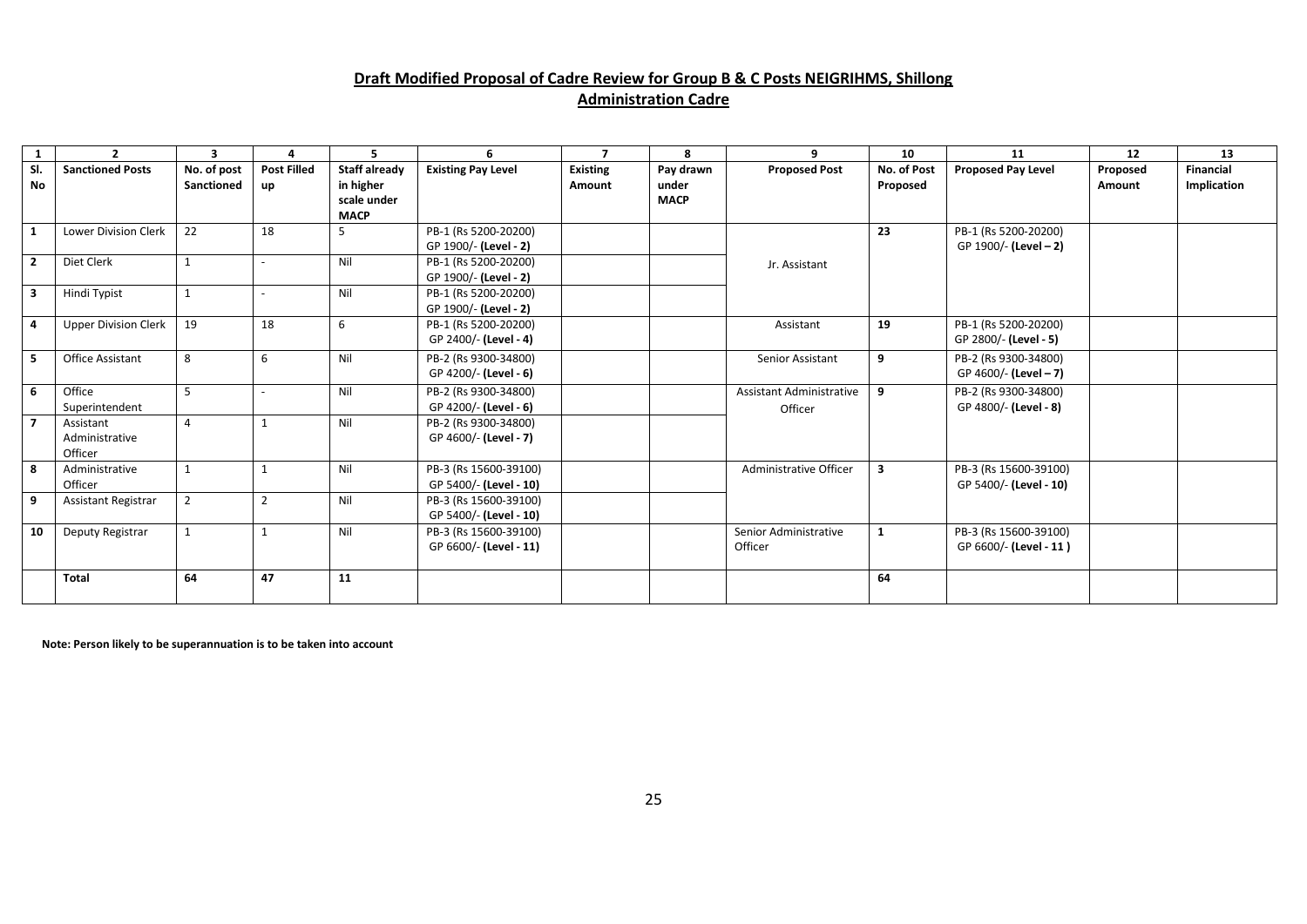## Draft Modified Proposal of Cadre Review for Group B & C Posts NEIGRIHMS, Shillong

### Administration Cadre

| 1 | 2 | 3 | 4 | 5 | 6 | 7 | 8 | 9 | 10 | 11 | 12 | 13 |
|---|---|---|---|---|---|---|---|---|---|---|---|---|
| **Sl. No** | **Sanctioned Posts** | **No. of post Sanctioned** | **Post Filled up** | **Staff already in higher scale under MACP** | **Existing Pay Level** | **Existing Amount** | **Pay drawn under MACP** | **Proposed Post** | **No. of Post Proposed** | **Proposed Pay Level** | **Proposed Amount** | **Financial Implication** |
| **1** | Lower Division Clerk | 22 | 18 | 5 | PB-1 (Rs 5200-20200) GP 1900/- **(Level - 2)** | | | Jr. Assistant | **23** | PB-1 (Rs 5200-20200) GP 1900/- **(Level – 2)** | | |
| **2** | Diet Clerk | 1 | - | Nil | PB-1 (Rs 5200-20200) GP 1900/- **(Level - 2)** | | | | | | | |
| **3** | Hindi Typist | 1 | - | Nil | PB-1 (Rs 5200-20200) GP 1900/- **(Level - 2)** | | | | | | | |
| **4** | Upper Division Clerk | 19 | 18 | 6 | PB-1 (Rs 5200-20200) GP 2400/- **(Level - 4)** | | | Assistant | **19** | PB-1 (Rs 5200-20200) GP 2800/- **(Level - 5)** | | |
| **5** | Office Assistant | 8 | 6 | Nil | PB-2 (Rs 9300-34800) GP 4200/- **(Level - 6)** | | | Senior Assistant | **9** | PB-2 (Rs 9300-34800) GP 4600/- **(Level – 7)** | | |
| **6** | Office Superintendent | 5 | - | Nil | PB-2 (Rs 9300-34800) GP 4200/- **(Level - 6)** | | | Assistant Administrative Officer | **9** | PB-2 (Rs 9300-34800) GP 4800/- **(Level - 8)** | | |
| **7** | Assistant Administrative Officer | 4 | 1 | Nil | PB-2 (Rs 9300-34800) GP 4600/- **(Level - 7)** | | | | | | | |
| **8** | Administrative Officer | 1 | 1 | Nil | PB-3 (Rs 15600-39100) GP 5400/- **(Level - 10)** | | | Administrative Officer | **3** | PB-3 (Rs 15600-39100) GP 5400/- **(Level - 10)** | | |
| **9** | Assistant Registrar | 2 | 2 | Nil | PB-3 (Rs 15600-39100) GP 5400/- **(Level - 10)** | | | | | | | |
| **10** | Deputy Registrar | 1 | 1 | Nil | PB-3 (Rs 15600-39100) GP 6600/- **(Level - 11)** | | | Senior Administrative Officer | **1** | PB-3 (Rs 15600-39100) GP 6600/- **(Level - 11 )** | | |
| | **Total** | **64** | **47** | **11** | | | | | **64** | | | |

**Note: Person likely to be superannuation is to be taken into account**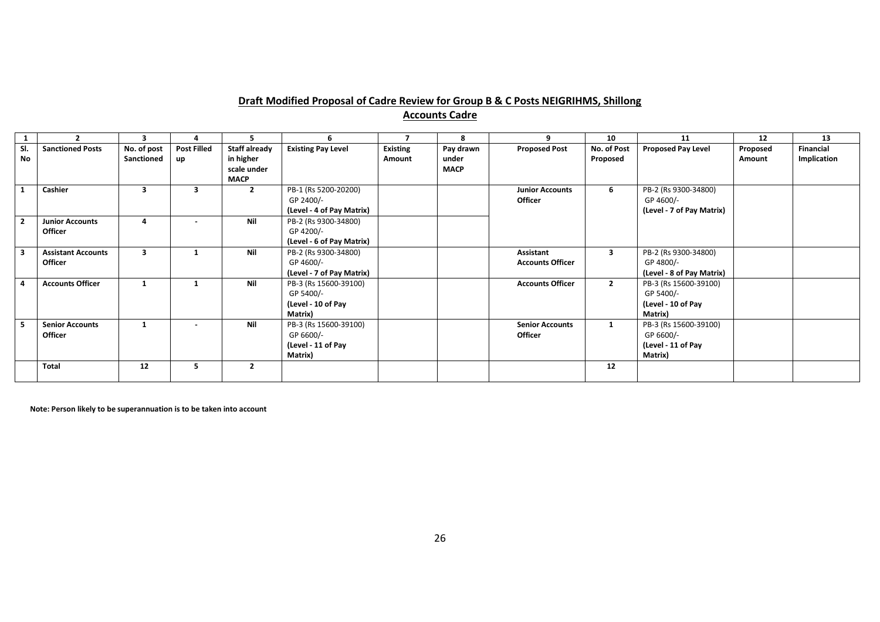## Draft Modified Proposal of Cadre Review for Group B & C Posts NEIGRIHMS, Shillong

### Accounts Cadre

| 1 | 2 | 3 | 4 | 5 | 6 | 7 | 8 | 9 | 10 | 11 | 12 | 13 |
|---|---|---|---|---|---|---|---|---|---|---|---|---|
| **Sl. No** | **Sanctioned Posts** | **No. of post Sanctioned** | **Post Filled up** | **Staff already in higher scale under MACP** | **Existing Pay Level** | **Existing Amount** | **Pay drawn under MACP** | **Proposed Post** | **No. of Post Proposed** | **Proposed Pay Level** | **Proposed Amount** | **Financial Implication** |
| **1** | **Cashier** | **3** | **3** | **2** | PB-1 (Rs 5200-20200) GP 2400/- **(Level - 4 of Pay Matrix)** | | | **Junior Accounts Officer** | **6** | PB-2 (Rs 9300-34800) GP 4600/- **(Level - 7 of Pay Matrix)** | | |
| **2** | **Junior Accounts Officer** | **4** | **-** | **Nil** | PB-2 (Rs 9300-34800) GP 4200/- **(Level - 6 of Pay Matrix)** | | | | | | | |
| **3** | **Assistant Accounts Officer** | **3** | **1** | **Nil** | PB-2 (Rs 9300-34800) GP 4600/- **(Level - 7 of Pay Matrix)** | | | **Assistant Accounts Officer** | **3** | PB-2 (Rs 9300-34800) GP 4800/- **(Level - 8 of Pay Matrix)** | | |
| **4** | **Accounts Officer** | **1** | **1** | **Nil** | PB-3 (Rs 15600-39100) GP 5400/- **(Level - 10 of Pay Matrix)** | | | **Accounts Officer** | **2** | PB-3 (Rs 15600-39100) GP 5400/- **(Level - 10 of Pay Matrix)** | | |
| **5** | **Senior Accounts Officer** | **1** | **-** | **Nil** | PB-3 (Rs 15600-39100) GP 6600/- **(Level - 11 of Pay Matrix)** | | | **Senior Accounts Officer** | **1** | PB-3 (Rs 15600-39100) GP 6600/- **(Level - 11 of Pay Matrix)** | | |
| | **Total** | **12** | **5** | **2** | | | | | **12** | | | |

**Note: Person likely to be superannuation is to be taken into account**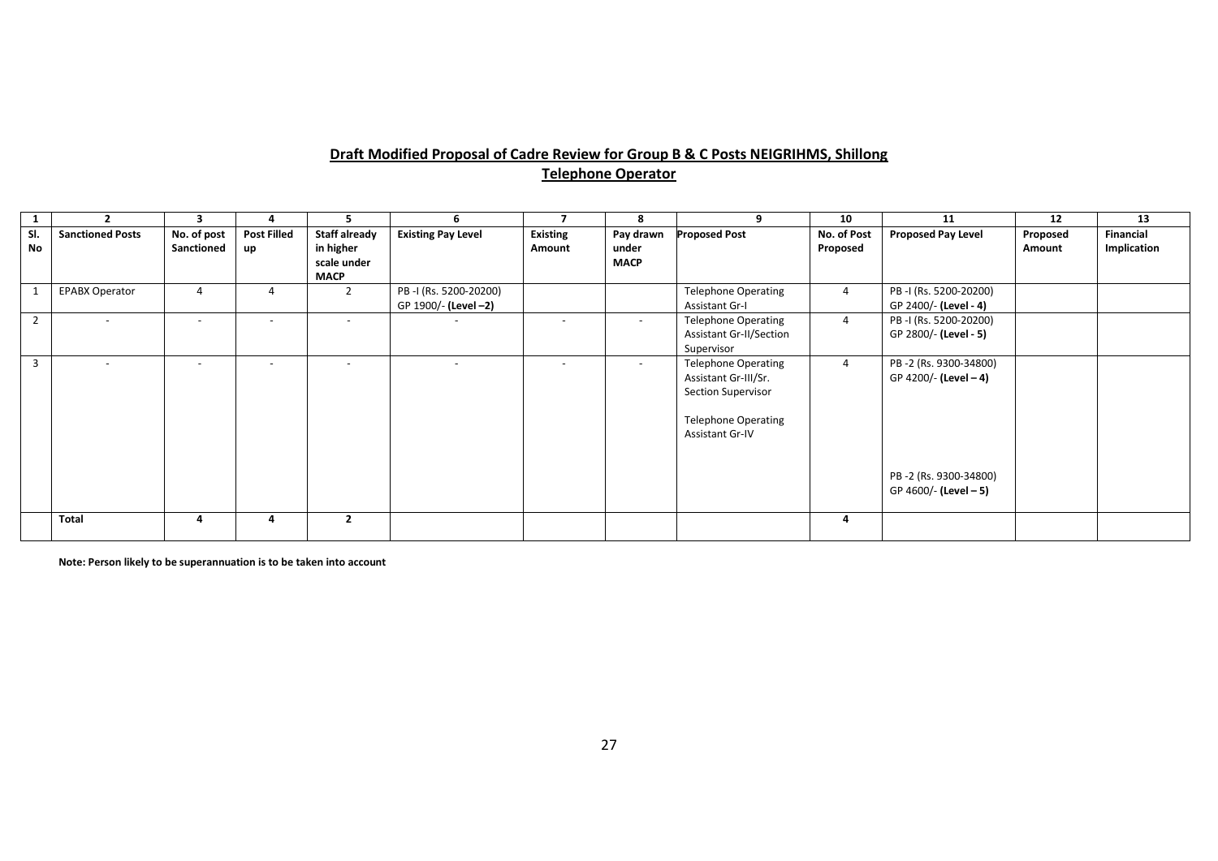## Draft Modified Proposal of Cadre Review for Group B & C Posts NEIGRIHMS, Shillong

### Telephone Operator

| 1 | 2 | 3 | 4 | 5 | 6 | 7 | 8 | 9 | 10 | 11 | 12 | 13 |
|---|---|---|---|---|---|---|---|---|---|---|---|---|
| **Sl. No** | **Sanctioned Posts** | **No. of post Sanctioned** | **Post Filled up** | **Staff already in higher scale under MACP** | **Existing Pay Level** | **Existing Amount** | **Pay drawn under MACP** | **Proposed Post** | **No. of Post Proposed** | **Proposed Pay Level** | **Proposed Amount** | **Financial Implication** |
| 1 | EPABX Operator | 4 | 4 | 2 | PB -I (Rs. 5200-20200) GP 1900/- **(Level –2)** | | | Telephone Operating Assistant Gr-I | 4 | PB -I (Rs. 5200-20200) GP 2400/- **(Level - 4)** | | |
| 2 | - | - | - | - | - | - | - | Telephone Operating Assistant Gr-II/Section Supervisor | 4 | PB -I (Rs. 5200-20200) GP 2800/- **(Level - 5)** | | |
| 3 | - | - | - | - | - | - | - | Telephone Operating Assistant Gr-III/Sr. Section Supervisor<br><br>Telephone Operating Assistant Gr-IV | 4 | PB -2 (Rs. 9300-34800) GP 4200/- **(Level – 4)**<br><br>PB -2 (Rs. 9300-34800) GP 4600/- **(Level – 5)** | | |
| | **Total** | **4** | **4** | **2** | | | | | **4** | | | |

**Note: Person likely to be superannuation is to be taken into account**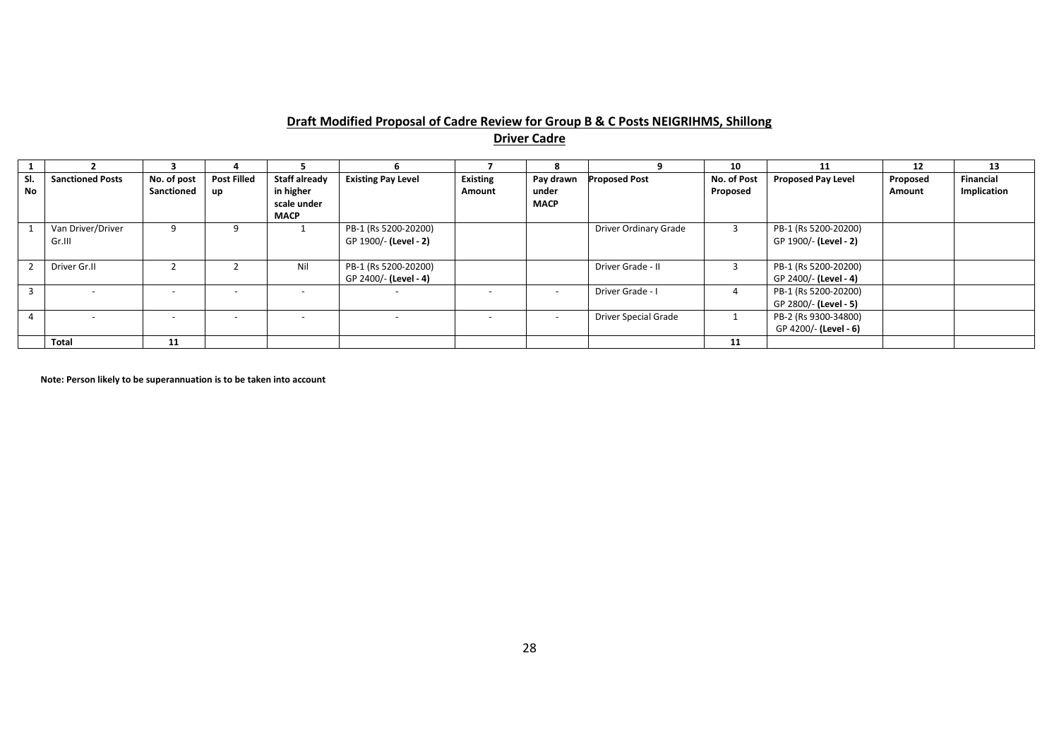**Draft Modified Proposal of Cadre Review for Group B & C Posts NEIGRIHMS, Shillong**

**Driver Cadre**

| 1 | 2 | 3 | 4 | 5 | 6 | 7 | 8 | 9 | 10 | 11 | 12 | 13 |
|---|---|---|---|---|---|---|---|---|---|---|---|---|
| **Sl. No** | **Sanctioned Posts** | **No. of post Sanctioned** | **Post Filled up** | **Staff already in higher scale under MACP** | **Existing Pay Level** | **Existing Amount** | **Pay drawn under MACP** | **Proposed Post** | **No. of Post Proposed** | **Proposed Pay Level** | **Proposed Amount** | **Financial Implication** |
| 1 | Van Driver/Driver Gr.III | 9 | 9 | 1 | PB-1 (Rs 5200-20200) GP 1900/- **(Level - 2)** | | | Driver Ordinary Grade | 3 | PB-1 (Rs 5200-20200) GP 1900/- **(Level - 2)** | | |
| 2 | Driver Gr.II | 2 | 2 | Nil | PB-1 (Rs 5200-20200) GP 2400/- **(Level - 4)** | | | Driver Grade - II | 3 | PB-1 (Rs 5200-20200) GP 2400/- **(Level - 4)** | | |
| 3 | - | - | - | - | - | - | - | Driver Grade - I | 4 | PB-1 (Rs 5200-20200) GP 2800/- **(Level - 5)** | | |
| 4 | - | - | - | - | - | - | - | Driver Special Grade | 1 | PB-2 (Rs 9300-34800) GP 4200/- **(Level - 6)** | | |
| | **Total** | **11** | | | | | | | **11** | | | |

**Note: Person likely to be superannuation is to be taken into account**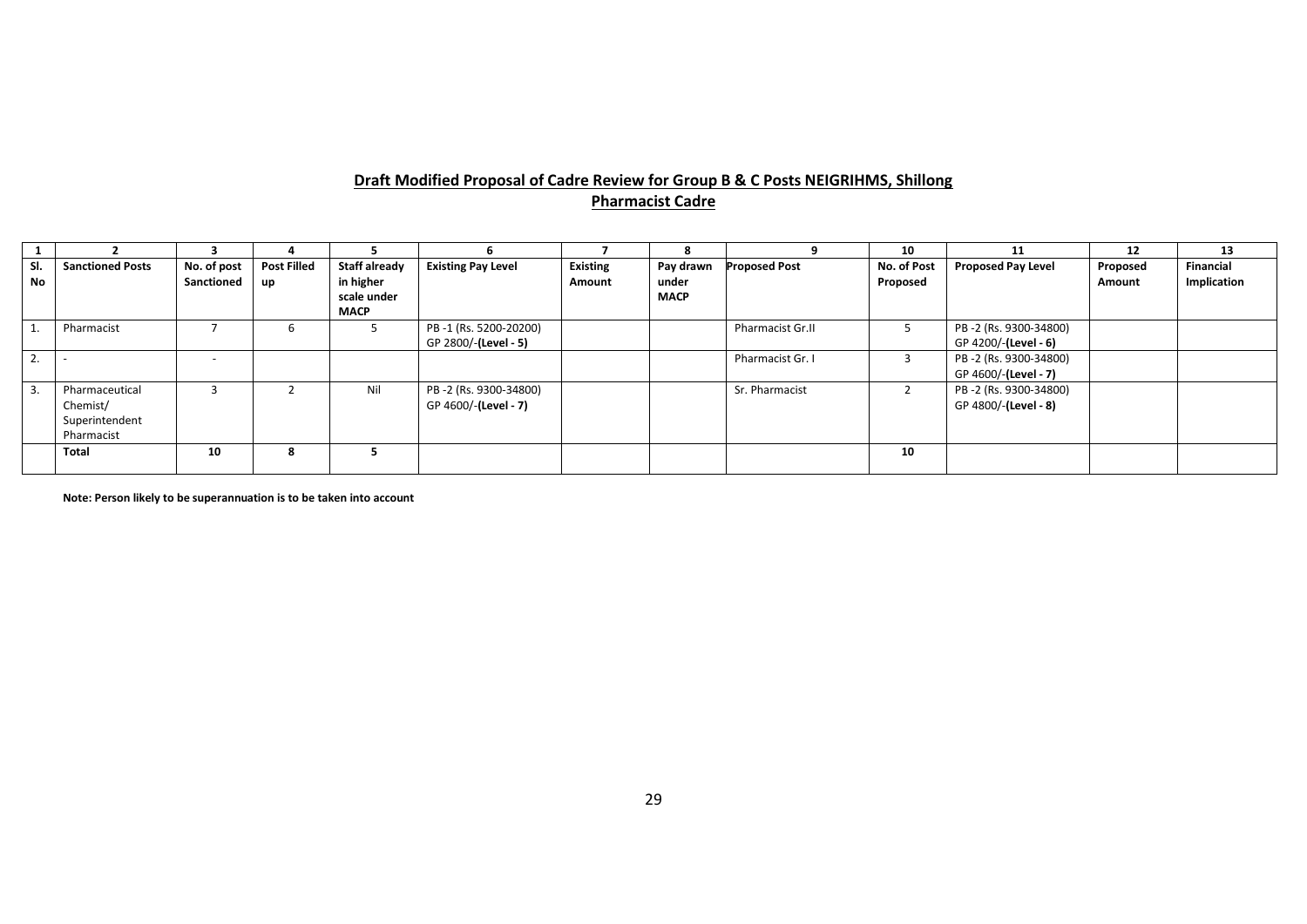**Draft Modified Proposal of Cadre Review for Group B & C Posts NEIGRIHMS, Shillong**

**Pharmacist Cadre**

| 1 | 2 | 3 | 4 | 5 | 6 | 7 | 8 | 9 | 10 | 11 | 12 | 13 |
|---|---|---|---|---|---|---|---|---|---|---|---|---|
| **Sl. No** | **Sanctioned Posts** | **No. of post Sanctioned** | **Post Filled up** | **Staff already in higher scale under MACP** | **Existing Pay Level** | **Existing Amount** | **Pay drawn under MACP** | **Proposed Post** | **No. of Post Proposed** | **Proposed Pay Level** | **Proposed Amount** | **Financial Implication** |
| 1. | Pharmacist | 7 | 6 | 5 | PB -1 (Rs. 5200-20200) GP 2800/-**(Level - 5)** | | | Pharmacist Gr.II | 5 | PB -2 (Rs. 9300-34800) GP 4200/-**(Level - 6)** | | |
| 2. | - | - | | | | | | Pharmacist Gr. I | 3 | PB -2 (Rs. 9300-34800) GP 4600/-**(Level - 7)** | | |
| 3. | Pharmaceutical Chemist/ Superintendent Pharmacist | 3 | 2 | Nil | PB -2 (Rs. 9300-34800) GP 4600/-**(Level - 7)** | | | Sr. Pharmacist | 2 | PB -2 (Rs. 9300-34800) GP 4800/-**(Level - 8)** | | |
| | **Total** | **10** | **8** | **5** | | | | | **10** | | | |

**Note: Person likely to be superannuation is to be taken into account**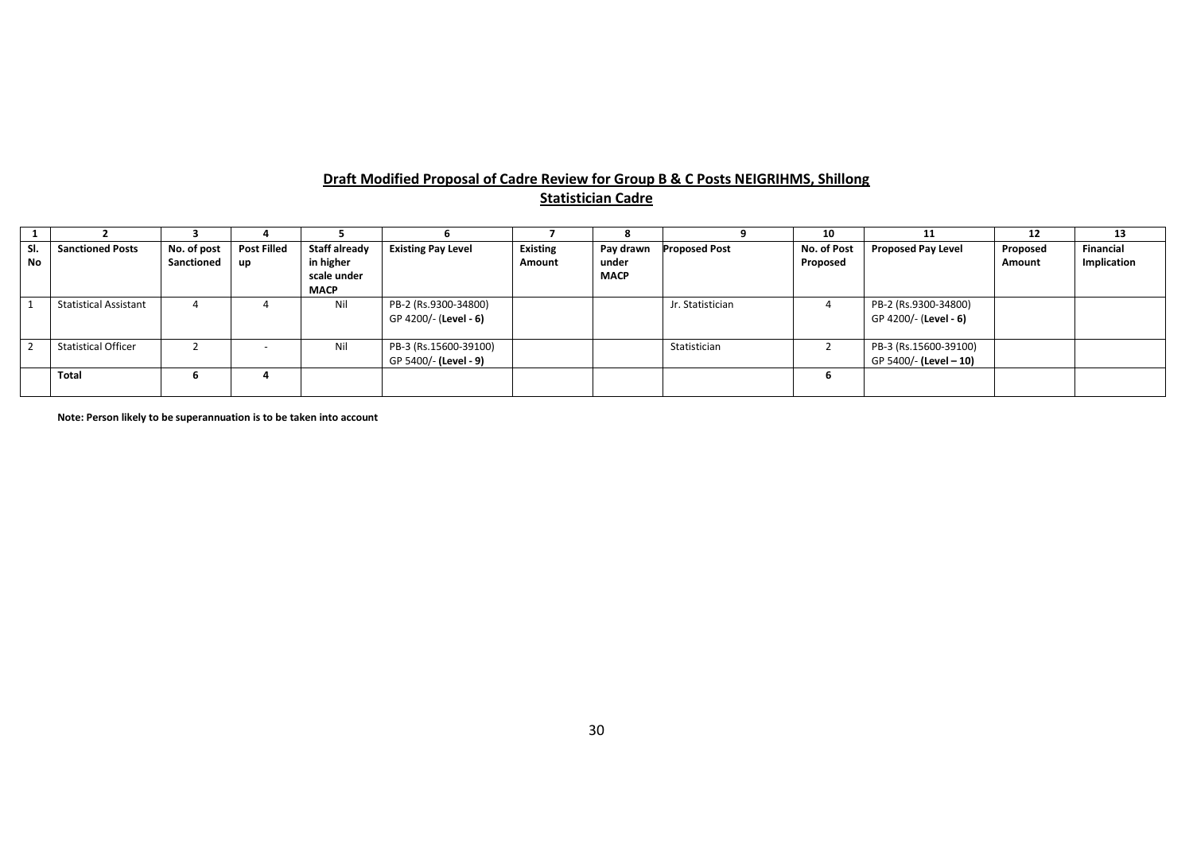**Draft Modified Proposal of Cadre Review for Group B & C Posts NEIGRIHMS, Shillong**

**Statistician Cadre**

| 1 | 2 | 3 | 4 | 5 | 6 | 7 | 8 | 9 | 10 | 11 | 12 | 13 |
|---|---|---|---|---|---|---|---|---|---|---|---|---|
| **Sl. No** | **Sanctioned Posts** | **No. of post Sanctioned** | **Post Filled up** | **Staff already in higher scale under MACP** | **Existing Pay Level** | **Existing Amount** | **Pay drawn under MACP** | **Proposed Post** | **No. of Post Proposed** | **Proposed Pay Level** | **Proposed Amount** | **Financial Implication** |
| 1 | Statistical Assistant | 4 | 4 | Nil | PB-2 (Rs.9300-34800) GP 4200/- (**Level - 6)** | | | Jr. Statistician | 4 | PB-2 (Rs.9300-34800) GP 4200/- (**Level - 6)** | | |
| 2 | Statistical Officer | 2 | - | Nil | PB-3 (Rs.15600-39100) GP 5400/- **(Level - 9)** | | | Statistician | 2 | PB-3 (Rs.15600-39100) GP 5400/- **(Level – 10)** | | |
| | **Total** | **6** | **4** | | | | | | **6** | | | |

**Note: Person likely to be superannuation is to be taken into account**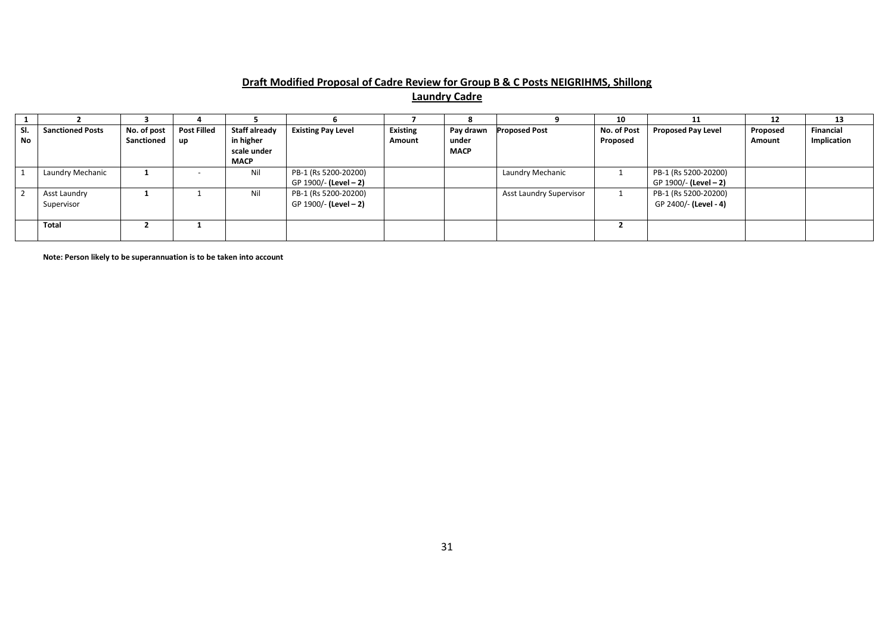**Draft Modified Proposal of Cadre Review for Group B & C Posts NEIGRIHMS, Shillong**

**Laundry Cadre**

| 1 | 2 | 3 | 4 | 5 | 6 | 7 | 8 | 9 | 10 | 11 | 12 | 13 |
|---|---|---|---|---|---|---|---|---|---|---|---|---|
| **Sl. No** | **Sanctioned Posts** | **No. of post Sanctioned** | **Post Filled up** | **Staff already in higher scale under MACP** | **Existing Pay Level** | **Existing Amount** | **Pay drawn under MACP** | **Proposed Post** | **No. of Post Proposed** | **Proposed Pay Level** | **Proposed Amount** | **Financial Implication** |
| 1 | Laundry Mechanic | **1** | - | Nil | PB-1 (Rs 5200-20200) GP 1900/- **(Level – 2)** | | | Laundry Mechanic | 1 | PB-1 (Rs 5200-20200) GP 1900/- **(Level – 2)** | | |
| 2 | Asst Laundry Supervisor | **1** | 1 | Nil | PB-1 (Rs 5200-20200) GP 1900/- **(Level – 2)** | | | Asst Laundry Supervisor | 1 | PB-1 (Rs 5200-20200) GP 2400/- **(Level - 4)** | | |
| | **Total** | **2** | **1** | | | | | | **2** | | | |

**Note: Person likely to be superannuation is to be taken into account**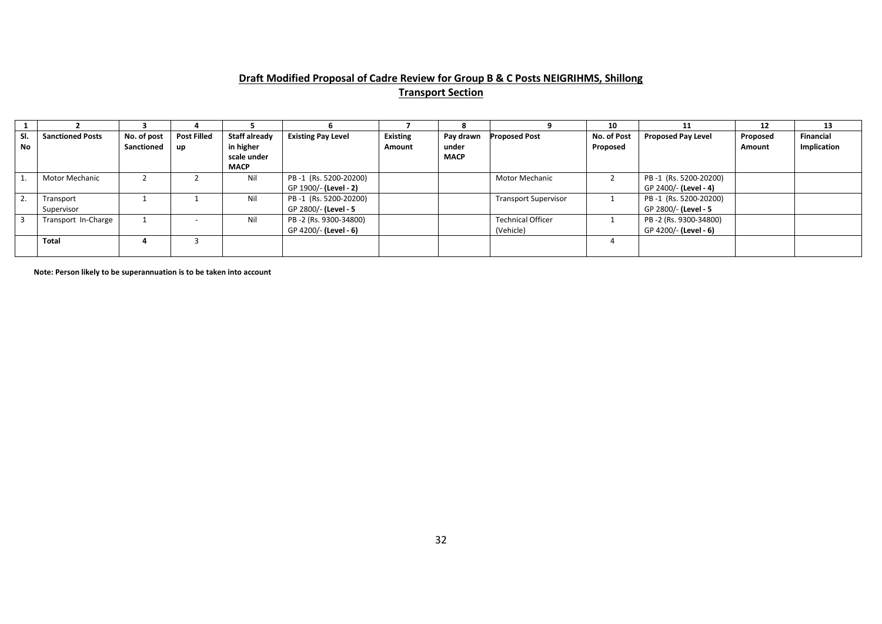**Draft Modified Proposal of Cadre Review for Group B & C Posts NEIGRIHMS, Shillong**

**Transport Section**

| 1 | 2 | 3 | 4 | 5 | 6 | 7 | 8 | 9 | 10 | 11 | 12 | 13 |
|---|---|---|---|---|---|---|---|---|---|---|---|---|
| **Sl. No** | **Sanctioned Posts** | **No. of post Sanctioned** | **Post Filled up** | **Staff already in higher scale under MACP** | **Existing Pay Level** | **Existing Amount** | **Pay drawn under MACP** | **Proposed Post** | **No. of Post Proposed** | **Proposed Pay Level** | **Proposed Amount** | **Financial Implication** |
| 1. | Motor Mechanic | 2 | 2 | Nil | PB -1 (Rs. 5200-20200) GP 1900/- **(Level - 2)** | | | Motor Mechanic | 2 | PB -1 (Rs. 5200-20200) GP 2400/- **(Level - 4)** | | |
| 2. | Transport Supervisor | 1 | 1 | Nil | PB -1 (Rs. 5200-20200) GP 2800/- **(Level - 5** | | | Transport Supervisor | 1 | PB -1 (Rs. 5200-20200) GP 2800/- **(Level - 5** | | |
| 3 | Transport In-Charge | 1 | - | Nil | PB -2 (Rs. 9300-34800) GP 4200/- **(Level - 6)** | | | Technical Officer (Vehicle) | 1 | PB -2 (Rs. 9300-34800) GP 4200/- **(Level - 6)** | | |
| | **Total** | **4** | 3 | | | | | | 4 | | | |

**Note: Person likely to be superannuation is to be taken into account**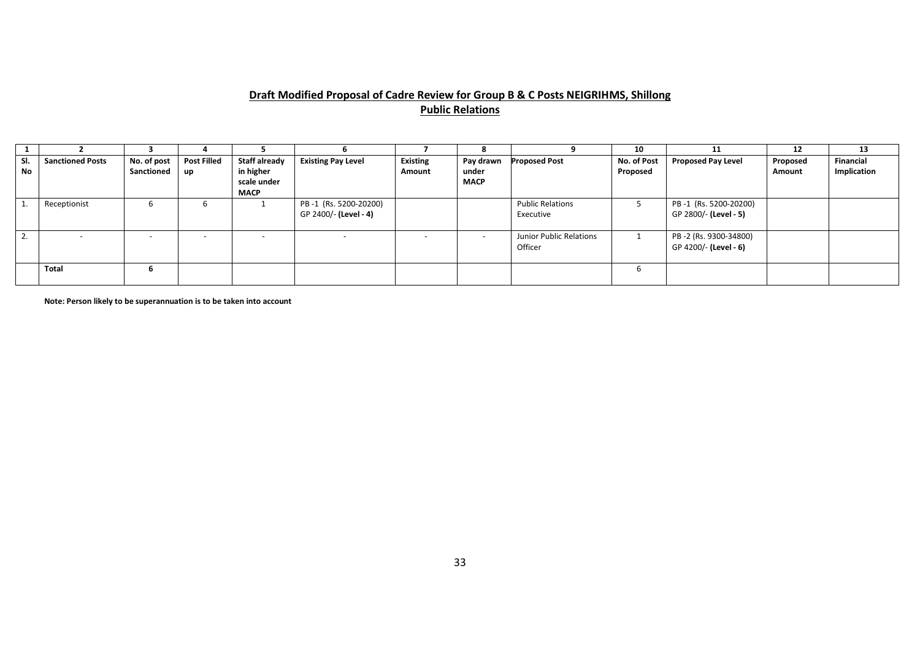**Draft Modified Proposal of Cadre Review for Group B & C Posts NEIGRIHMS, Shillong**

**Public Relations**

| 1 | 2 | 3 | 4 | 5 | 6 | 7 | 8 | 9 | 10 | 11 | 12 | 13 |
|---|---|---|---|---|---|---|---|---|---|---|---|---|
| **Sl. No** | **Sanctioned Posts** | **No. of post Sanctioned** | **Post Filled up** | **Staff already in higher scale under MACP** | **Existing Pay Level** | **Existing Amount** | **Pay drawn under MACP** | **Proposed Post** | **No. of Post Proposed** | **Proposed Pay Level** | **Proposed Amount** | **Financial Implication** |
| 1. | Receptionist | 6 | 6 | 1 | PB -1 (Rs. 5200-20200) GP 2400/- **(Level - 4)** | | | Public Relations Executive | 5 | PB -1 (Rs. 5200-20200) GP 2800/- **(Level - 5)** | | |
| 2. | - | - | - | - | - | - | - | Junior Public Relations Officer | 1 | PB -2 (Rs. 9300-34800) GP 4200/- **(Level - 6)** | | |
| | **Total** | **6** | | | | | | | 6 | | | |

**Note: Person likely to be superannuation is to be taken into account**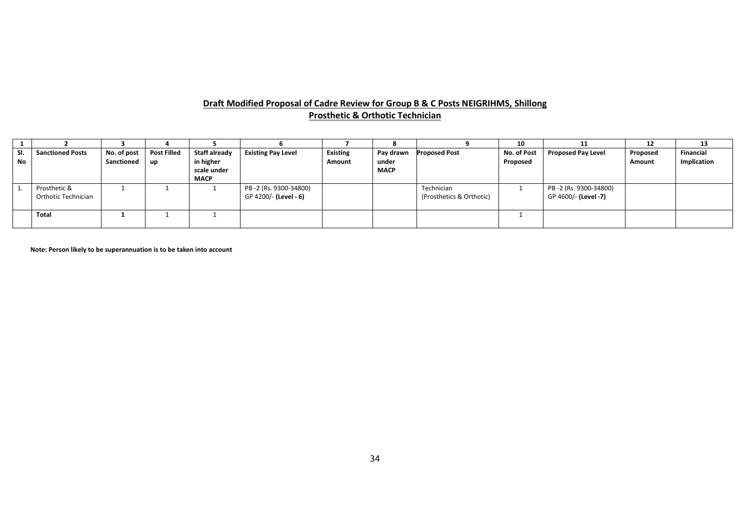**Draft Modified Proposal of Cadre Review for Group B & C Posts NEIGRIHMS, Shillong**

**Prosthetic & Orthotic Technician**

| 1 | 2 | 3 | 4 | 5 | 6 | 7 | 8 | 9 | 10 | 11 | 12 | 13 |
|---|---|---|---|---|---|---|---|---|---|---|---|---|
| **Sl. No** | **Sanctioned Posts** | **No. of post Sanctioned** | **Post Filled up** | **Staff already in higher scale under MACP** | **Existing Pay Level** | **Existing Amount** | **Pay drawn under MACP** | **Proposed Post** | **No. of Post Proposed** | **Proposed Pay Level** | **Proposed Amount** | **Financial Implication** |
| 1. | Prosthetic & Orthotic Technician | 1 | 1 | 1 | PB -2 (Rs. 9300-34800) GP 4200/- **(Level - 6)** | | | Technician (Prosthetics & Orthotic) | 1 | PB -2 (Rs. 9300-34800) GP 4600/- **(Level -7)** | | |
| | **Total** | **1** | 1 | 1 | | | | | 1 | | | |

**Note: Person likely to be superannuation is to be taken into account**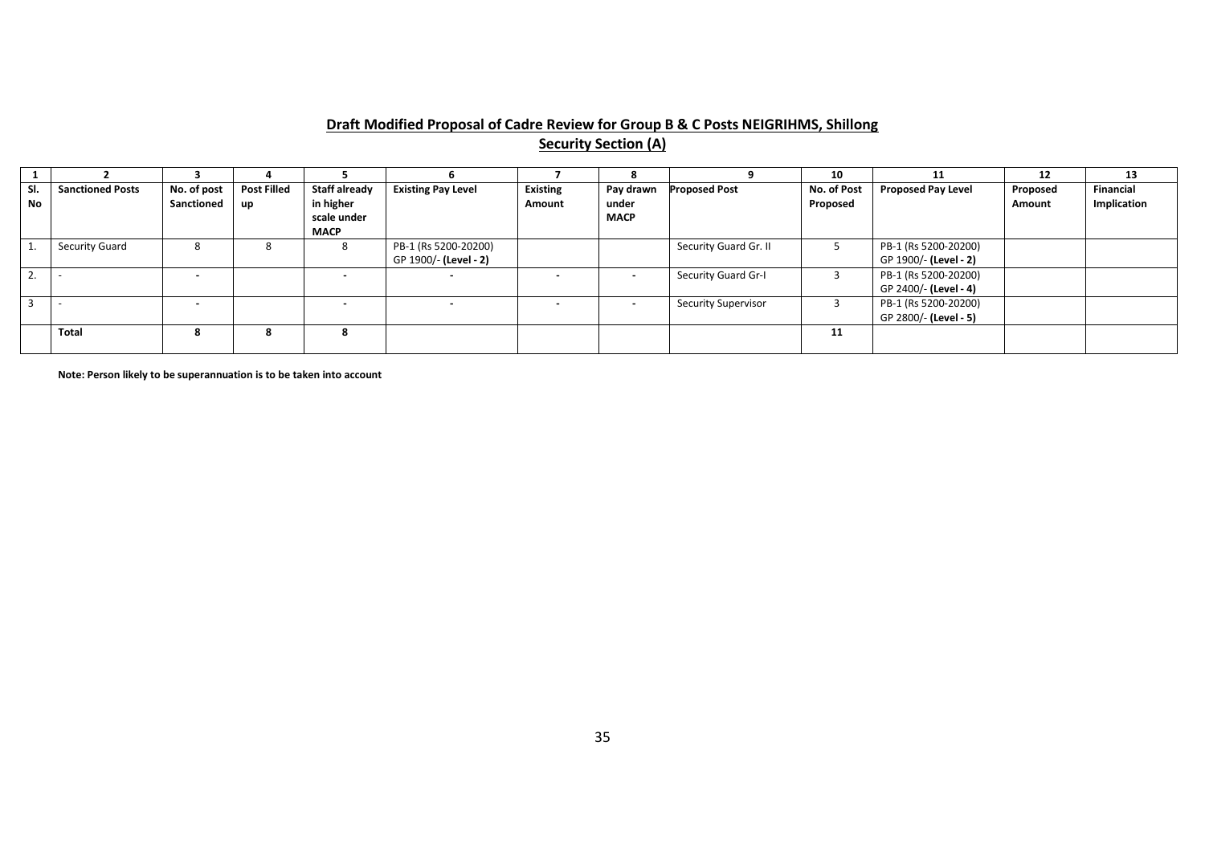**Draft Modified Proposal of Cadre Review for Group B & C Posts NEIGRIHMS, Shillong**

**Security Section (A)**

| 1 | 2 | 3 | 4 | 5 | 6 | 7 | 8 | 9 | 10 | 11 | 12 | 13 |
|---|---|---|---|---|---|---|---|---|---|---|---|---|
| **Sl. No** | **Sanctioned Posts** | **No. of post Sanctioned** | **Post Filled up** | **Staff already in higher scale under MACP** | **Existing Pay Level** | **Existing Amount** | **Pay drawn under MACP** | **Proposed Post** | **No. of Post Proposed** | **Proposed Pay Level** | **Proposed Amount** | **Financial Implication** |
| 1. | Security Guard | 8 | 8 | 8 | PB-1 (Rs 5200-20200) GP 1900/- **(Level - 2)** | | | Security Guard Gr. II | 5 | PB-1 (Rs 5200-20200) GP 1900/- **(Level - 2)** | | |
| 2. | - | - | | - | - | - | - | Security Guard Gr-I | 3 | PB-1 (Rs 5200-20200) GP 2400/- **(Level - 4)** | | |
| 3 | - | - | | - | - | - | - | Security Supervisor | 3 | PB-1 (Rs 5200-20200) GP 2800/- **(Level - 5)** | | |
| | **Total** | **8** | **8** | **8** | | | | | **11** | | | |

**Note: Person likely to be superannuation is to be taken into account**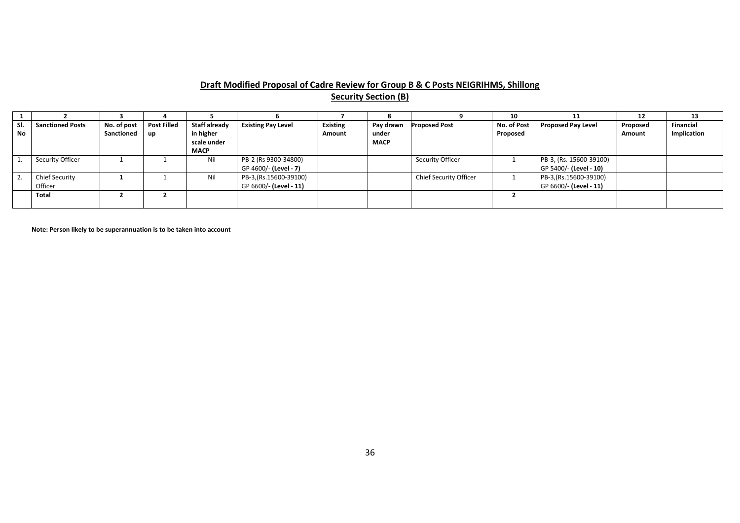**Draft Modified Proposal of Cadre Review for Group B & C Posts NEIGRIHMS, Shillong**

**Security Section (B)**

| 1 | 2 | 3 | 4 | 5 | 6 | 7 | 8 | 9 | 10 | 11 | 12 | 13 |
|---|---|---|---|---|---|---|---|---|---|---|---|---|
| **Sl. No** | **Sanctioned Posts** | **No. of post Sanctioned** | **Post Filled up** | **Staff already in higher scale under MACP** | **Existing Pay Level** | **Existing Amount** | **Pay drawn under MACP** | **Proposed Post** | **No. of Post Proposed** | **Proposed Pay Level** | **Proposed Amount** | **Financial Implication** |
| 1. | Security Officer | 1 | 1 | Nil | PB-2 (Rs 9300-34800) GP 4600/- **(Level - 7)** | | | Security Officer | 1 | PB-3, (Rs. 15600-39100) GP 5400/- **(Level - 10)** | | |
| 2. | Chief Security Officer | **1** | 1 | Nil | PB-3,(Rs.15600-39100) GP 6600/- **(Level - 11)** | | | Chief Security Officer | 1 | PB-3,(Rs.15600-39100) GP 6600/- **(Level - 11)** | | |
| | **Total** | **2** | **2** | | | | | | **2** | | | |

**Note: Person likely to be superannuation is to be taken into account**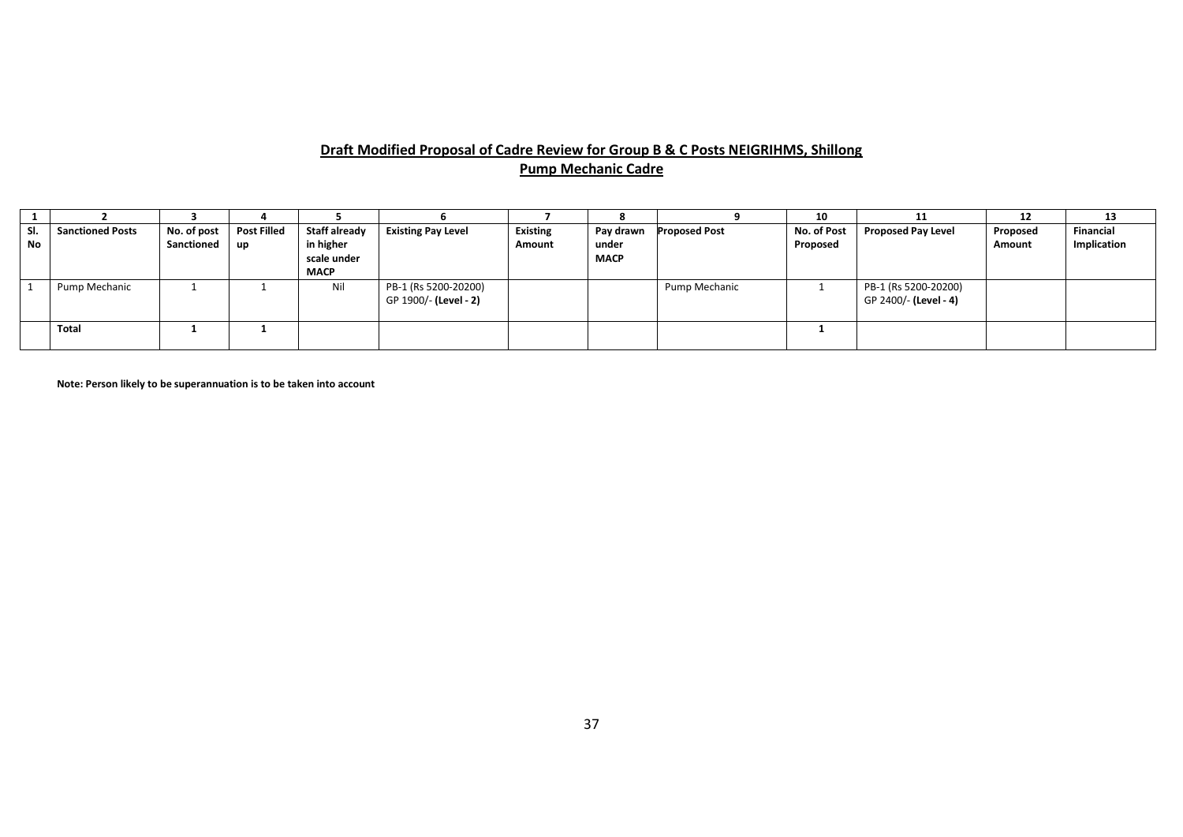**Draft Modified Proposal of Cadre Review for Group B & C Posts NEIGRIHMS, Shillong**

**Pump Mechanic Cadre**

| 1 | 2 | 3 | 4 | 5 | 6 | 7 | 8 | 9 | 10 | 11 | 12 | 13 |
|---|---|---|---|---|---|---|---|---|---|---|---|---|
| **Sl. No** | **Sanctioned Posts** | **No. of post Sanctioned** | **Post Filled up** | **Staff already in higher scale under MACP** | **Existing Pay Level** | **Existing Amount** | **Pay drawn under MACP** | **Proposed Post** | **No. of Post Proposed** | **Proposed Pay Level** | **Proposed Amount** | **Financial Implication** |
| 1 | Pump Mechanic | 1 | 1 | Nil | PB-1 (Rs 5200-20200) GP 1900/- **(Level - 2)** | | | Pump Mechanic | 1 | PB-1 (Rs 5200-20200) GP 2400/- **(Level - 4)** | | |
| | **Total** | **1** | **1** | | | | | | **1** | | | |

**Note: Person likely to be superannuation is to be taken into account**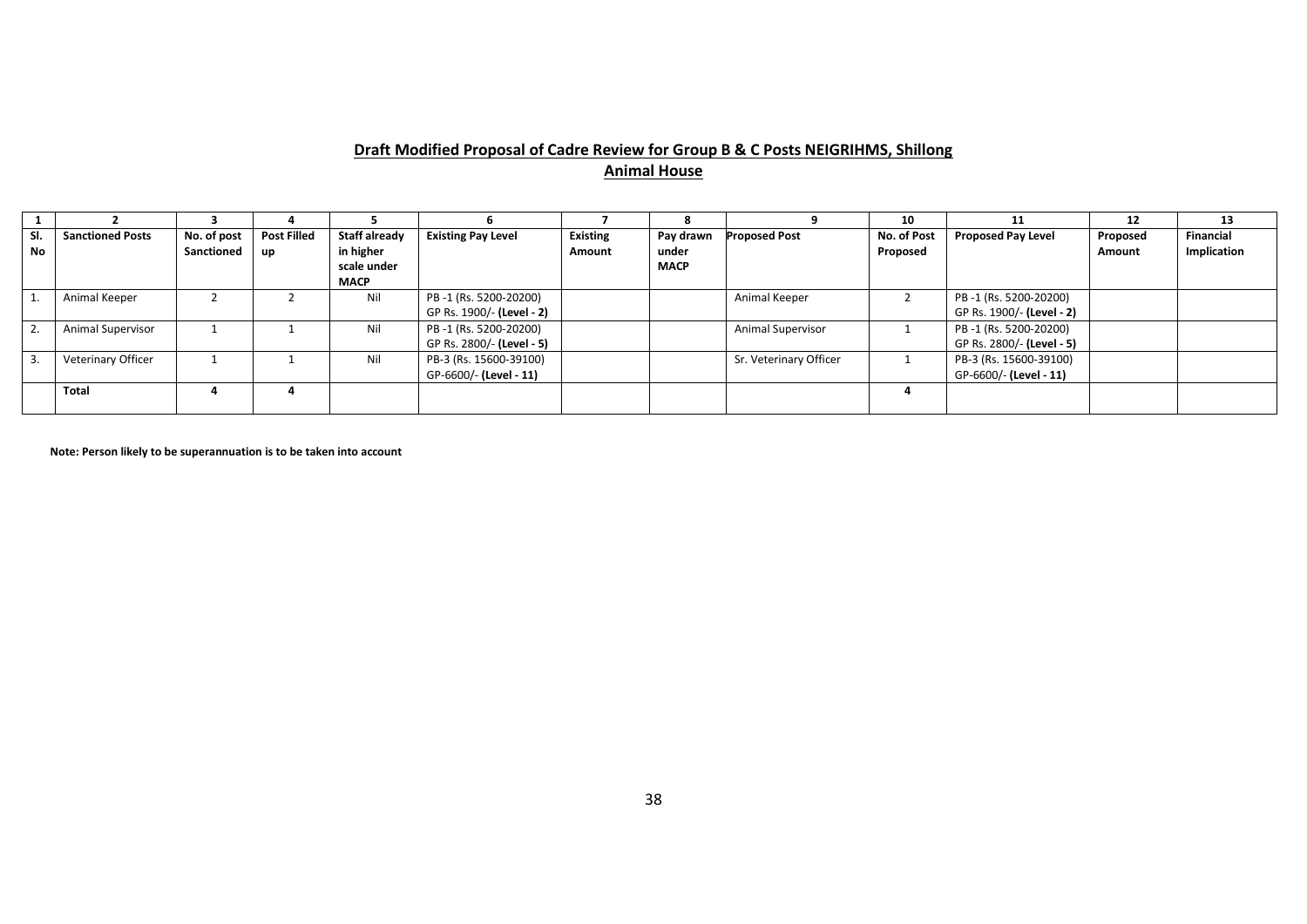**Draft Modified Proposal of Cadre Review for Group B & C Posts NEIGRIHMS, Shillong**

**Animal House**

| 1 | 2 | 3 | 4 | 5 | 6 | 7 | 8 | 9 | 10 | 11 | 12 | 13 |
|---|---|---|---|---|---|---|---|---|---|---|---|---|
| **Sl. No** | **Sanctioned Posts** | **No. of post Sanctioned** | **Post Filled up** | **Staff already in higher scale under MACP** | **Existing Pay Level** | **Existing Amount** | **Pay drawn under MACP** | **Proposed Post** | **No. of Post Proposed** | **Proposed Pay Level** | **Proposed Amount** | **Financial Implication** |
| 1. | Animal Keeper | 2 | 2 | Nil | PB -1 (Rs. 5200-20200) GP Rs. 1900/- **(Level - 2)** | | | Animal Keeper | 2 | PB -1 (Rs. 5200-20200) GP Rs. 1900/- **(Level - 2)** | | |
| 2. | Animal Supervisor | 1 | 1 | Nil | PB -1 (Rs. 5200-20200) GP Rs. 2800/- **(Level - 5)** | | | Animal Supervisor | 1 | PB -1 (Rs. 5200-20200) GP Rs. 2800/- **(Level - 5)** | | |
| 3. | Veterinary Officer | 1 | 1 | Nil | PB-3 (Rs. 15600-39100) GP-6600/- **(Level - 11)** | | | Sr. Veterinary Officer | 1 | PB-3 (Rs. 15600-39100) GP-6600/- **(Level - 11)** | | |
| | **Total** | **4** | **4** | | | | | | **4** | | | |

**Note: Person likely to be superannuation is to be taken into account**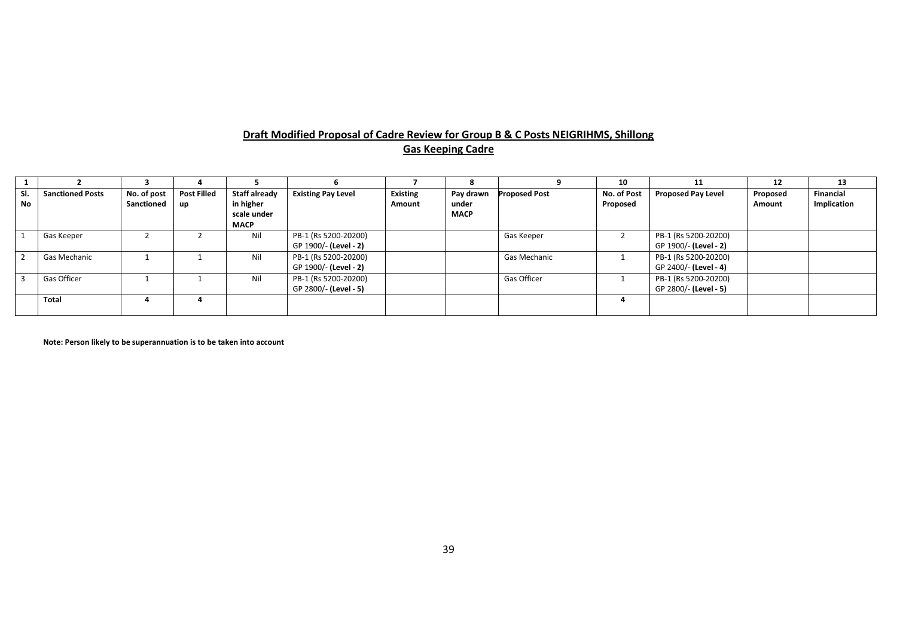**Draft Modified Proposal of Cadre Review for Group B & C Posts NEIGRIHMS, Shillong**

**Gas Keeping Cadre**

| 1 | 2 | 3 | 4 | 5 | 6 | 7 | 8 | 9 | 10 | 11 | 12 | 13 |
|---|---|---|---|---|---|---|---|---|---|---|---|---|
| **Sl. No** | **Sanctioned Posts** | **No. of post Sanctioned** | **Post Filled up** | **Staff already in higher scale under MACP** | **Existing Pay Level** | **Existing Amount** | **Pay drawn under MACP** | **Proposed Post** | **No. of Post Proposed** | **Proposed Pay Level** | **Proposed Amount** | **Financial Implication** |
| 1 | Gas Keeper | 2 | 2 | Nil | PB-1 (Rs 5200-20200) GP 1900/- **(Level - 2)** | | | Gas Keeper | 2 | PB-1 (Rs 5200-20200) GP 1900/- **(Level - 2)** | | |
| 2 | Gas Mechanic | 1 | 1 | Nil | PB-1 (Rs 5200-20200) GP 1900/- **(Level - 2)** | | | Gas Mechanic | 1 | PB-1 (Rs 5200-20200) GP 2400/- **(Level - 4)** | | |
| 3 | Gas Officer | 1 | 1 | Nil | PB-1 (Rs 5200-20200) GP 2800/- **(Level - 5)** | | | Gas Officer | 1 | PB-1 (Rs 5200-20200) GP 2800/- **(Level - 5)** | | |
| | **Total** | **4** | **4** | | | | | | **4** | | | |

**Note: Person likely to be superannuation is to be taken into account**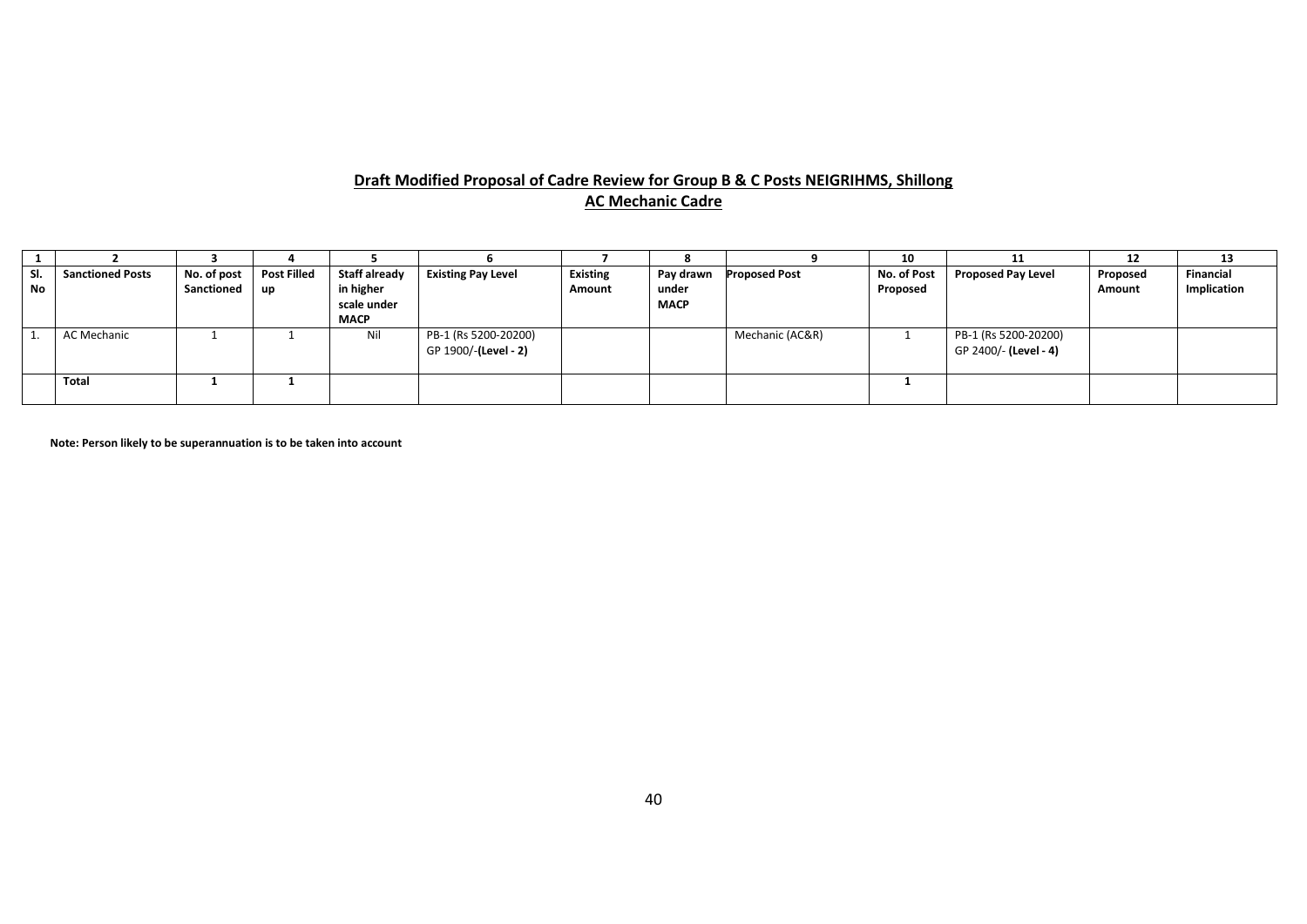**Draft Modified Proposal of Cadre Review for Group B & C Posts NEIGRIHMS, Shillong**

**AC Mechanic Cadre**

| 1 | 2 | 3 | 4 | 5 | 6 | 7 | 8 | 9 | 10 | 11 | 12 | 13 |
|---|---|---|---|---|---|---|---|---|---|---|---|---|
| **Sl. No** | **Sanctioned Posts** | **No. of post Sanctioned** | **Post Filled up** | **Staff already in higher scale under MACP** | **Existing Pay Level** | **Existing Amount** | **Pay drawn under MACP** | **Proposed Post** | **No. of Post Proposed** | **Proposed Pay Level** | **Proposed Amount** | **Financial Implication** |
| 1. | AC Mechanic | 1 | 1 | Nil | PB-1 (Rs 5200-20200) GP 1900/-**(Level - 2)** | | | Mechanic (AC&R) | 1 | PB-1 (Rs 5200-20200) GP 2400/- **(Level - 4)** | | |
| | **Total** | **1** | **1** | | | | | | **1** | | | |

**Note: Person likely to be superannuation is to be taken into account**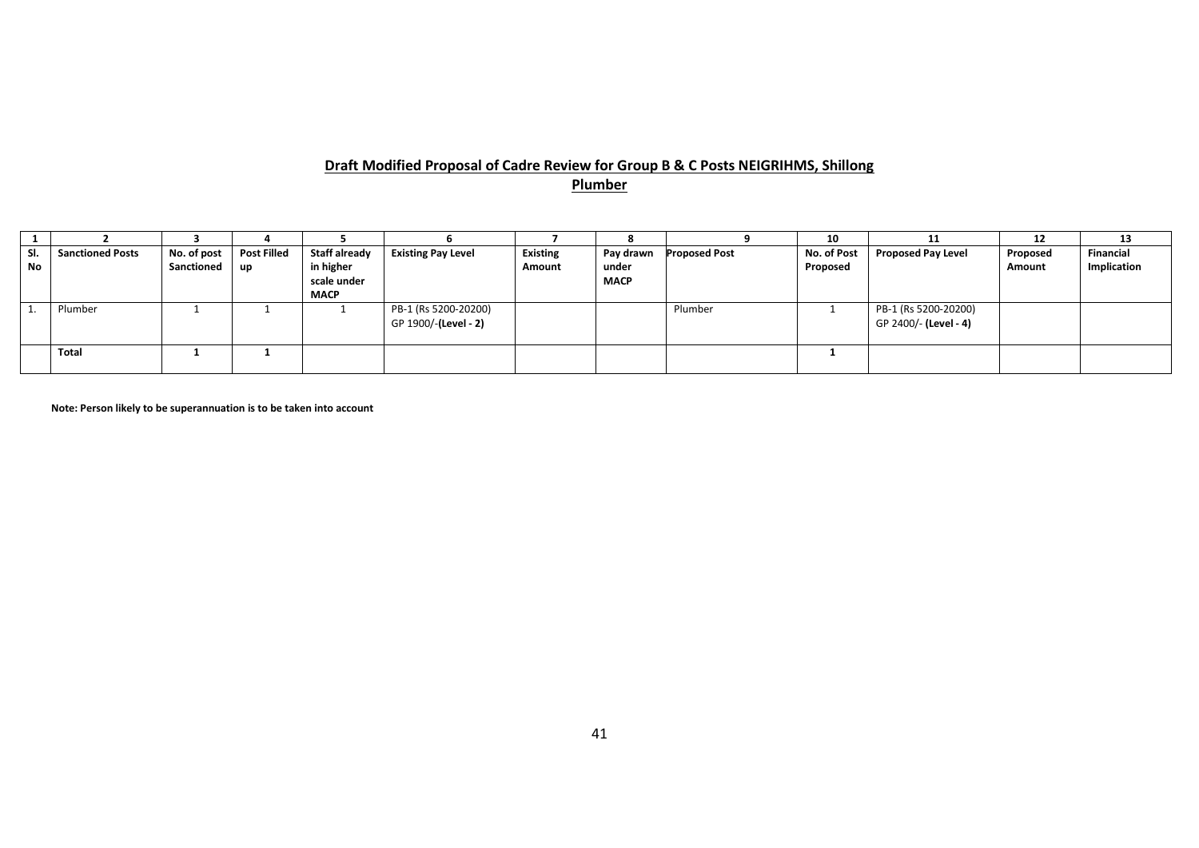**Draft Modified Proposal of Cadre Review for Group B & C Posts NEIGRIHMS, Shillong**

**Plumber**

| 1 | 2 | 3 | 4 | 5 | 6 | 7 | 8 | 9 | 10 | 11 | 12 | 13 |
|---|---|---|---|---|---|---|---|---|---|---|---|---|
| **Sl. No** | **Sanctioned Posts** | **No. of post Sanctioned** | **Post Filled up** | **Staff already in higher scale under MACP** | **Existing Pay Level** | **Existing Amount** | **Pay drawn under MACP** | **Proposed Post** | **No. of Post Proposed** | **Proposed Pay Level** | **Proposed Amount** | **Financial Implication** |
| 1. | Plumber | 1 | 1 | 1 | PB-1 (Rs 5200-20200) GP 1900/-**(Level - 2)** | | | Plumber | 1 | PB-1 (Rs 5200-20200) GP 2400/- **(Level - 4)** | | |
| | **Total** | **1** | **1** | | | | | | **1** | | | |

**Note: Person likely to be superannuation is to be taken into account**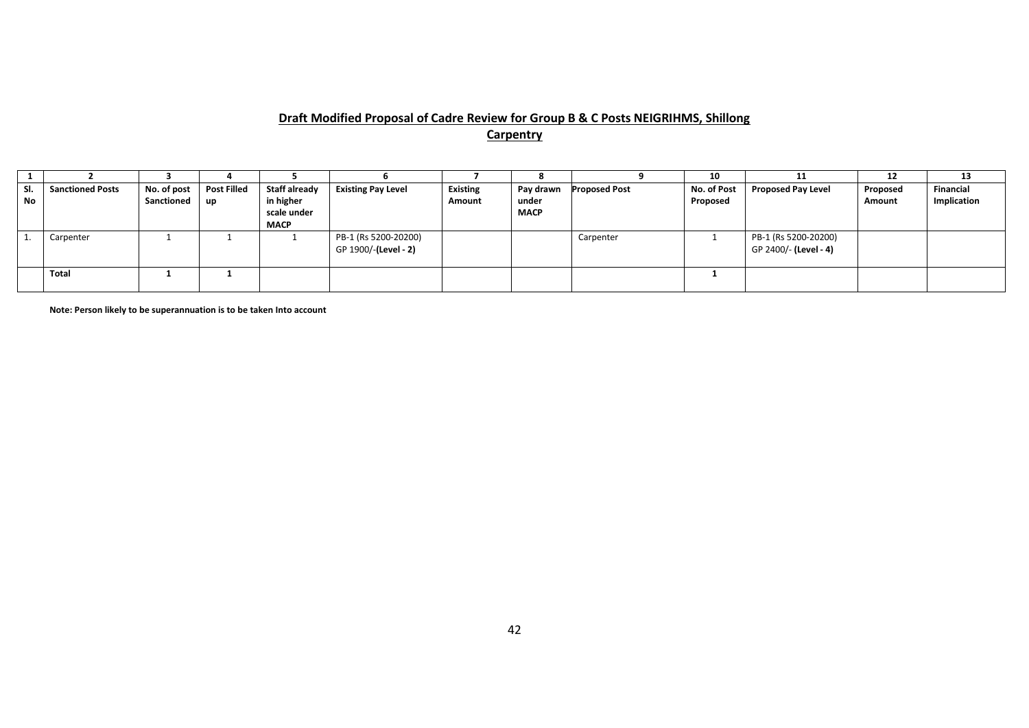**Draft Modified Proposal of Cadre Review for Group B & C Posts NEIGRIHMS, Shillong**

**Carpentry**

| 1 | 2 | 3 | 4 | 5 | 6 | 7 | 8 | 9 | 10 | 11 | 12 | 13 |
|---|---|---|---|---|---|---|---|---|---|---|---|---|
| **Sl. No** | **Sanctioned Posts** | **No. of post Sanctioned** | **Post Filled up** | **Staff already in higher scale under MACP** | **Existing Pay Level** | **Existing Amount** | **Pay drawn under MACP** | **Proposed Post** | **No. of Post Proposed** | **Proposed Pay Level** | **Proposed Amount** | **Financial Implication** |
| 1. | Carpenter | 1 | 1 | 1 | PB-1 (Rs 5200-20200) GP 1900/-**(Level - 2)** | | | Carpenter | 1 | PB-1 (Rs 5200-20200) GP 2400/- **(Level - 4)** | | |
| | **Total** | **1** | **1** | | | | | | **1** | | | |

**Note: Person likely to be superannuation is to be taken Into account**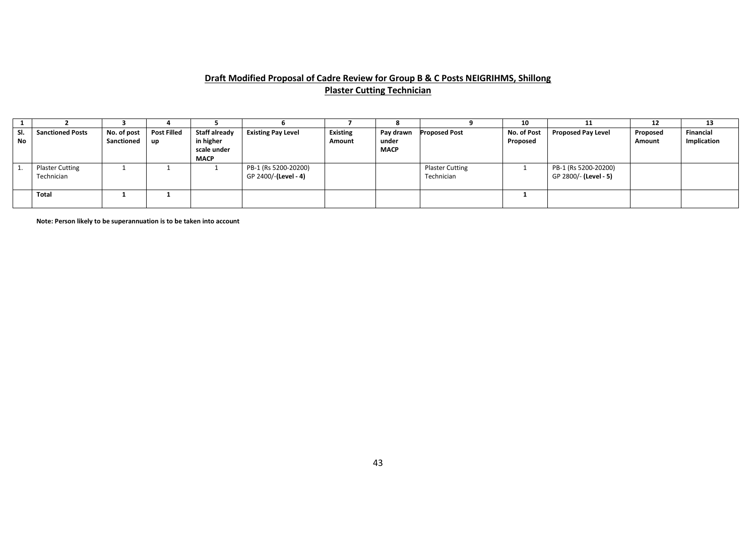## Draft Modified Proposal of Cadre Review for Group B & C Posts NEIGRIHMS, Shillong

## Plaster Cutting Technician

| 1 | 2 | 3 | 4 | 5 | 6 | 7 | 8 | 9 | 10 | 11 | 12 | 13 |
|---|---|---|---|---|---|---|---|---|---|---|---|---|
| **Sl. No** | **Sanctioned Posts** | **No. of post Sanctioned** | **Post Filled up** | **Staff already in higher scale under MACP** | **Existing Pay Level** | **Existing Amount** | **Pay drawn under MACP** | **Proposed Post** | **No. of Post Proposed** | **Proposed Pay Level** | **Proposed Amount** | **Financial Implication** |
| 1. | Plaster Cutting Technician | 1 | 1 | 1 | PB-1 (Rs 5200-20200) GP 2400/-**(Level - 4)** | | | Plaster Cutting Technician | 1 | PB-1 (Rs 5200-20200) GP 2800/- **(Level - 5)** | | |
| | **Total** | **1** | **1** | | | | | | **1** | | | |

**Note: Person likely to be superannuation is to be taken into account**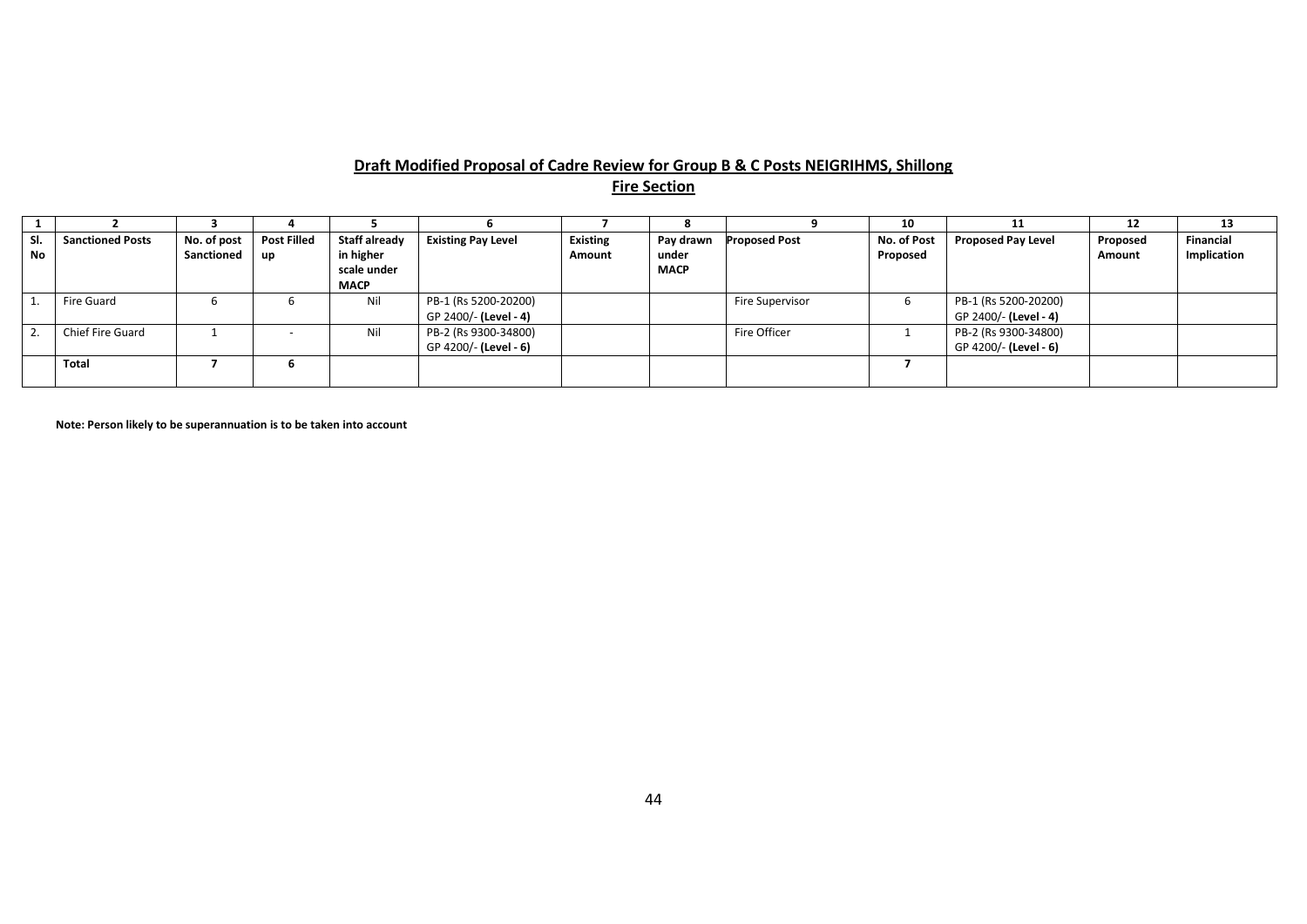**Draft Modified Proposal of Cadre Review for Group B & C Posts NEIGRIHMS, Shillong**

**Fire Section**

| 1 | 2 | 3 | 4 | 5 | 6 | 7 | 8 | 9 | 10 | 11 | 12 | 13 |
|---|---|---|---|---|---|---|---|---|---|---|---|---|
| **Sl. No** | **Sanctioned Posts** | **No. of post Sanctioned** | **Post Filled up** | **Staff already in higher scale under MACP** | **Existing Pay Level** | **Existing Amount** | **Pay drawn under MACP** | **Proposed Post** | **No. of Post Proposed** | **Proposed Pay Level** | **Proposed Amount** | **Financial Implication** |
| 1. | Fire Guard | 6 | 6 | Nil | PB-1 (Rs 5200-20200) GP 2400/- **(Level - 4)** | | | Fire Supervisor | 6 | PB-1 (Rs 5200-20200) GP 2400/- **(Level - 4)** | | |
| 2. | Chief Fire Guard | 1 | - | Nil | PB-2 (Rs 9300-34800) GP 4200/- **(Level - 6)** | | | Fire Officer | 1 | PB-2 (Rs 9300-34800) GP 4200/- **(Level - 6)** | | |
| | **Total** | **7** | **6** | | | | | | **7** | | | |

**Note: Person likely to be superannuation is to be taken into account**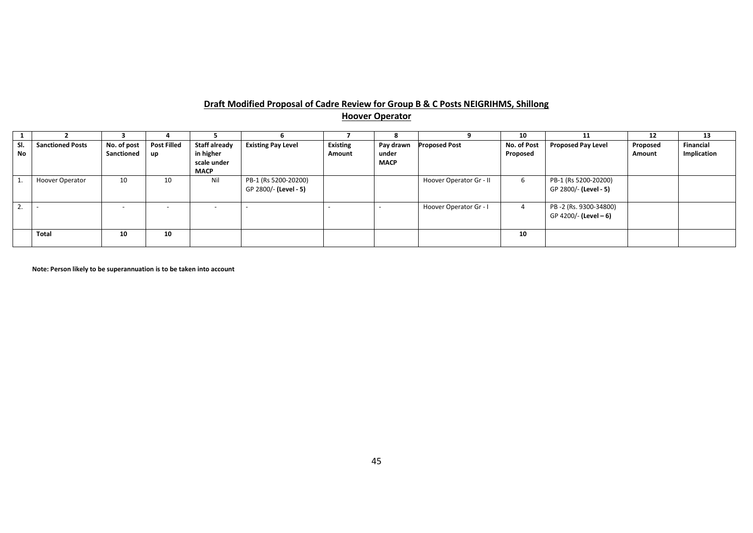## Draft Modified Proposal of Cadre Review for Group B & C Posts NEIGRIHMS, Shillong

### Hoover Operator

| 1 | 2 | 3 | 4 | 5 | 6 | 7 | 8 | 9 | 10 | 11 | 12 | 13 |
|---|---|---|---|---|---|---|---|---|---|---|---|---|
| **Sl. No** | **Sanctioned Posts** | **No. of post Sanctioned** | **Post Filled up** | **Staff already in higher scale under MACP** | **Existing Pay Level** | **Existing Amount** | **Pay drawn under MACP** | **Proposed Post** | **No. of Post Proposed** | **Proposed Pay Level** | **Proposed Amount** | **Financial Implication** |
| 1. | Hoover Operator | 10 | 10 | Nil | PB-1 (Rs 5200-20200) GP 2800/- **(Level - 5)** | | | Hoover Operator Gr - II | 6 | PB-1 (Rs 5200-20200) GP 2800/- **(Level - 5)** | | |
| 2. | - | - | - | - | - | - | - | Hoover Operator Gr - I | 4 | PB -2 (Rs. 9300-34800) GP 4200/- **(Level – 6)** | | |
| | **Total** | **10** | **10** | | | | | | **10** | | | |

**Note: Person likely to be superannuation is to be taken into account**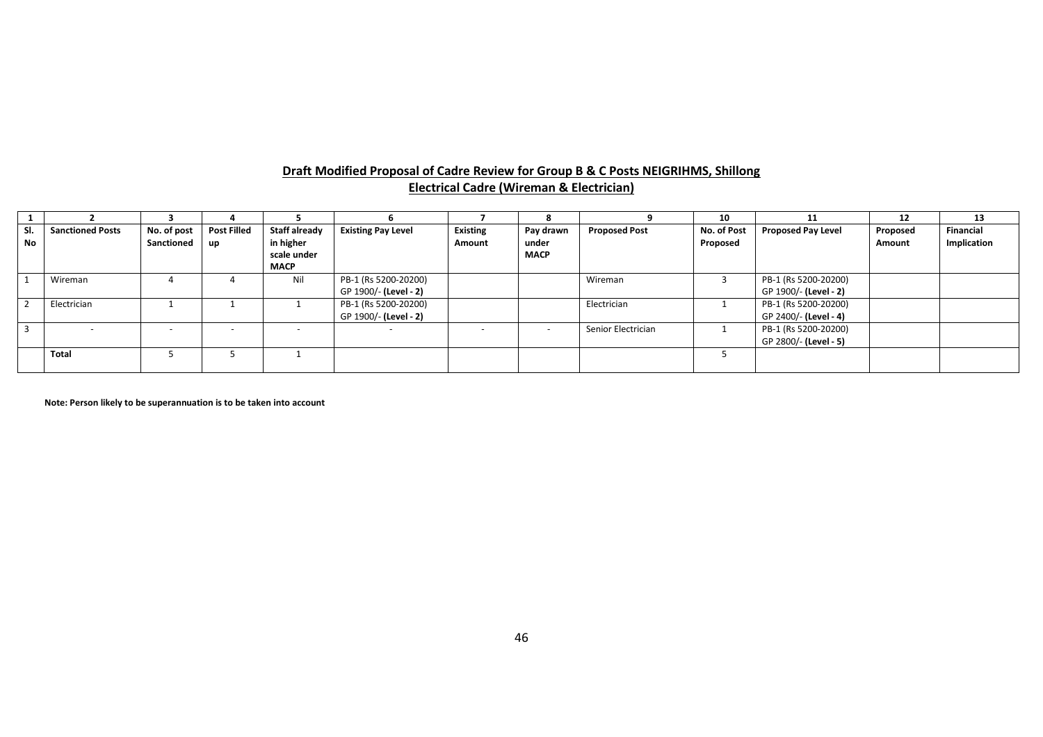## Draft Modified Proposal of Cadre Review for Group B & C Posts NEIGRIHMS, Shillong

### Electrical Cadre (Wireman & Electrician)

| 1 | 2 | 3 | 4 | 5 | 6 | 7 | 8 | 9 | 10 | 11 | 12 | 13 |
|---|---|---|---|---|---|---|---|---|---|---|---|---|
| **Sl. No** | **Sanctioned Posts** | **No. of post Sanctioned** | **Post Filled up** | **Staff already in higher scale under MACP** | **Existing Pay Level** | **Existing Amount** | **Pay drawn under MACP** | **Proposed Post** | **No. of Post Proposed** | **Proposed Pay Level** | **Proposed Amount** | **Financial Implication** |
| 1 | Wireman | 4 | 4 | Nil | PB-1 (Rs 5200-20200) GP 1900/- **(Level - 2)** | | | Wireman | 3 | PB-1 (Rs 5200-20200) GP 1900/- **(Level - 2)** | | |
| 2 | Electrician | 1 | 1 | 1 | PB-1 (Rs 5200-20200) GP 1900/- **(Level - 2)** | | | Electrician | 1 | PB-1 (Rs 5200-20200) GP 2400/- **(Level - 4)** | | |
| 3 | - | - | - | - | - | - | - | Senior Electrician | 1 | PB-1 (Rs 5200-20200) GP 2800/- **(Level - 5)** | | |
| | **Total** | 5 | 5 | 1 | | | | | 5 | | | |

**Note: Person likely to be superannuation is to be taken into account**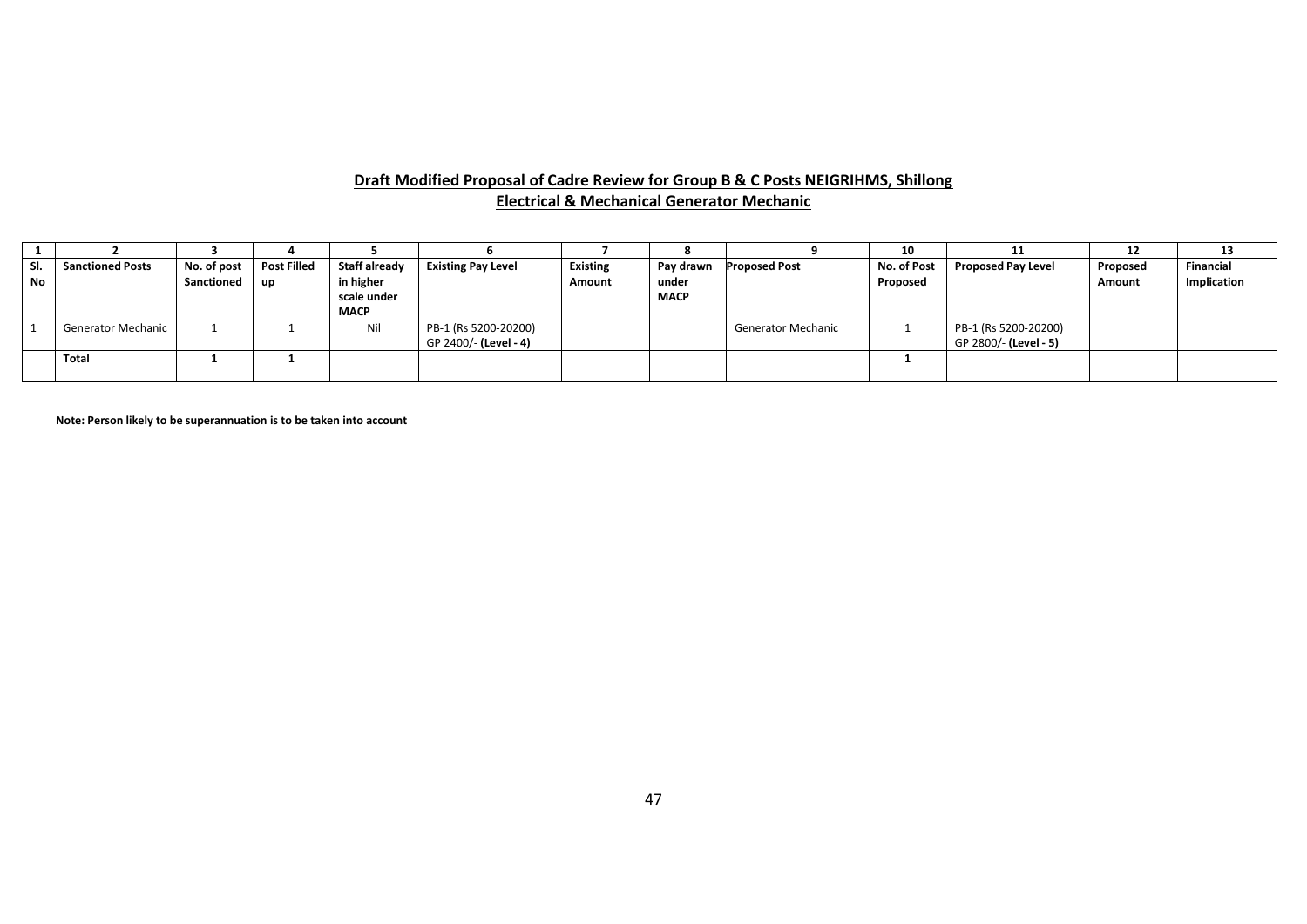## Draft Modified Proposal of Cadre Review for Group B & C Posts NEIGRIHMS, Shillong

## Electrical & Mechanical Generator Mechanic

| 1 | 2 | 3 | 4 | 5 | 6 | 7 | 8 | 9 | 10 | 11 | 12 | 13 |
|---|---|---|---|---|---|---|---|---|---|---|---|---|
| **Sl. No** | **Sanctioned Posts** | **No. of post Sanctioned** | **Post Filled up** | **Staff already in higher scale under MACP** | **Existing Pay Level** | **Existing Amount** | **Pay drawn under MACP** | **Proposed Post** | **No. of Post Proposed** | **Proposed Pay Level** | **Proposed Amount** | **Financial Implication** |
| 1 | Generator Mechanic | 1 | 1 | Nil | PB-1 (Rs 5200-20200) GP 2400/- **(Level - 4)** | | | Generator Mechanic | 1 | PB-1 (Rs 5200-20200) GP 2800/- **(Level - 5)** | | |
| | **Total** | **1** | **1** | | | | | | **1** | | | |

**Note: Person likely to be superannuation is to be taken into account**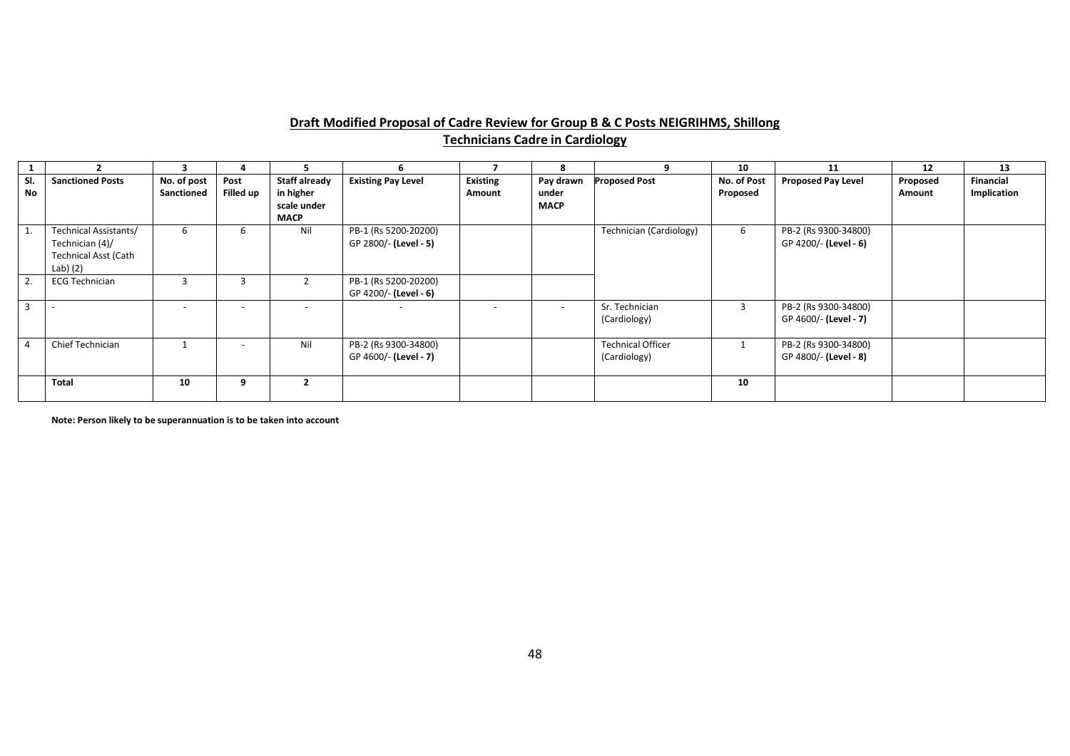## Draft Modified Proposal of Cadre Review for Group B & C Posts NEIGRIHMS, Shillong

## Technicians Cadre in Cardiology

| 1 | 2 | 3 | 4 | 5 | 6 | 7 | 8 | 9 | 10 | 11 | 12 | 13 |
|---|---|---|---|---|---|---|---|---|---|---|---|---|
| **Sl. No** | **Sanctioned Posts** | **No. of post Sanctioned** | **Post Filled up** | **Staff already in higher scale under MACP** | **Existing Pay Level** | **Existing Amount** | **Pay drawn under MACP** | **Proposed Post** | **No. of Post Proposed** | **Proposed Pay Level** | **Proposed Amount** | **Financial Implication** |
| 1. | Technical Assistants/ Technician (4)/ Technical Asst (Cath Lab) (2) | 6 | 6 | Nil | PB-1 (Rs 5200-20200) GP 2800/- **(Level - 5)** | | | Technician (Cardiology) | 6 | PB-2 (Rs 9300-34800) GP 4200/- **(Level - 6)** | | |
| 2. | ECG Technician | 3 | 3 | 2 | PB-1 (Rs 5200-20200) GP 4200/- **(Level - 6)** | | | | | | | |
| 3 | - | - | - | - | - | - | - | Sr. Technician (Cardiology) | 3 | PB-2 (Rs 9300-34800) GP 4600/- **(Level - 7)** | | |
| 4 | Chief Technician | 1 | - | Nil | PB-2 (Rs 9300-34800) GP 4600/- **(Level - 7)** | | | Technical Officer (Cardiology) | 1 | PB-2 (Rs 9300-34800) GP 4800/- **(Level - 8)** | | |
| | **Total** | **10** | **9** | **2** | | | | | **10** | | | |

**Note: Person likely to be superannuation is to be taken into account**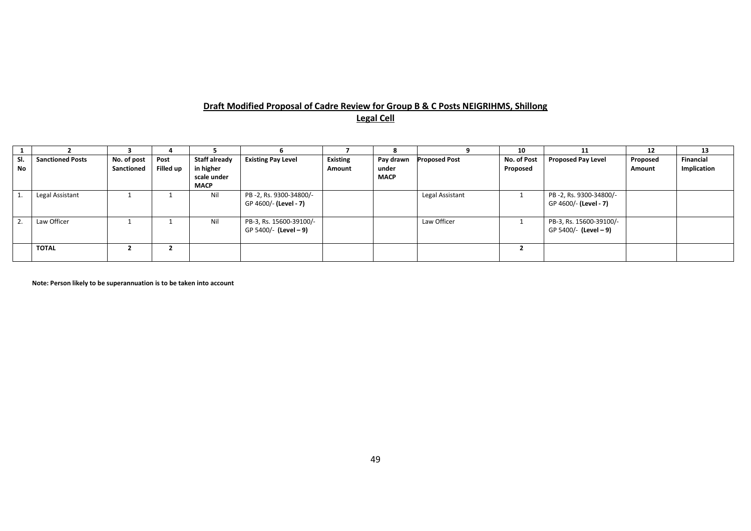**Draft Modified Proposal of Cadre Review for Group B & C Posts NEIGRIHMS, Shillong**

**Legal Cell**

| 1 | 2 | 3 | 4 | 5 | 6 | 7 | 8 | 9 | 10 | 11 | 12 | 13 |
|---|---|---|---|---|---|---|---|---|---|---|---|---|
| **Sl. No** | **Sanctioned Posts** | **No. of post Sanctioned** | **Post Filled up** | **Staff already in higher scale under MACP** | **Existing Pay Level** | **Existing Amount** | **Pay drawn under MACP** | **Proposed Post** | **No. of Post Proposed** | **Proposed Pay Level** | **Proposed Amount** | **Financial Implication** |
| 1. | Legal Assistant | 1 | 1 | Nil | PB -2, Rs. 9300-34800/- GP 4600/- **(Level - 7)** | | | Legal Assistant | 1 | PB -2, Rs. 9300-34800/- GP 4600/- **(Level - 7)** | | |
| 2. | Law Officer | 1 | 1 | Nil | PB-3, Rs. 15600-39100/- GP 5400/- **(Level – 9)** | | | Law Officer | 1 | PB-3, Rs. 15600-39100/- GP 5400/- **(Level – 9)** | | |
| | **TOTAL** | **2** | **2** | | | | | | **2** | | | |

**Note: Person likely to be superannuation is to be taken into account**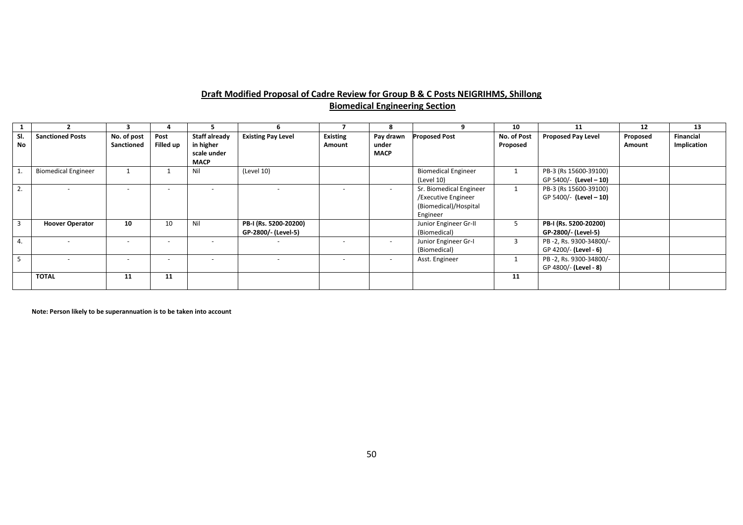## Draft Modified Proposal of Cadre Review for Group B & C Posts NEIGRIHMS, Shillong

### Biomedical Engineering Section

| 1 | 2 | 3 | 4 | 5 | 6 | 7 | 8 | 9 | 10 | 11 | 12 | 13 |
|---|---|---|---|---|---|---|---|---|---|---|---|---|
| **Sl. No** | **Sanctioned Posts** | **No. of post Sanctioned** | **Post Filled up** | **Staff already in higher scale under MACP** | **Existing Pay Level** | **Existing Amount** | **Pay drawn under MACP** | **Proposed Post** | **No. of Post Proposed** | **Proposed Pay Level** | **Proposed Amount** | **Financial Implication** |
| 1. | Biomedical Engineer | 1 | 1 | Nil | (Level 10) | | | Biomedical Engineer (Level 10) | 1 | PB-3 (Rs 15600-39100) GP 5400/- **(Level – 10)** | | |
| 2. | - | - | - | - | - | - | - | Sr. Biomedical Engineer /Executive Engineer (Biomedical)/Hospital Engineer | 1 | PB-3 (Rs 15600-39100) GP 5400/- **(Level – 10)** | | |
| 3 | **Hoover Operator** | **10** | 10 | Nil | **PB-I (Rs. 5200-20200) GP-2800/- (Level-5)** | | | Junior Engineer Gr-II (Biomedical) | 5 | **PB-I (Rs. 5200-20200) GP-2800/- (Level-5)** | | |
| 4. | - | - | - | - | - | - | - | Junior Engineer Gr-I (Biomedical) | 3 | PB -2, Rs. 9300-34800/- GP 4200/- **(Level - 6)** | | |
| 5 | - | - | - | - | - | - | - | Asst. Engineer | 1 | PB -2, Rs. 9300-34800/- GP 4800/- **(Level - 8)** | | |
| | **TOTAL** | **11** | **11** | | | | | | **11** | | | |

**Note: Person likely to be superannuation is to be taken into account**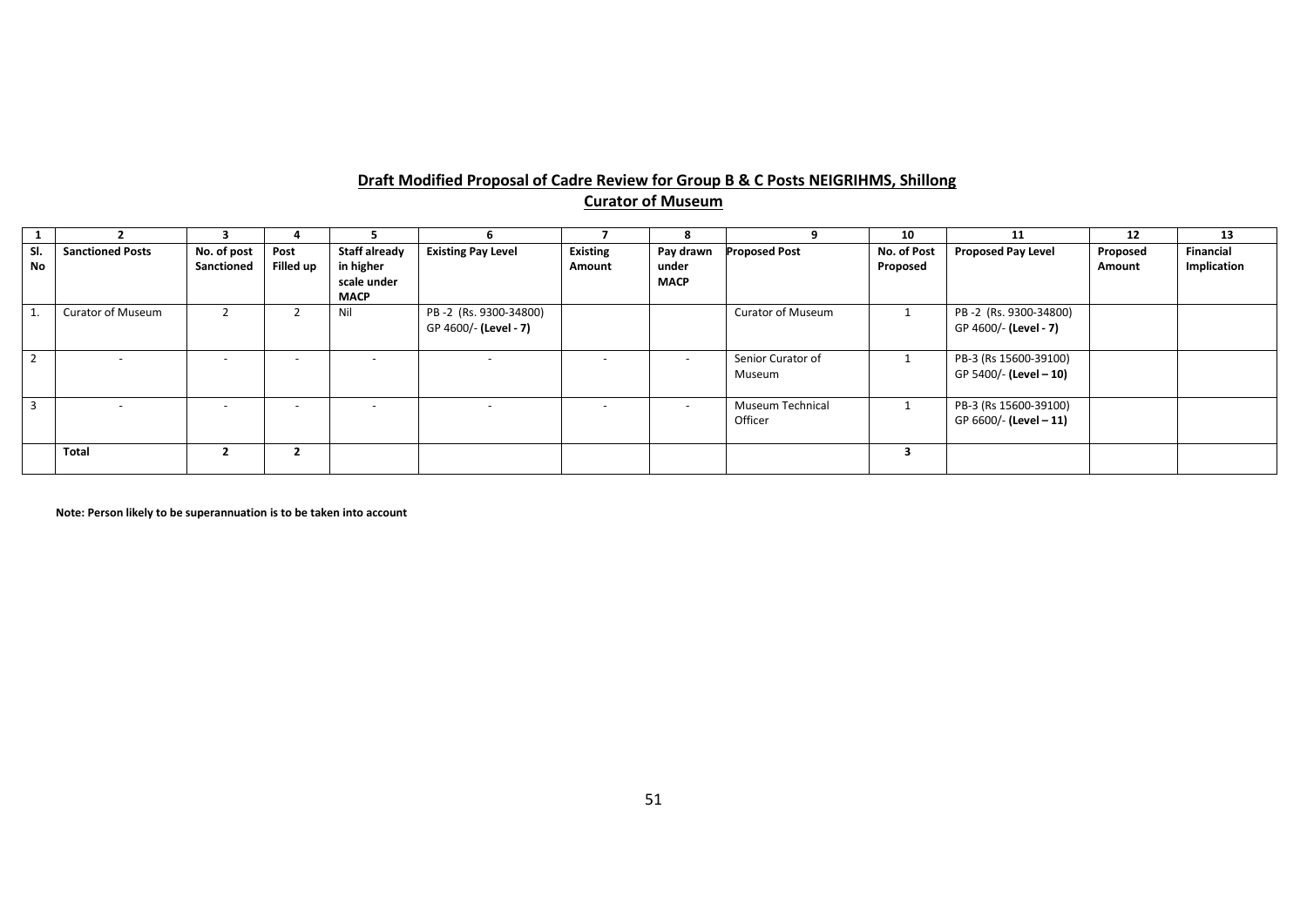## Draft Modified Proposal of Cadre Review for Group B & C Posts NEIGRIHMS, Shillong

### Curator of Museum

| 1 | 2 | 3 | 4 | 5 | 6 | 7 | 8 | 9 | 10 | 11 | 12 | 13 |
|---|---|---|---|---|---|---|---|---|---|---|---|---|
| **Sl. No** | **Sanctioned Posts** | **No. of post Sanctioned** | **Post Filled up** | **Staff already in higher scale under MACP** | **Existing Pay Level** | **Existing Amount** | **Pay drawn under MACP** | **Proposed Post** | **No. of Post Proposed** | **Proposed Pay Level** | **Proposed Amount** | **Financial Implication** |
| 1. | Curator of Museum | 2 | 2 | Nil | PB -2 (Rs. 9300-34800) GP 4600/- **(Level - 7)** | | | Curator of Museum | 1 | PB -2 (Rs. 9300-34800) GP 4600/- **(Level - 7)** | | |
| 2 | - | - | - | - | - | - | - | Senior Curator of Museum | 1 | PB-3 (Rs 15600-39100) GP 5400/- **(Level – 10)** | | |
| 3 | - | - | - | - | - | - | - | Museum Technical Officer | 1 | PB-3 (Rs 15600-39100) GP 6600/- **(Level – 11)** | | |
| | **Total** | **2** | **2** | | | | | | **3** | | | |

**Note: Person likely to be superannuation is to be taken into account**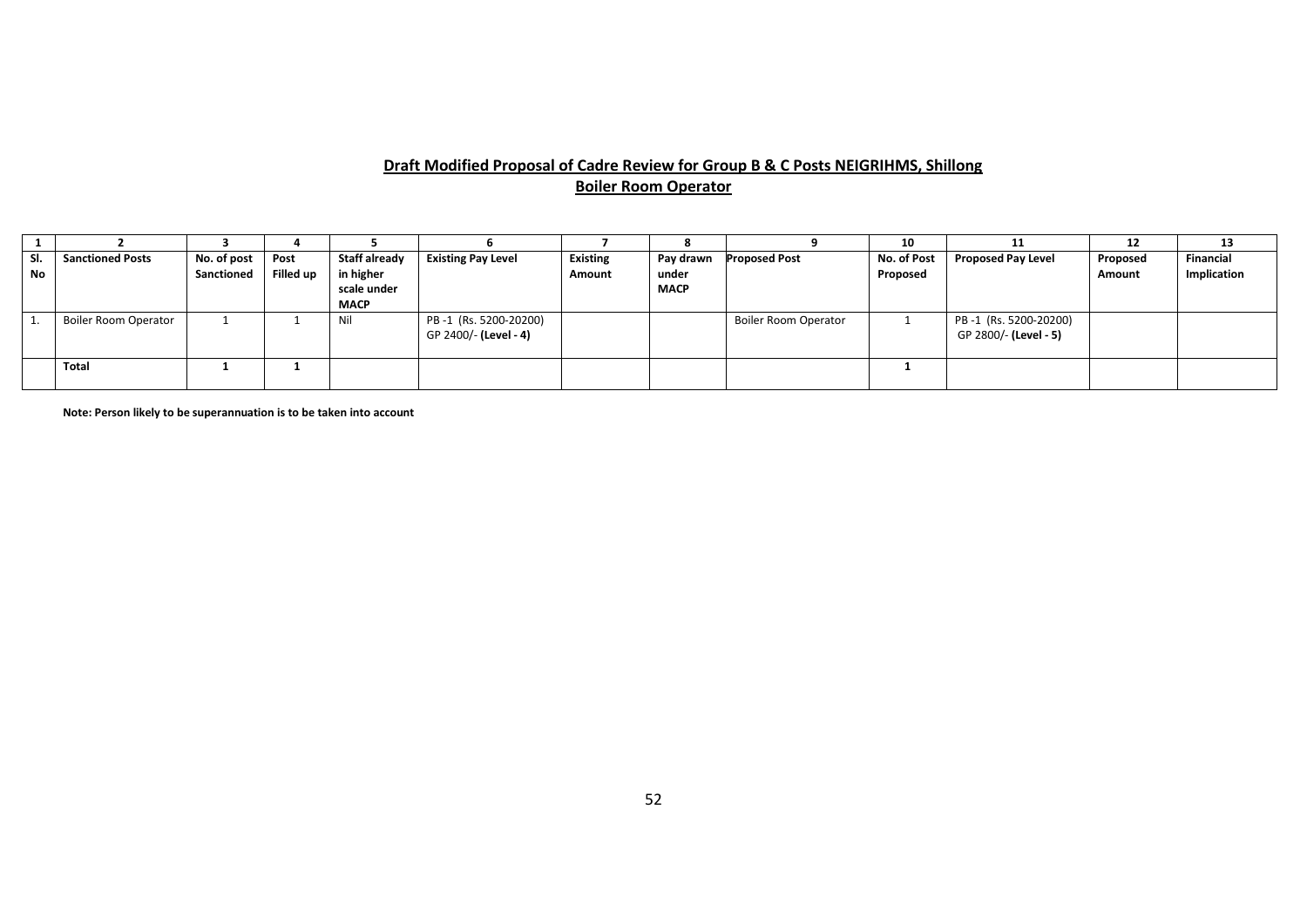## Draft Modified Proposal of Cadre Review for Group B & C Posts NEIGRIHMS, Shillong

## Boiler Room Operator

| 1 | 2 | 3 | 4 | 5 | 6 | 7 | 8 | 9 | 10 | 11 | 12 | 13 |
|---|---|---|---|---|---|---|---|---|---|---|---|---|
| **Sl. No** | **Sanctioned Posts** | **No. of post Sanctioned** | **Post Filled up** | **Staff already in higher scale under MACP** | **Existing Pay Level** | **Existing Amount** | **Pay drawn under MACP** | **Proposed Post** | **No. of Post Proposed** | **Proposed Pay Level** | **Proposed Amount** | **Financial Implication** |
| 1. | Boiler Room Operator | 1 | 1 | Nil | PB -1 (Rs. 5200-20200) GP 2400/- **(Level - 4)** | | | Boiler Room Operator | 1 | PB -1 (Rs. 5200-20200) GP 2800/- **(Level - 5)** | | |
| | **Total** | **1** | **1** | | | | | | **1** | | | |

**Note: Person likely to be superannuation is to be taken into account**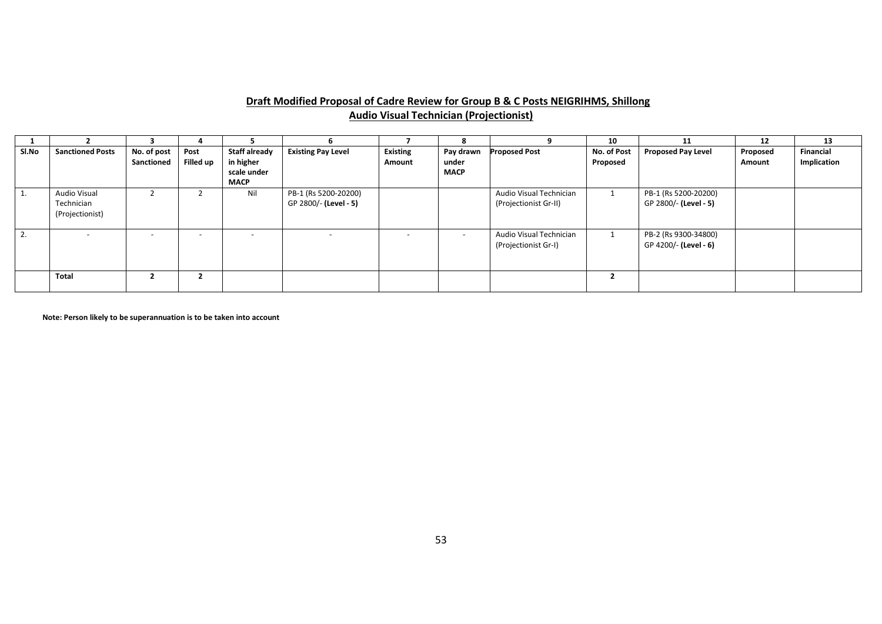## Draft Modified Proposal of Cadre Review for Group B & C Posts NEIGRIHMS, Shillong

## Audio Visual Technician (Projectionist)

| 1 | 2 | 3 | 4 | 5 | 6 | 7 | 8 | 9 | 10 | 11 | 12 | 13 |
|---|---|---|---|---|---|---|---|---|---|---|---|---|
| **Sl.No** | **Sanctioned Posts** | **No. of post Sanctioned** | **Post Filled up** | **Staff already in higher scale under MACP** | **Existing Pay Level** | **Existing Amount** | **Pay drawn under MACP** | **Proposed Post** | **No. of Post Proposed** | **Proposed Pay Level** | **Proposed Amount** | **Financial Implication** |
| 1. | Audio Visual Technician (Projectionist) | 2 | 2 | Nil | PB-1 (Rs 5200-20200) GP 2800/- **(Level - 5)** | | | Audio Visual Technician (Projectionist Gr-II) | 1 | PB-1 (Rs 5200-20200) GP 2800/- **(Level - 5)** | | |
| 2. | - | - | - | - | - | - | - | Audio Visual Technician (Projectionist Gr-I) | 1 | PB-2 (Rs 9300-34800) GP 4200/- **(Level - 6)** | | |
| | **Total** | **2** | **2** | | | | | | **2** | | | |

**Note: Person likely to be superannuation is to be taken into account**